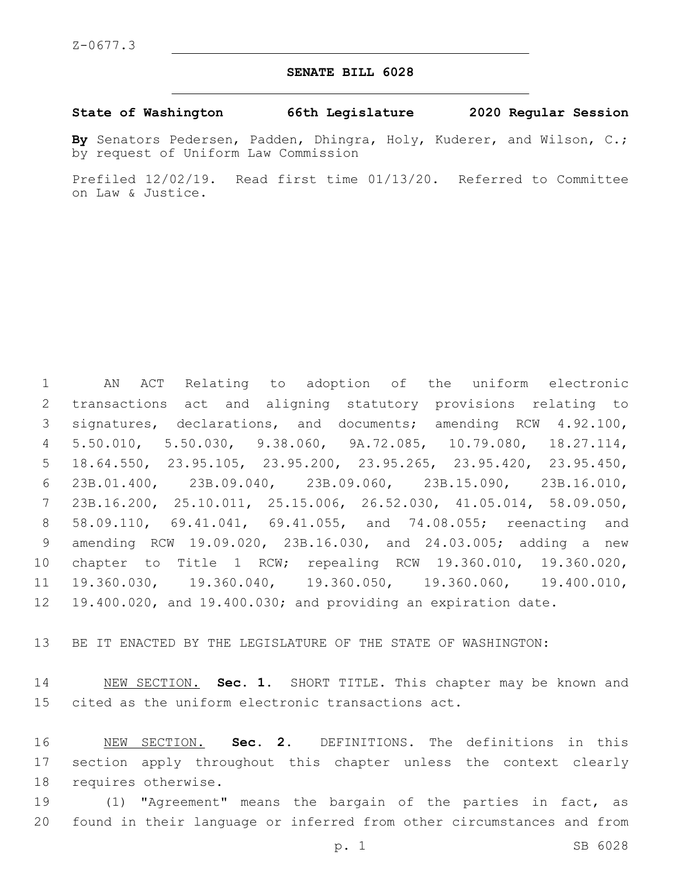Z-0677.3

# SENATE BILL 6028

**State of Washington 66th Legislature 2020 Regular Session**

**By** Senators Pedersen, Padden, Dhingra, Holy, Kuderer, and Wilson, C.; by request of Uniform Law Commission

Prefiled 12/02/19. Read first time 01/13/20. Referred to Committee on Law & Justice.

AN ACT Relating to adoption of the uniform electronic transactions act and aligning statutory provisions relating to signatures, declarations, and documents; amending RCW 4.92.100, 5.50.010, 5.50.030, 9.38.060, 9A.72.085, 10.79.080, 18.27.114, 18.64.550, 23.95.105, 23.95.200, 23.95.265, 23.95.420, 23.95.450, 23B.01.400, 23B.09.040, 23B.09.060, 23B.15.090, 23B.16.010, 23B.16.200, 25.10.011, 25.15.006, 26.52.030, 41.05.014, 58.09.050, 58.09.110, 69.41.041, 69.41.055, and 74.08.055; reenacting and amending RCW 19.09.020, 23B.16.030, and 24.03.005; adding a new chapter to Title 1 RCW; repealing RCW 19.360.010, 19.360.020, 19.360.030, 19.360.040, 19.360.050, 19.360.060, 19.400.010, 19.400.020, and 19.400.030; and providing an expiration date.

BE IT ENACTED BY THE LEGISLATURE OF THE STATE OF WASHINGTON:

NEW SECTION. **Sec. 1.** SHORT TITLE. This chapter may be known and cited as the uniform electronic transactions act.

NEW SECTION. **Sec. 2.** DEFINITIONS. The definitions in this section apply throughout this chapter unless the context clearly requires otherwise.

(1) "Agreement" means the bargain of the parties in fact, as found in their language or inferred from other circumstances and from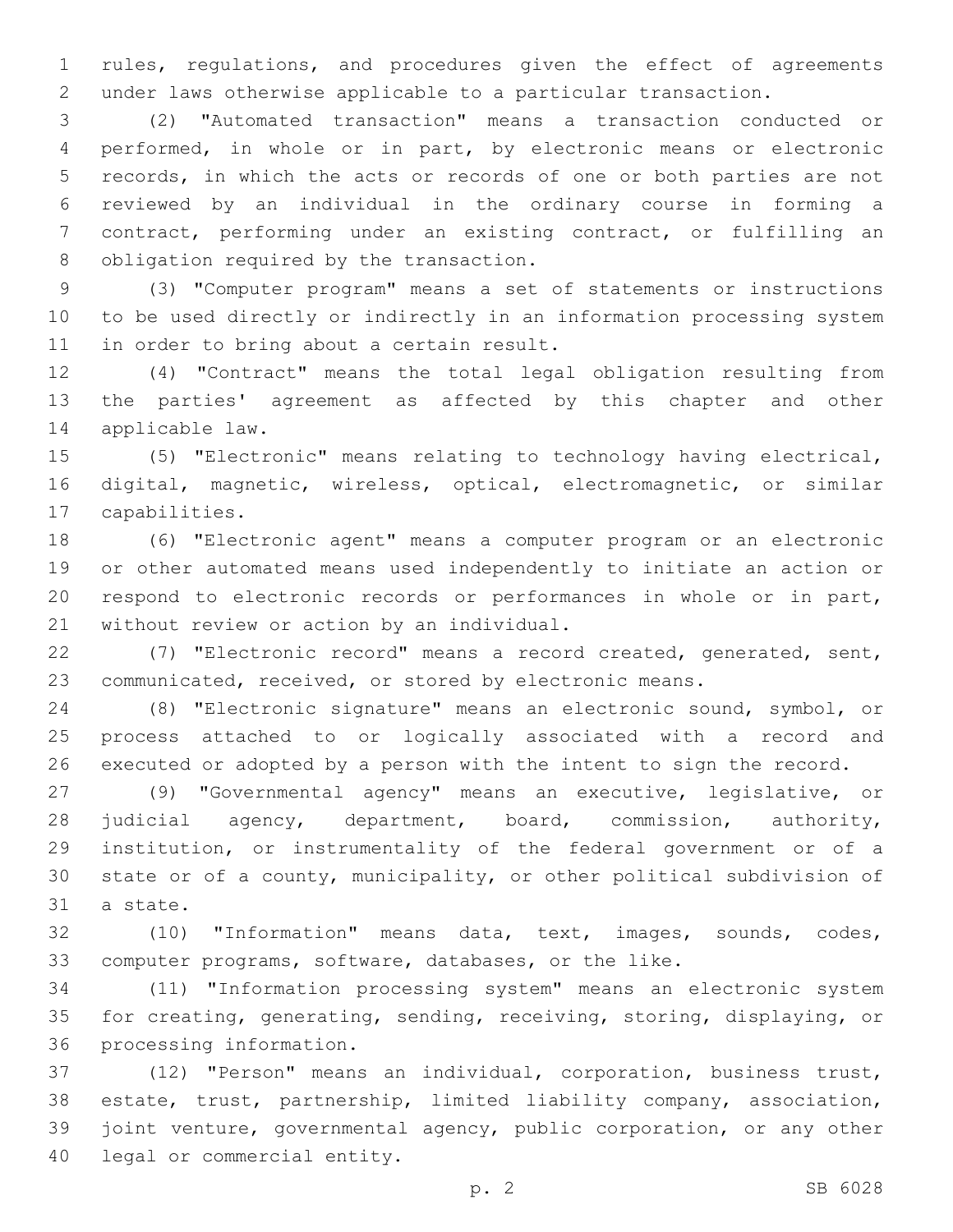rules, regulations, and procedures given the effect of agreements under laws otherwise applicable to a particular transaction.

(2) "Automated transaction" means a transaction conducted or performed, in whole or in part, by electronic means or electronic records, in which the acts or records of one or both parties are not reviewed by an individual in the ordinary course in forming a contract, performing under an existing contract, or fulfilling an obligation required by the transaction.

(3) "Computer program" means a set of statements or instructions to be used directly or indirectly in an information processing system in order to bring about a certain result.

(4) "Contract" means the total legal obligation resulting from the parties' agreement as affected by this chapter and other applicable law.

(5) "Electronic" means relating to technology having electrical, digital, magnetic, wireless, optical, electromagnetic, or similar capabilities.

(6) "Electronic agent" means a computer program or an electronic or other automated means used independently to initiate an action or respond to electronic records or performances in whole or in part, without review or action by an individual.

(7) "Electronic record" means a record created, generated, sent, communicated, received, or stored by electronic means.

(8) "Electronic signature" means an electronic sound, symbol, or process attached to or logically associated with a record and executed or adopted by a person with the intent to sign the record.

(9) "Governmental agency" means an executive, legislative, or judicial agency, department, board, commission, authority, institution, or instrumentality of the federal government or of a state or of a county, municipality, or other political subdivision of a state.

(10) "Information" means data, text, images, sounds, codes, computer programs, software, databases, or the like.

(11) "Information processing system" means an electronic system for creating, generating, sending, receiving, storing, displaying, or processing information.

(12) "Person" means an individual, corporation, business trust, estate, trust, partnership, limited liability company, association, joint venture, governmental agency, public corporation, or any other legal or commercial entity.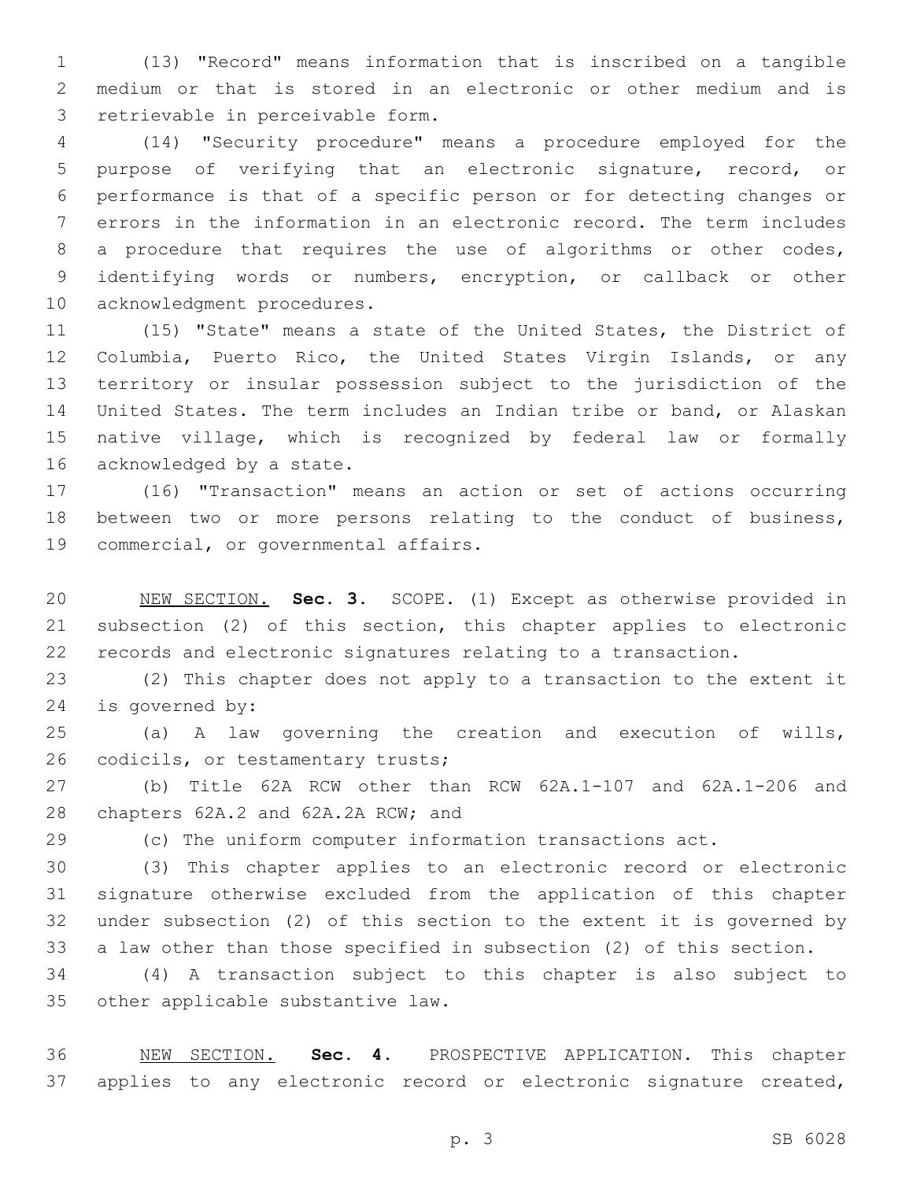(13) "Record" means information that is inscribed on a tangible medium or that is stored in an electronic or other medium and is retrievable in perceivable form.

(14) "Security procedure" means a procedure employed for the purpose of verifying that an electronic signature, record, or performance is that of a specific person or for detecting changes or errors in the information in an electronic record. The term includes a procedure that requires the use of algorithms or other codes, identifying words or numbers, encryption, or callback or other acknowledgment procedures.

(15) "State" means a state of the United States, the District of Columbia, Puerto Rico, the United States Virgin Islands, or any territory or insular possession subject to the jurisdiction of the United States. The term includes an Indian tribe or band, or Alaskan native village, which is recognized by federal law or formally acknowledged by a state.

(16) "Transaction" means an action or set of actions occurring between two or more persons relating to the conduct of business, commercial, or governmental affairs.

NEW SECTION. **Sec. 3.** SCOPE. (1) Except as otherwise provided in subsection (2) of this section, this chapter applies to electronic records and electronic signatures relating to a transaction.

(2) This chapter does not apply to a transaction to the extent it is governed by:

(a) A law governing the creation and execution of wills, codicils, or testamentary trusts;

(b) Title 62A RCW other than RCW 62A.1-107 and 62A.1-206 and chapters 62A.2 and 62A.2A RCW; and

(c) The uniform computer information transactions act.

(3) This chapter applies to an electronic record or electronic signature otherwise excluded from the application of this chapter under subsection (2) of this section to the extent it is governed by a law other than those specified in subsection (2) of this section.

(4) A transaction subject to this chapter is also subject to other applicable substantive law.

NEW SECTION. **Sec. 4.** PROSPECTIVE APPLICATION. This chapter applies to any electronic record or electronic signature created,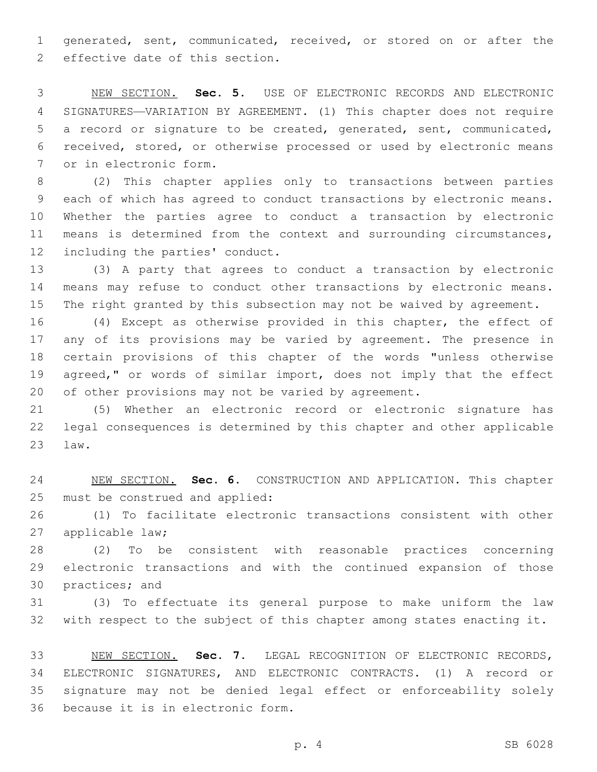generated, sent, communicated, received, or stored on or after the effective date of this section.

NEW SECTION. **Sec. 5.** USE OF ELECTRONIC RECORDS AND ELECTRONIC SIGNATURES—VARIATION BY AGREEMENT. (1) This chapter does not require a record or signature to be created, generated, sent, communicated, received, stored, or otherwise processed or used by electronic means or in electronic form.

(2) This chapter applies only to transactions between parties each of which has agreed to conduct transactions by electronic means. Whether the parties agree to conduct a transaction by electronic means is determined from the context and surrounding circumstances, including the parties' conduct.

(3) A party that agrees to conduct a transaction by electronic means may refuse to conduct other transactions by electronic means. The right granted by this subsection may not be waived by agreement.

(4) Except as otherwise provided in this chapter, the effect of any of its provisions may be varied by agreement. The presence in certain provisions of this chapter of the words "unless otherwise agreed," or words of similar import, does not imply that the effect of other provisions may not be varied by agreement.

(5) Whether an electronic record or electronic signature has legal consequences is determined by this chapter and other applicable law.

NEW SECTION. **Sec. 6.** CONSTRUCTION AND APPLICATION. This chapter must be construed and applied:

(1) To facilitate electronic transactions consistent with other applicable law;

(2) To be consistent with reasonable practices concerning electronic transactions and with the continued expansion of those practices; and

(3) To effectuate its general purpose to make uniform the law with respect to the subject of this chapter among states enacting it.

NEW SECTION. **Sec. 7.** LEGAL RECOGNITION OF ELECTRONIC RECORDS, ELECTRONIC SIGNATURES, AND ELECTRONIC CONTRACTS. (1) A record or signature may not be denied legal effect or enforceability solely because it is in electronic form.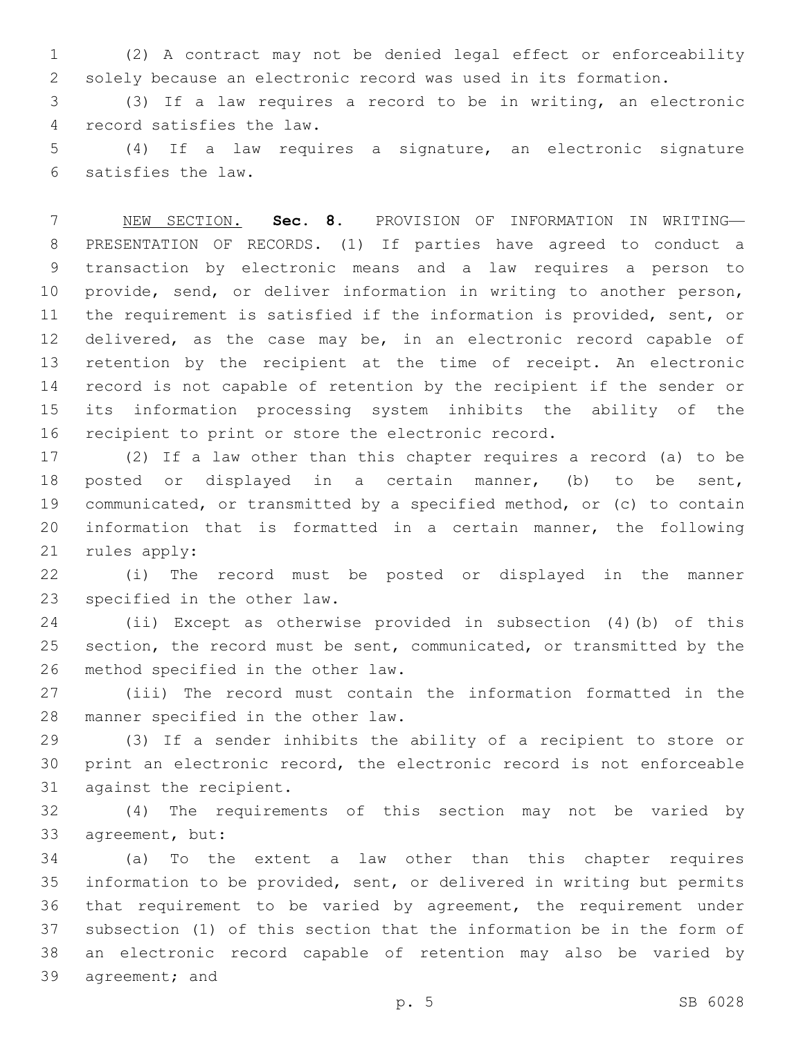(2) A contract may not be denied legal effect or enforceability solely because an electronic record was used in its formation.

(3) If a law requires a record to be in writing, an electronic record satisfies the law.

(4) If a law requires a signature, an electronic signature satisfies the law.

NEW SECTION. **Sec. 8.** PROVISION OF INFORMATION IN WRITING—PRESENTATION OF RECORDS. (1) If parties have agreed to conduct a transaction by electronic means and a law requires a person to provide, send, or deliver information in writing to another person, the requirement is satisfied if the information is provided, sent, or delivered, as the case may be, in an electronic record capable of retention by the recipient at the time of receipt. An electronic record is not capable of retention by the recipient if the sender or its information processing system inhibits the ability of the recipient to print or store the electronic record.

(2) If a law other than this chapter requires a record (a) to be posted or displayed in a certain manner, (b) to be sent, communicated, or transmitted by a specified method, or (c) to contain information that is formatted in a certain manner, the following rules apply:

(i) The record must be posted or displayed in the manner specified in the other law.

(ii) Except as otherwise provided in subsection (4)(b) of this section, the record must be sent, communicated, or transmitted by the method specified in the other law.

(iii) The record must contain the information formatted in the manner specified in the other law.

(3) If a sender inhibits the ability of a recipient to store or print an electronic record, the electronic record is not enforceable against the recipient.

(4) The requirements of this section may not be varied by agreement, but:

(a) To the extent a law other than this chapter requires information to be provided, sent, or delivered in writing but permits that requirement to be varied by agreement, the requirement under subsection (1) of this section that the information be in the form of an electronic record capable of retention may also be varied by agreement; and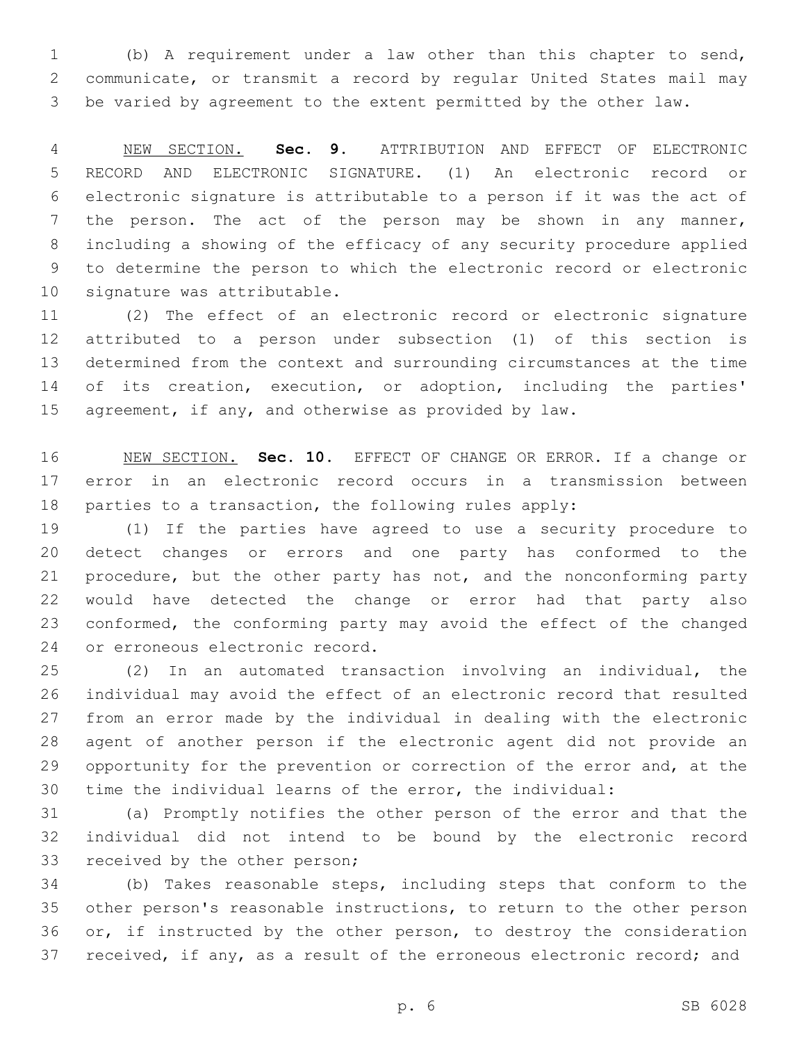(b) A requirement under a law other than this chapter to send, communicate, or transmit a record by regular United States mail may be varied by agreement to the extent permitted by the other law.

NEW SECTION. **Sec. 9.** ATTRIBUTION AND EFFECT OF ELECTRONIC RECORD AND ELECTRONIC SIGNATURE. (1) An electronic record or electronic signature is attributable to a person if it was the act of the person. The act of the person may be shown in any manner, including a showing of the efficacy of any security procedure applied to determine the person to which the electronic record or electronic signature was attributable.

(2) The effect of an electronic record or electronic signature attributed to a person under subsection (1) of this section is determined from the context and surrounding circumstances at the time of its creation, execution, or adoption, including the parties' agreement, if any, and otherwise as provided by law.

NEW SECTION. **Sec. 10.** EFFECT OF CHANGE OR ERROR. If a change or error in an electronic record occurs in a transmission between parties to a transaction, the following rules apply:

(1) If the parties have agreed to use a security procedure to detect changes or errors and one party has conformed to the procedure, but the other party has not, and the nonconforming party would have detected the change or error had that party also conformed, the conforming party may avoid the effect of the changed or erroneous electronic record.

(2) In an automated transaction involving an individual, the individual may avoid the effect of an electronic record that resulted from an error made by the individual in dealing with the electronic agent of another person if the electronic agent did not provide an opportunity for the prevention or correction of the error and, at the time the individual learns of the error, the individual:

(a) Promptly notifies the other person of the error and that the individual did not intend to be bound by the electronic record received by the other person;

(b) Takes reasonable steps, including steps that conform to the other person's reasonable instructions, to return to the other person or, if instructed by the other person, to destroy the consideration received, if any, as a result of the erroneous electronic record; and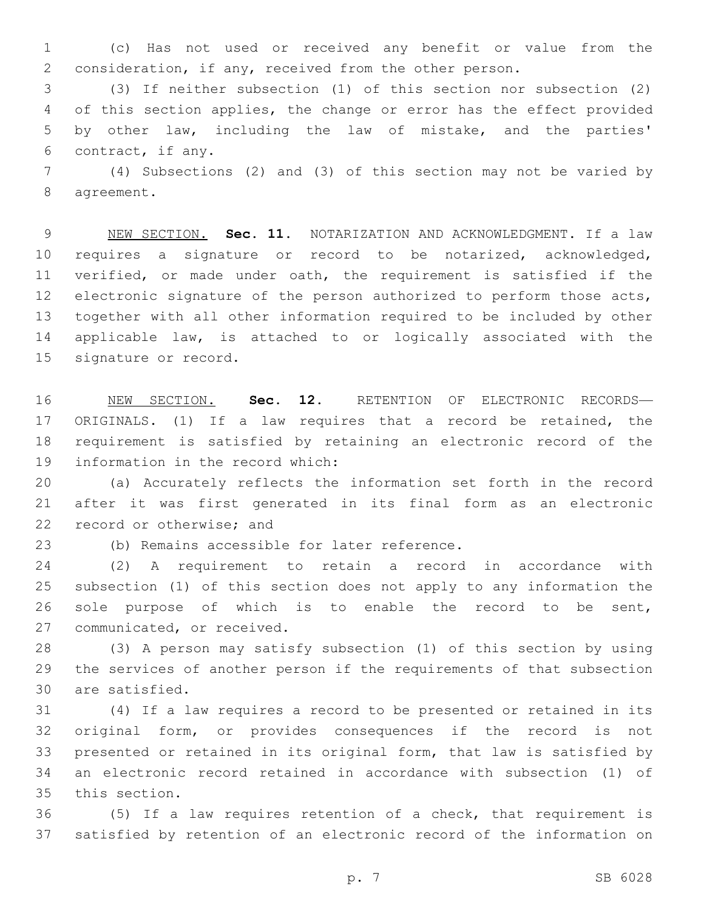(c) Has not used or received any benefit or value from the consideration, if any, received from the other person.

(3) If neither subsection (1) of this section nor subsection (2) of this section applies, the change or error has the effect provided by other law, including the law of mistake, and the parties' contract, if any.

(4) Subsections (2) and (3) of this section may not be varied by agreement.

NEW SECTION. **Sec. 11.** NOTARIZATION AND ACKNOWLEDGMENT. If a law requires a signature or record to be notarized, acknowledged, verified, or made under oath, the requirement is satisfied if the electronic signature of the person authorized to perform those acts, together with all other information required to be included by other applicable law, is attached to or logically associated with the signature or record.

NEW SECTION. **Sec. 12.** RETENTION OF ELECTRONIC RECORDS—ORIGINALS. (1) If a law requires that a record be retained, the requirement is satisfied by retaining an electronic record of the information in the record which:

(a) Accurately reflects the information set forth in the record after it was first generated in its final form as an electronic record or otherwise; and

(b) Remains accessible for later reference.

(2) A requirement to retain a record in accordance with subsection (1) of this section does not apply to any information the sole purpose of which is to enable the record to be sent, communicated, or received.

(3) A person may satisfy subsection (1) of this section by using the services of another person if the requirements of that subsection are satisfied.

(4) If a law requires a record to be presented or retained in its original form, or provides consequences if the record is not presented or retained in its original form, that law is satisfied by an electronic record retained in accordance with subsection (1) of this section.

(5) If a law requires retention of a check, that requirement is satisfied by retention of an electronic record of the information on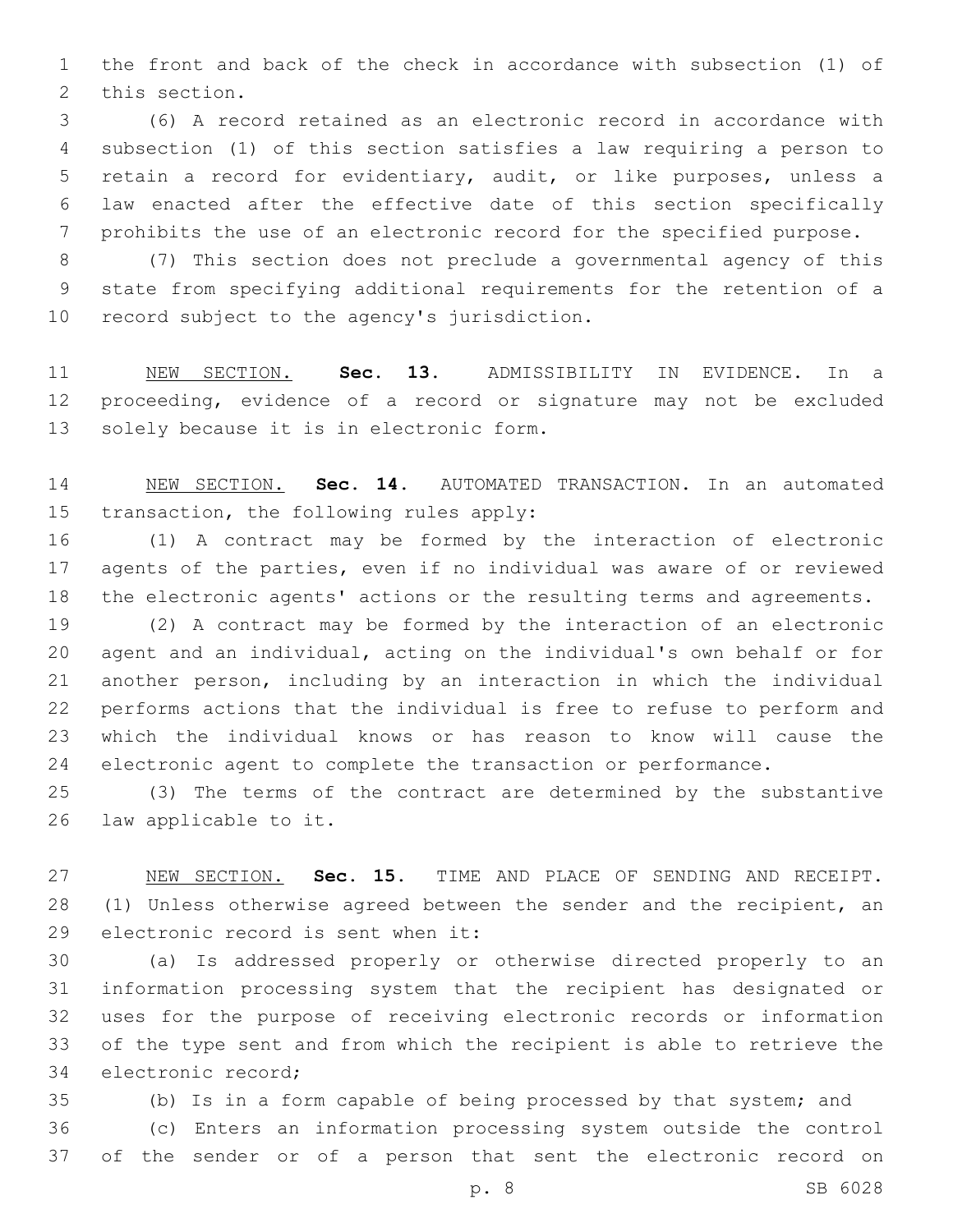the front and back of the check in accordance with subsection (1) of this section.

(6) A record retained as an electronic record in accordance with subsection (1) of this section satisfies a law requiring a person to retain a record for evidentiary, audit, or like purposes, unless a law enacted after the effective date of this section specifically prohibits the use of an electronic record for the specified purpose.

(7) This section does not preclude a governmental agency of this state from specifying additional requirements for the retention of a record subject to the agency's jurisdiction.

NEW SECTION. **Sec. 13.** ADMISSIBILITY IN EVIDENCE. In a proceeding, evidence of a record or signature may not be excluded solely because it is in electronic form.

NEW SECTION. **Sec. 14.** AUTOMATED TRANSACTION. In an automated transaction, the following rules apply:

(1) A contract may be formed by the interaction of electronic agents of the parties, even if no individual was aware of or reviewed the electronic agents' actions or the resulting terms and agreements.

(2) A contract may be formed by the interaction of an electronic agent and an individual, acting on the individual's own behalf or for another person, including by an interaction in which the individual performs actions that the individual is free to refuse to perform and which the individual knows or has reason to know will cause the electronic agent to complete the transaction or performance.

(3) The terms of the contract are determined by the substantive law applicable to it.

NEW SECTION. **Sec. 15.** TIME AND PLACE OF SENDING AND RECEIPT. (1) Unless otherwise agreed between the sender and the recipient, an electronic record is sent when it:

(a) Is addressed properly or otherwise directed properly to an information processing system that the recipient has designated or uses for the purpose of receiving electronic records or information of the type sent and from which the recipient is able to retrieve the electronic record;

(b) Is in a form capable of being processed by that system; and

(c) Enters an information processing system outside the control of the sender or of a person that sent the electronic record on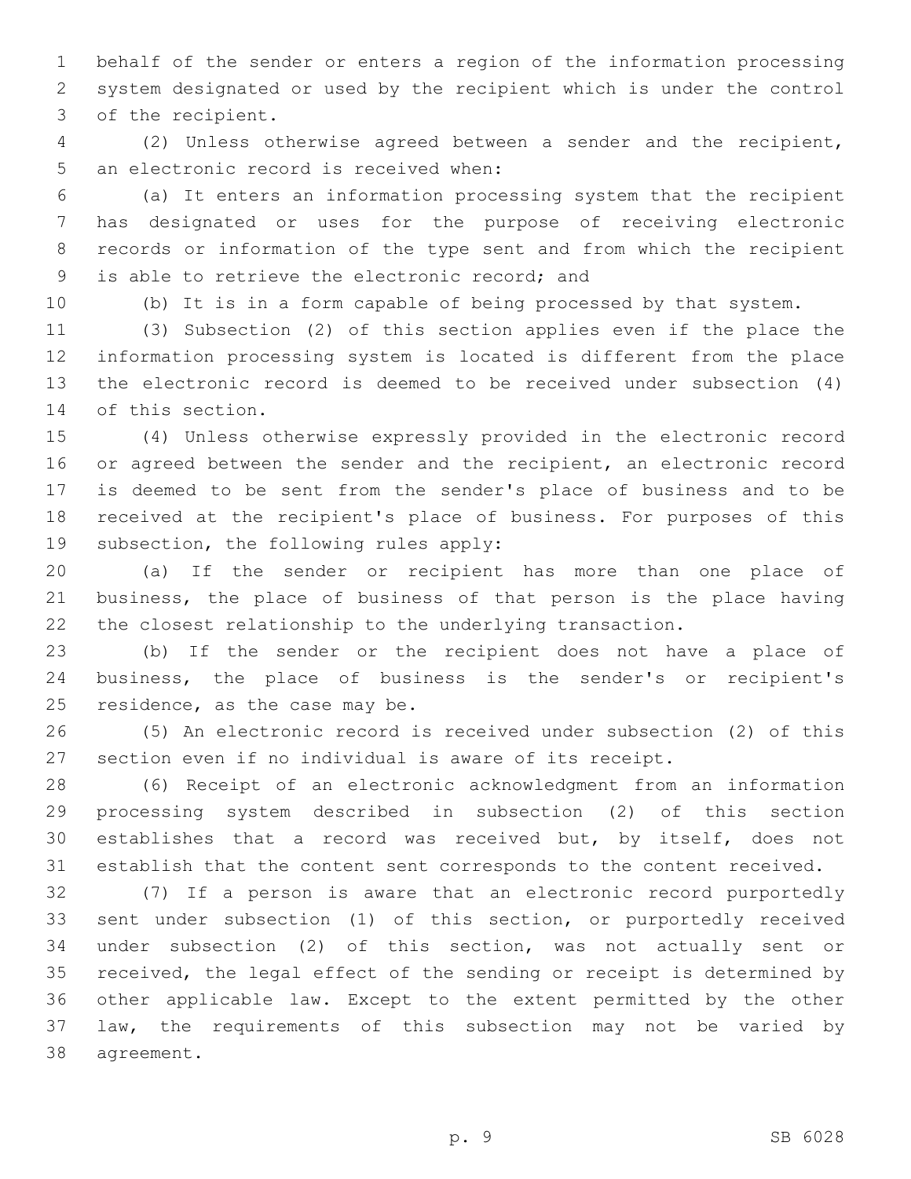behalf of the sender or enters a region of the information processing system designated or used by the recipient which is under the control of the recipient.

(2) Unless otherwise agreed between a sender and the recipient, an electronic record is received when:

(a) It enters an information processing system that the recipient has designated or uses for the purpose of receiving electronic records or information of the type sent and from which the recipient is able to retrieve the electronic record; and

(b) It is in a form capable of being processed by that system.

(3) Subsection (2) of this section applies even if the place the information processing system is located is different from the place the electronic record is deemed to be received under subsection (4) of this section.

(4) Unless otherwise expressly provided in the electronic record or agreed between the sender and the recipient, an electronic record is deemed to be sent from the sender's place of business and to be received at the recipient's place of business. For purposes of this subsection, the following rules apply:

(a) If the sender or recipient has more than one place of business, the place of business of that person is the place having the closest relationship to the underlying transaction.

(b) If the sender or the recipient does not have a place of business, the place of business is the sender's or recipient's residence, as the case may be.

(5) An electronic record is received under subsection (2) of this section even if no individual is aware of its receipt.

(6) Receipt of an electronic acknowledgment from an information processing system described in subsection (2) of this section establishes that a record was received but, by itself, does not establish that the content sent corresponds to the content received.

(7) If a person is aware that an electronic record purportedly sent under subsection (1) of this section, or purportedly received under subsection (2) of this section, was not actually sent or received, the legal effect of the sending or receipt is determined by other applicable law. Except to the extent permitted by the other law, the requirements of this subsection may not be varied by agreement.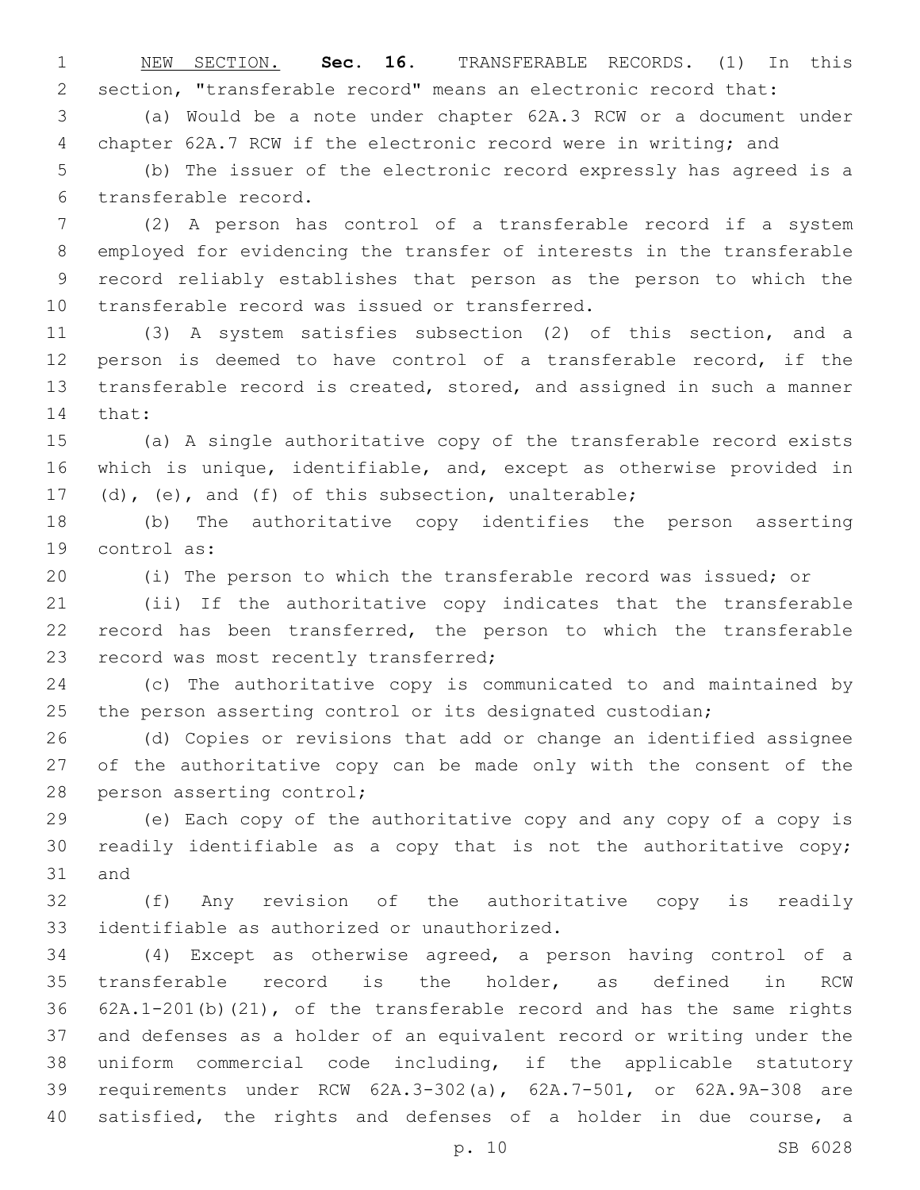NEW SECTION. **Sec. 16.** TRANSFERABLE RECORDS. (1) In this section, "transferable record" means an electronic record that:

(a) Would be a note under chapter 62A.3 RCW or a document under chapter 62A.7 RCW if the electronic record were in writing; and

(b) The issuer of the electronic record expressly has agreed is a transferable record.

(2) A person has control of a transferable record if a system employed for evidencing the transfer of interests in the transferable record reliably establishes that person as the person to which the transferable record was issued or transferred.

(3) A system satisfies subsection (2) of this section, and a person is deemed to have control of a transferable record, if the transferable record is created, stored, and assigned in such a manner that:

(a) A single authoritative copy of the transferable record exists which is unique, identifiable, and, except as otherwise provided in (d), (e), and (f) of this subsection, unalterable;

(b) The authoritative copy identifies the person asserting control as:

(i) The person to which the transferable record was issued; or

(ii) If the authoritative copy indicates that the transferable record has been transferred, the person to which the transferable record was most recently transferred;

(c) The authoritative copy is communicated to and maintained by the person asserting control or its designated custodian;

(d) Copies or revisions that add or change an identified assignee of the authoritative copy can be made only with the consent of the person asserting control;

(e) Each copy of the authoritative copy and any copy of a copy is readily identifiable as a copy that is not the authoritative copy; and

(f) Any revision of the authoritative copy is readily identifiable as authorized or unauthorized.

(4) Except as otherwise agreed, a person having control of a transferable record is the holder, as defined in RCW 62A.1-201(b)(21), of the transferable record and has the same rights and defenses as a holder of an equivalent record or writing under the uniform commercial code including, if the applicable statutory requirements under RCW 62A.3-302(a), 62A.7-501, or 62A.9A-308 are satisfied, the rights and defenses of a holder in due course, a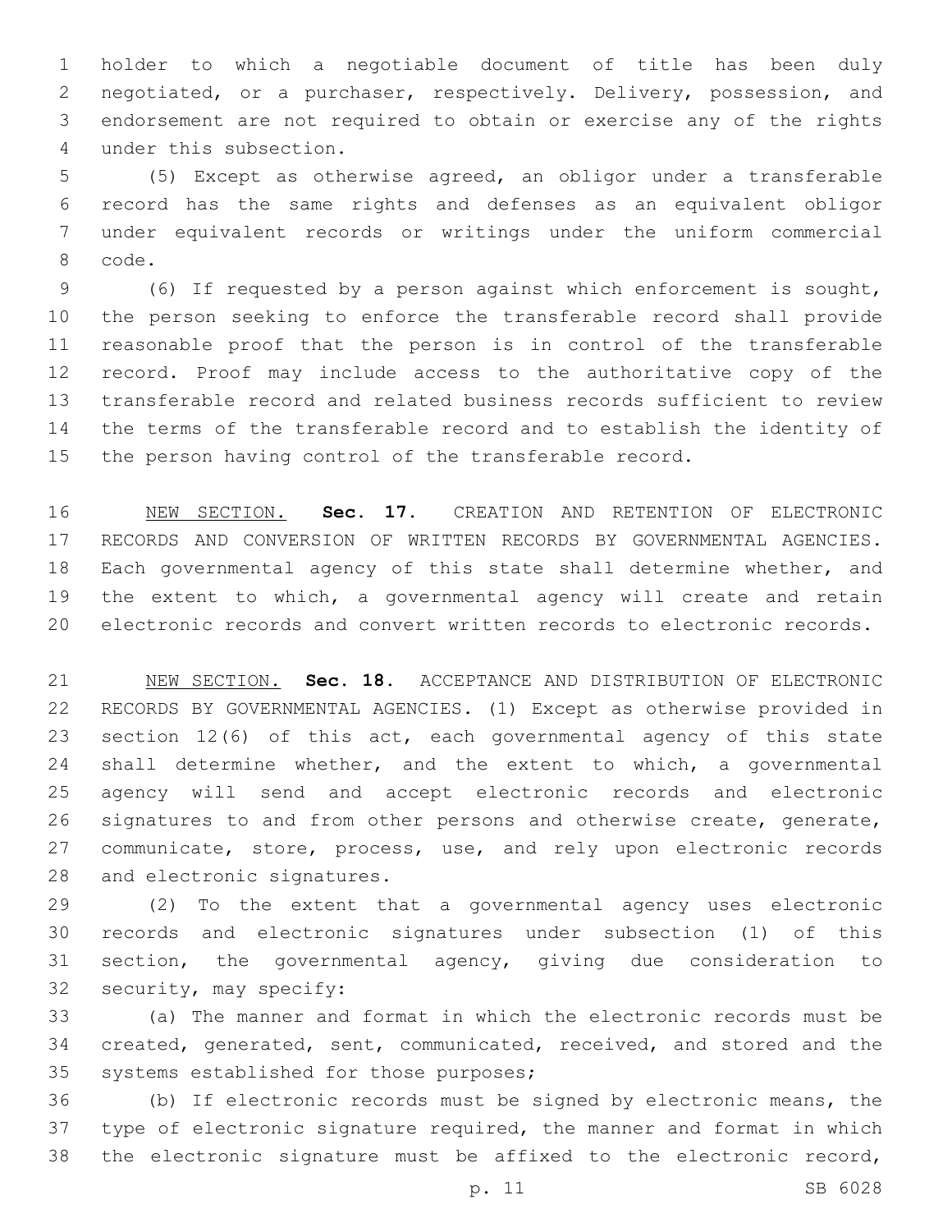holder to which a negotiable document of title has been duly negotiated, or a purchaser, respectively. Delivery, possession, and endorsement are not required to obtain or exercise any of the rights under this subsection.

(5) Except as otherwise agreed, an obligor under a transferable record has the same rights and defenses as an equivalent obligor under equivalent records or writings under the uniform commercial code.

(6) If requested by a person against which enforcement is sought, the person seeking to enforce the transferable record shall provide reasonable proof that the person is in control of the transferable record. Proof may include access to the authoritative copy of the transferable record and related business records sufficient to review the terms of the transferable record and to establish the identity of the person having control of the transferable record.

NEW SECTION. **Sec. 17.** CREATION AND RETENTION OF ELECTRONIC RECORDS AND CONVERSION OF WRITTEN RECORDS BY GOVERNMENTAL AGENCIES. Each governmental agency of this state shall determine whether, and the extent to which, a governmental agency will create and retain electronic records and convert written records to electronic records.

NEW SECTION. **Sec. 18.** ACCEPTANCE AND DISTRIBUTION OF ELECTRONIC RECORDS BY GOVERNMENTAL AGENCIES. (1) Except as otherwise provided in section 12(6) of this act, each governmental agency of this state shall determine whether, and the extent to which, a governmental agency will send and accept electronic records and electronic signatures to and from other persons and otherwise create, generate, communicate, store, process, use, and rely upon electronic records and electronic signatures.

(2) To the extent that a governmental agency uses electronic records and electronic signatures under subsection (1) of this section, the governmental agency, giving due consideration to security, may specify:

(a) The manner and format in which the electronic records must be created, generated, sent, communicated, received, and stored and the systems established for those purposes;

(b) If electronic records must be signed by electronic means, the type of electronic signature required, the manner and format in which the electronic signature must be affixed to the electronic record,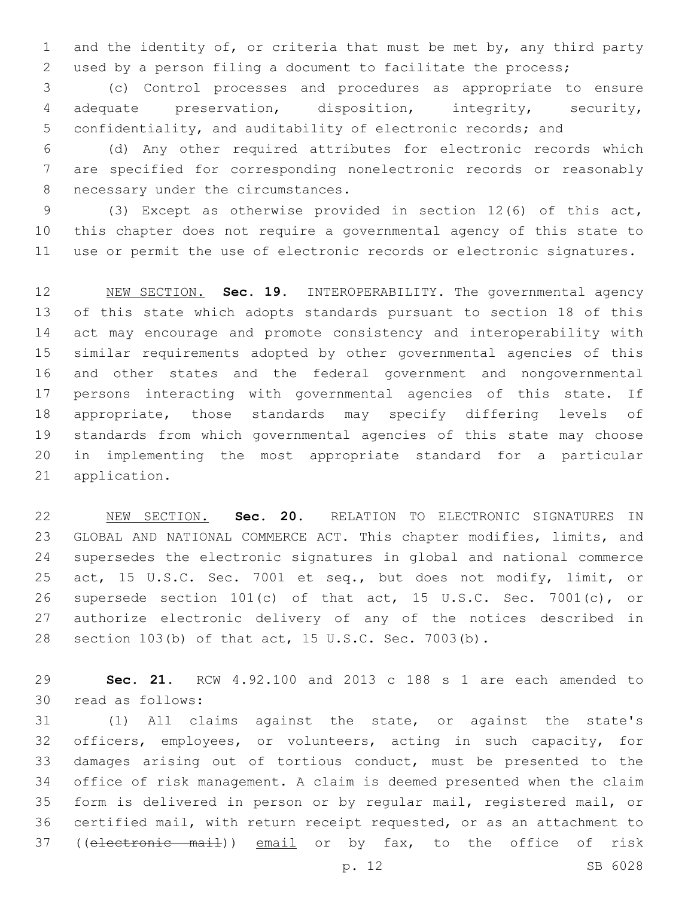and the identity of, or criteria that must be met by, any third party used by a person filing a document to facilitate the process;

(c) Control processes and procedures as appropriate to ensure adequate preservation, disposition, integrity, security, confidentiality, and auditability of electronic records; and

(d) Any other required attributes for electronic records which are specified for corresponding nonelectronic records or reasonably necessary under the circumstances.

(3) Except as otherwise provided in section 12(6) of this act, this chapter does not require a governmental agency of this state to use or permit the use of electronic records or electronic signatures.

NEW SECTION. **Sec. 19.** INTEROPERABILITY. The governmental agency of this state which adopts standards pursuant to section 18 of this act may encourage and promote consistency and interoperability with similar requirements adopted by other governmental agencies of this and other states and the federal government and nongovernmental persons interacting with governmental agencies of this state. If appropriate, those standards may specify differing levels of standards from which governmental agencies of this state may choose in implementing the most appropriate standard for a particular application.

NEW SECTION. **Sec. 20.** RELATION TO ELECTRONIC SIGNATURES IN GLOBAL AND NATIONAL COMMERCE ACT. This chapter modifies, limits, and supersedes the electronic signatures in global and national commerce act, 15 U.S.C. Sec. 7001 et seq., but does not modify, limit, or supersede section 101(c) of that act, 15 U.S.C. Sec. 7001(c), or authorize electronic delivery of any of the notices described in section 103(b) of that act, 15 U.S.C. Sec. 7003(b).

**Sec. 21.** RCW 4.92.100 and 2013 c 188 s 1 are each amended to read as follows:

(1) All claims against the state, or against the state's officers, employees, or volunteers, acting in such capacity, for damages arising out of tortious conduct, must be presented to the office of risk management. A claim is deemed presented when the claim form is delivered in person or by regular mail, registered mail, or certified mail, with return receipt requested, or as an attachment to ((~~electronic mail~~)) email or by fax, to the office of risk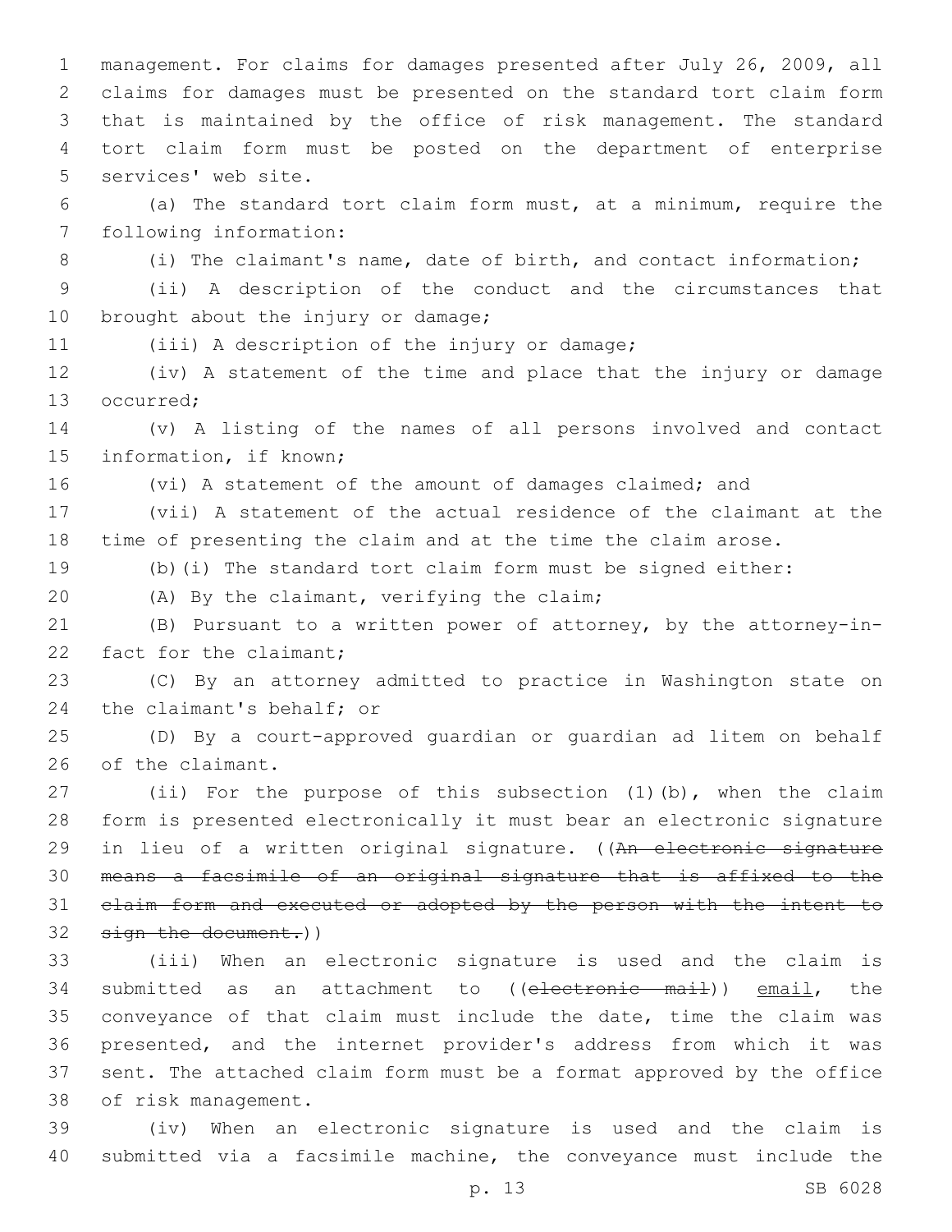management. For claims for damages presented after July 26, 2009, all claims for damages must be presented on the standard tort claim form that is maintained by the office of risk management. The standard tort claim form must be posted on the department of enterprise services' web site.

(a) The standard tort claim form must, at a minimum, require the following information:

(i) The claimant's name, date of birth, and contact information;

(ii) A description of the conduct and the circumstances that brought about the injury or damage;

(iii) A description of the injury or damage;

(iv) A statement of the time and place that the injury or damage occurred;

(v) A listing of the names of all persons involved and contact information, if known;

(vi) A statement of the amount of damages claimed; and

(vii) A statement of the actual residence of the claimant at the time of presenting the claim and at the time the claim arose.

(b)(i) The standard tort claim form must be signed either:

(A) By the claimant, verifying the claim;

(B) Pursuant to a written power of attorney, by the attorney-in-fact for the claimant;

(C) By an attorney admitted to practice in Washington state on the claimant's behalf; or

(D) By a court-approved guardian or guardian ad litem on behalf of the claimant.

(ii) For the purpose of this subsection (1)(b), when the claim form is presented electronically it must bear an electronic signature in lieu of a written original signature. ((~~An electronic signature means a facsimile of an original signature that is affixed to the claim form and executed or adopted by the person with the intent to sign the document.~~))

(iii) When an electronic signature is used and the claim is submitted as an attachment to ((~~electronic mail~~)) <u>email</u>, the conveyance of that claim must include the date, time the claim was presented, and the internet provider's address from which it was sent. The attached claim form must be a format approved by the office of risk management.

(iv) When an electronic signature is used and the claim is submitted via a facsimile machine, the conveyance must include the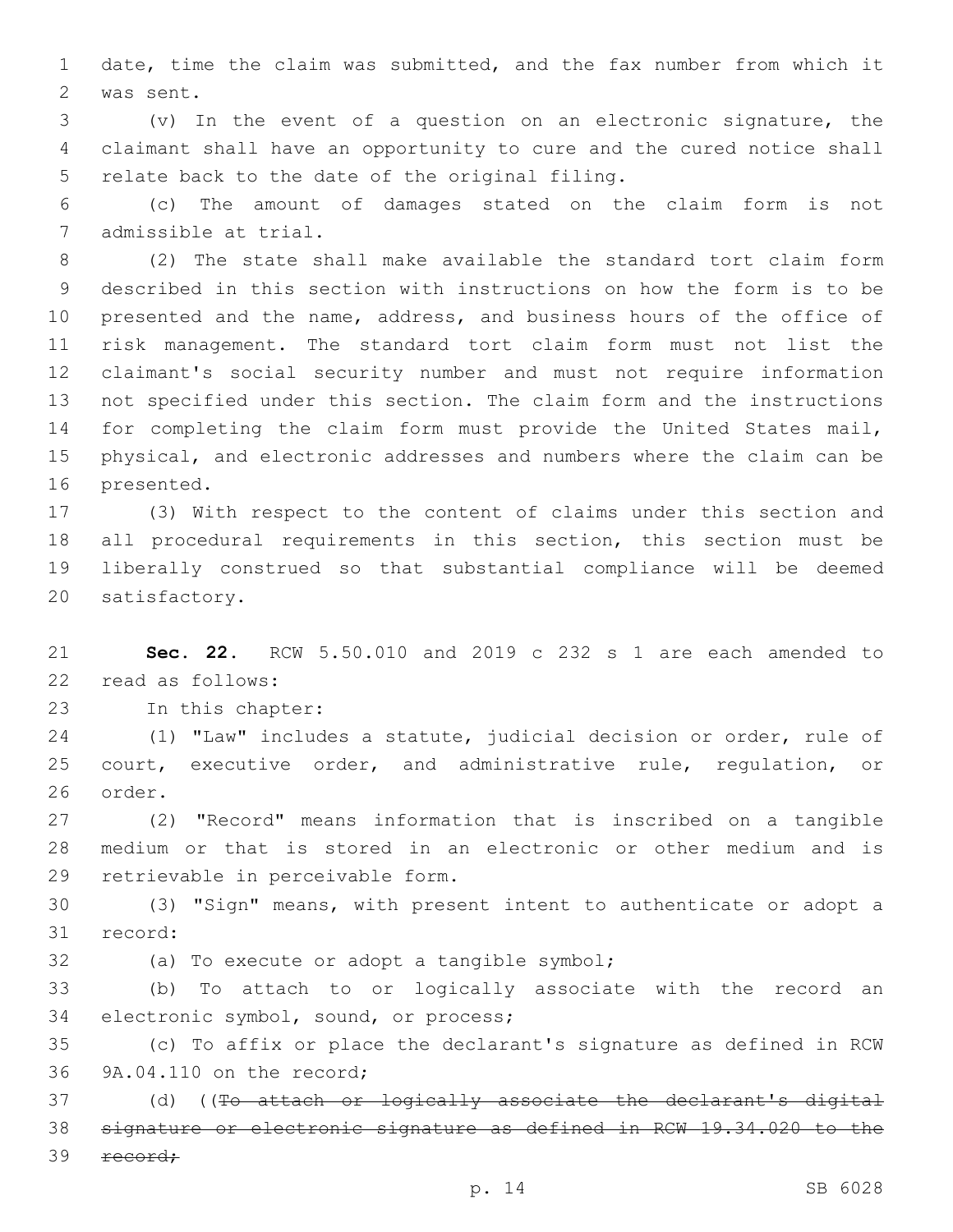date, time the claim was submitted, and the fax number from which it was sent.

(v) In the event of a question on an electronic signature, the claimant shall have an opportunity to cure and the cured notice shall relate back to the date of the original filing.

(c) The amount of damages stated on the claim form is not admissible at trial.

(2) The state shall make available the standard tort claim form described in this section with instructions on how the form is to be presented and the name, address, and business hours of the office of risk management. The standard tort claim form must not list the claimant's social security number and must not require information not specified under this section. The claim form and the instructions for completing the claim form must provide the United States mail, physical, and electronic addresses and numbers where the claim can be presented.

(3) With respect to the content of claims under this section and all procedural requirements in this section, this section must be liberally construed so that substantial compliance will be deemed satisfactory.

**Sec. 22.** RCW 5.50.010 and 2019 c 232 s 1 are each amended to read as follows:

In this chapter:

(1) "Law" includes a statute, judicial decision or order, rule of court, executive order, and administrative rule, regulation, or order.

(2) "Record" means information that is inscribed on a tangible medium or that is stored in an electronic or other medium and is retrievable in perceivable form.

(3) "Sign" means, with present intent to authenticate or adopt a record:

(a) To execute or adopt a tangible symbol;

(b) To attach to or logically associate with the record an electronic symbol, sound, or process;

(c) To affix or place the declarant's signature as defined in RCW 9A.04.110 on the record;

(d) ((~~To attach or logically associate the declarant's digital signature or electronic signature as defined in RCW 19.34.020 to the record;~~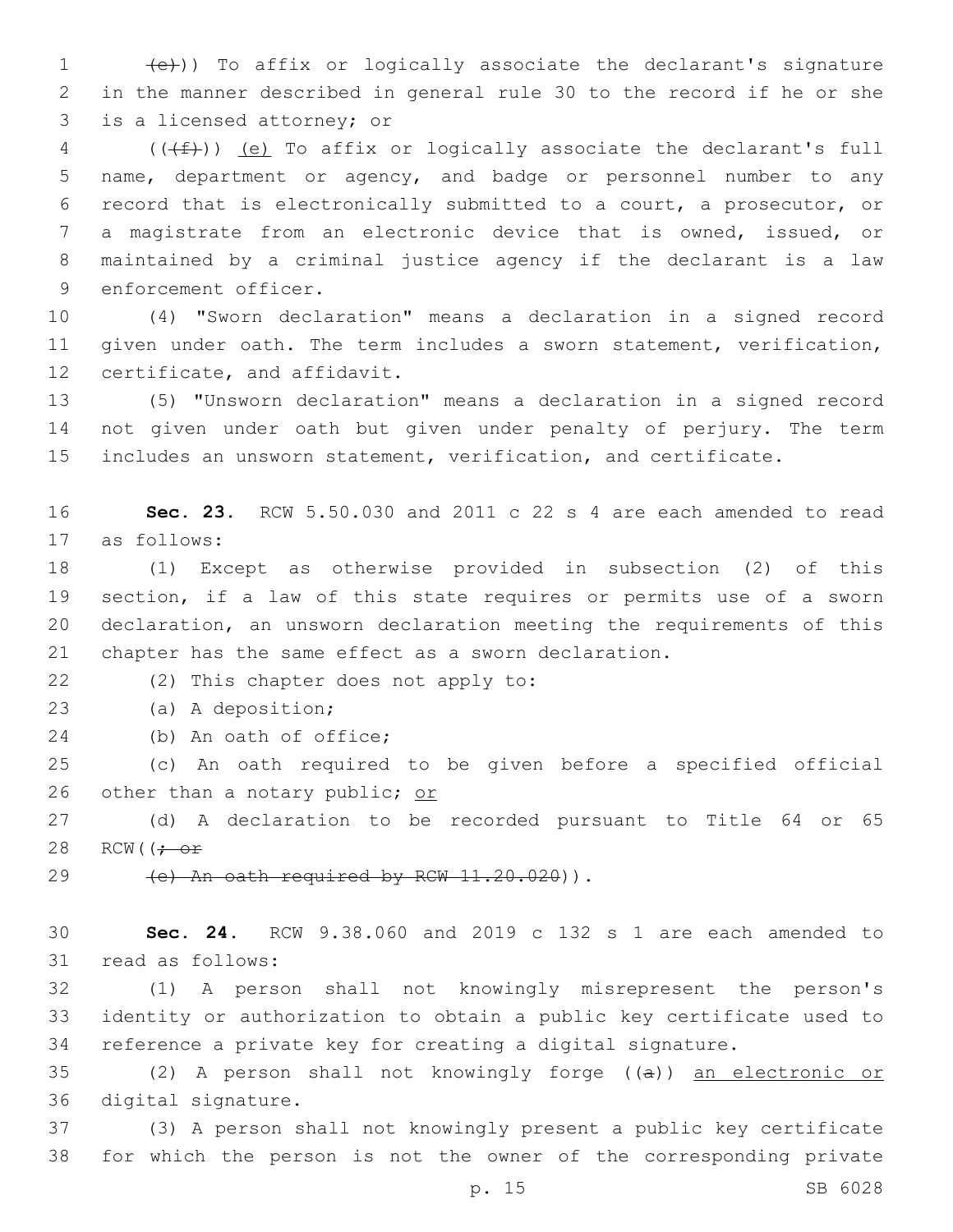((~~(e)~~)) To affix or logically associate the declarant's signature in the manner described in general rule 30 to the record if he or she is a licensed attorney; or

((~~(f)~~)) <u>(e)</u> To affix or logically associate the declarant's full name, department or agency, and badge or personnel number to any record that is electronically submitted to a court, a prosecutor, or a magistrate from an electronic device that is owned, issued, or maintained by a criminal justice agency if the declarant is a law enforcement officer.

(4) "Sworn declaration" means a declaration in a signed record given under oath. The term includes a sworn statement, verification, certificate, and affidavit.

(5) "Unsworn declaration" means a declaration in a signed record not given under oath but given under penalty of perjury. The term includes an unsworn statement, verification, and certificate.

**Sec. 23.** RCW 5.50.030 and 2011 c 22 s 4 are each amended to read as follows:

(1) Except as otherwise provided in subsection (2) of this section, if a law of this state requires or permits use of a sworn declaration, an unsworn declaration meeting the requirements of this chapter has the same effect as a sworn declaration.

(2) This chapter does not apply to:

(a) A deposition;

(b) An oath of office;

(c) An oath required to be given before a specified official other than a notary public; <u>or</u>

(d) A declaration to be recorded pursuant to Title 64 or 65 RCW((~~; or~~

~~(e) An oath required by RCW 11.20.020~~)).

**Sec. 24.** RCW 9.38.060 and 2019 c 132 s 1 are each amended to read as follows:

(1) A person shall not knowingly misrepresent the person's identity or authorization to obtain a public key certificate used to reference a private key for creating a digital signature.

(2) A person shall not knowingly forge ((~~a~~)) <u>an electronic or</u> digital signature.

(3) A person shall not knowingly present a public key certificate for which the person is not the owner of the corresponding private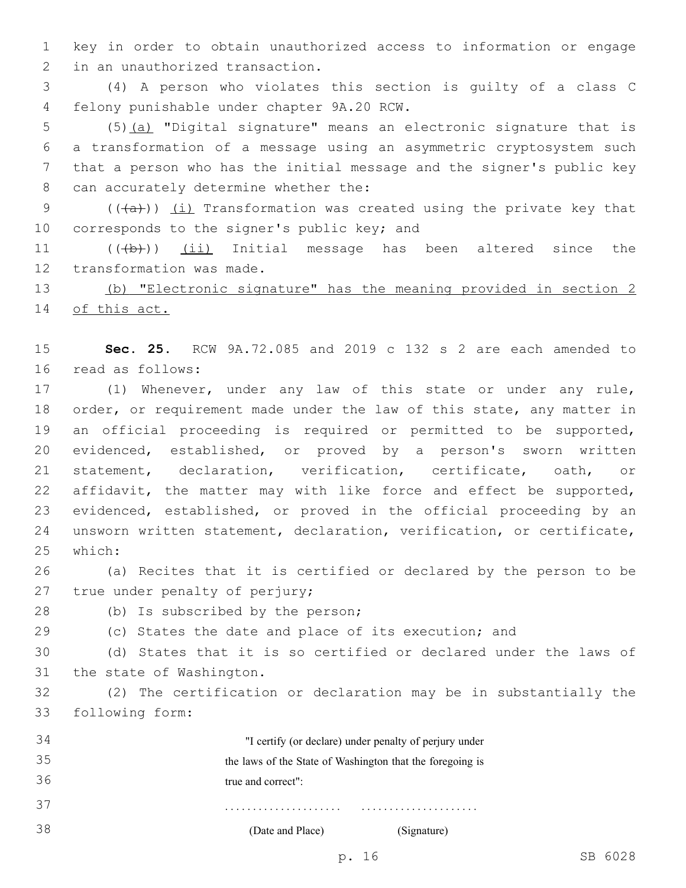key in order to obtain unauthorized access to information or engage in an unauthorized transaction.

(4) A person who violates this section is guilty of a class C felony punishable under chapter 9A.20 RCW.

(5)(a) "Digital signature" means an electronic signature that is a transformation of a message using an asymmetric cryptosystem such that a person who has the initial message and the signer's public key can accurately determine whether the:

(((a))) (i) Transformation was created using the private key that corresponds to the signer's public key; and

(((b))) (ii) Initial message has been altered since the transformation was made.

(b) "Electronic signature" has the meaning provided in section 2 of this act.

**Sec. 25.** RCW 9A.72.085 and 2019 c 132 s 2 are each amended to read as follows:

(1) Whenever, under any law of this state or under any rule, order, or requirement made under the law of this state, any matter in an official proceeding is required or permitted to be supported, evidenced, established, or proved by a person's sworn written statement, declaration, verification, certificate, oath, or affidavit, the matter may with like force and effect be supported, evidenced, established, or proved in the official proceeding by an unsworn written statement, declaration, verification, or certificate, which:

(a) Recites that it is certified or declared by the person to be true under penalty of perjury;

(b) Is subscribed by the person;

(c) States the date and place of its execution; and

(d) States that it is so certified or declared under the laws of the state of Washington.

(2) The certification or declaration may be in substantially the following form:

"I certify (or declare) under penalty of perjury under the laws of the State of Washington that the foregoing is true and correct":

..................... .....................

(Date and Place) (Signature)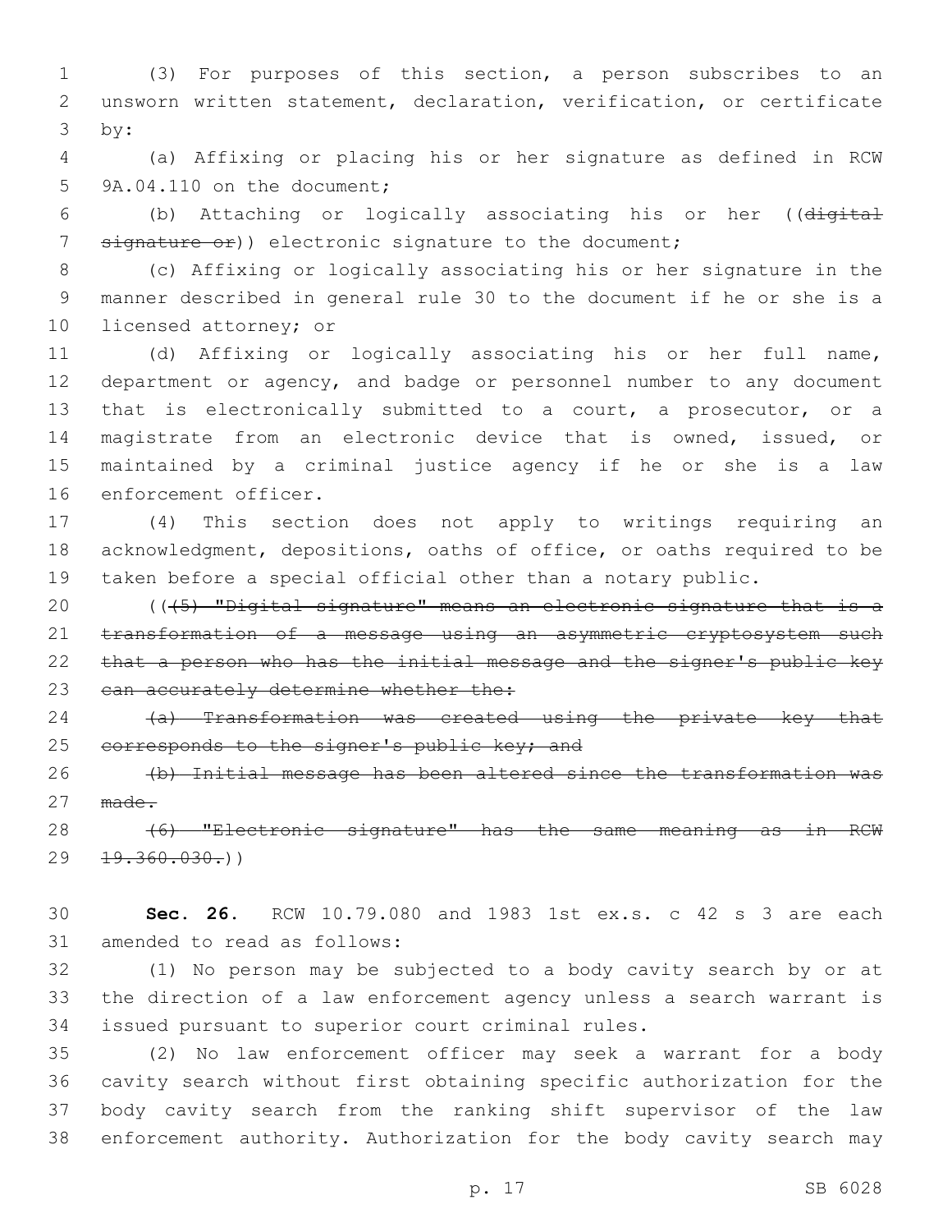(3) For purposes of this section, a person subscribes to an unsworn written statement, declaration, verification, or certificate by:

(a) Affixing or placing his or her signature as defined in RCW 9A.04.110 on the document;

(b) Attaching or logically associating his or her ((~~digital signature or~~)) electronic signature to the document;

(c) Affixing or logically associating his or her signature in the manner described in general rule 30 to the document if he or she is a licensed attorney; or

(d) Affixing or logically associating his or her full name, department or agency, and badge or personnel number to any document that is electronically submitted to a court, a prosecutor, or a magistrate from an electronic device that is owned, issued, or maintained by a criminal justice agency if he or she is a law enforcement officer.

(4) This section does not apply to writings requiring an acknowledgment, depositions, oaths of office, or oaths required to be taken before a special official other than a notary public.

((~~(5) "Digital signature" means an electronic signature that is a transformation of a message using an asymmetric cryptosystem such that a person who has the initial message and the signer's public key can accurately determine whether the:~~

~~(a) Transformation was created using the private key that corresponds to the signer's public key; and~~

~~(b) Initial message has been altered since the transformation was made.~~

~~(6) "Electronic signature" has the same meaning as in RCW 19.360.030.~~))

**Sec. 26.** RCW 10.79.080 and 1983 1st ex.s. c 42 s 3 are each amended to read as follows:

(1) No person may be subjected to a body cavity search by or at the direction of a law enforcement agency unless a search warrant is issued pursuant to superior court criminal rules.

(2) No law enforcement officer may seek a warrant for a body cavity search without first obtaining specific authorization for the body cavity search from the ranking shift supervisor of the law enforcement authority. Authorization for the body cavity search may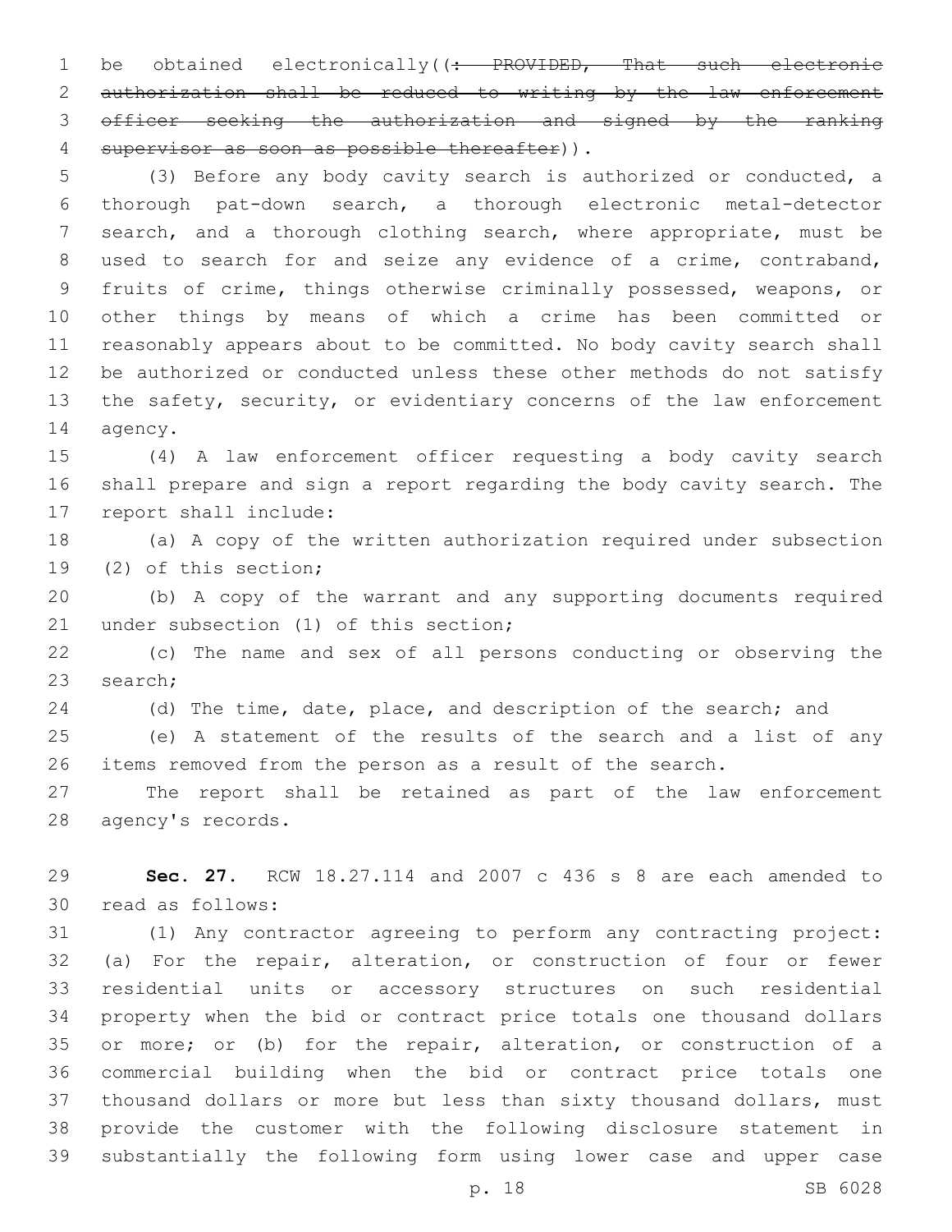be obtained electronically((~~: PROVIDED, That such electronic authorization shall be reduced to writing by the law enforcement officer seeking the authorization and signed by the ranking supervisor as soon as possible thereafter~~)).

(3) Before any body cavity search is authorized or conducted, a thorough pat-down search, a thorough electronic metal-detector search, and a thorough clothing search, where appropriate, must be used to search for and seize any evidence of a crime, contraband, fruits of crime, things otherwise criminally possessed, weapons, or other things by means of which a crime has been committed or reasonably appears about to be committed. No body cavity search shall be authorized or conducted unless these other methods do not satisfy the safety, security, or evidentiary concerns of the law enforcement agency.

(4) A law enforcement officer requesting a body cavity search shall prepare and sign a report regarding the body cavity search. The report shall include:

(a) A copy of the written authorization required under subsection (2) of this section;

(b) A copy of the warrant and any supporting documents required under subsection (1) of this section;

(c) The name and sex of all persons conducting or observing the search;

(d) The time, date, place, and description of the search; and

(e) A statement of the results of the search and a list of any items removed from the person as a result of the search.

The report shall be retained as part of the law enforcement agency's records.

**Sec. 27.** RCW 18.27.114 and 2007 c 436 s 8 are each amended to read as follows:

(1) Any contractor agreeing to perform any contracting project: (a) For the repair, alteration, or construction of four or fewer residential units or accessory structures on such residential property when the bid or contract price totals one thousand dollars or more; or (b) for the repair, alteration, or construction of a commercial building when the bid or contract price totals one thousand dollars or more but less than sixty thousand dollars, must provide the customer with the following disclosure statement in substantially the following form using lower case and upper case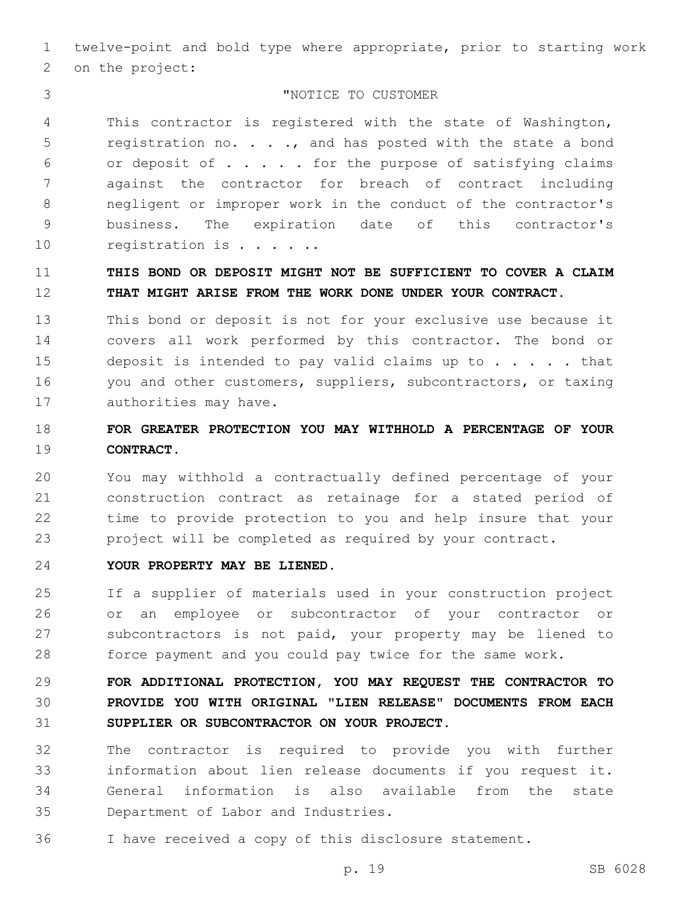twelve-point and bold type where appropriate, prior to starting work on the project:

"NOTICE TO CUSTOMER

This contractor is registered with the state of Washington, registration no. . . ., and has posted with the state a bond or deposit of . . . . . for the purpose of satisfying claims against the contractor for breach of contract including negligent or improper work in the conduct of the contractor's business. The expiration date of this contractor's registration is . . . . ..

**THIS BOND OR DEPOSIT MIGHT NOT BE SUFFICIENT TO COVER A CLAIM THAT MIGHT ARISE FROM THE WORK DONE UNDER YOUR CONTRACT.**

This bond or deposit is not for your exclusive use because it covers all work performed by this contractor. The bond or deposit is intended to pay valid claims up to . . . . . that you and other customers, suppliers, subcontractors, or taxing authorities may have.

**FOR GREATER PROTECTION YOU MAY WITHHOLD A PERCENTAGE OF YOUR CONTRACT.**

You may withhold a contractually defined percentage of your construction contract as retainage for a stated period of time to provide protection to you and help insure that your project will be completed as required by your contract.

**YOUR PROPERTY MAY BE LIENED.**

If a supplier of materials used in your construction project or an employee or subcontractor of your contractor or subcontractors is not paid, your property may be liened to force payment and you could pay twice for the same work.

**FOR ADDITIONAL PROTECTION, YOU MAY REQUEST THE CONTRACTOR TO PROVIDE YOU WITH ORIGINAL "LIEN RELEASE" DOCUMENTS FROM EACH SUPPLIER OR SUBCONTRACTOR ON YOUR PROJECT.**

The contractor is required to provide you with further information about lien release documents if you request it. General information is also available from the state Department of Labor and Industries.

I have received a copy of this disclosure statement.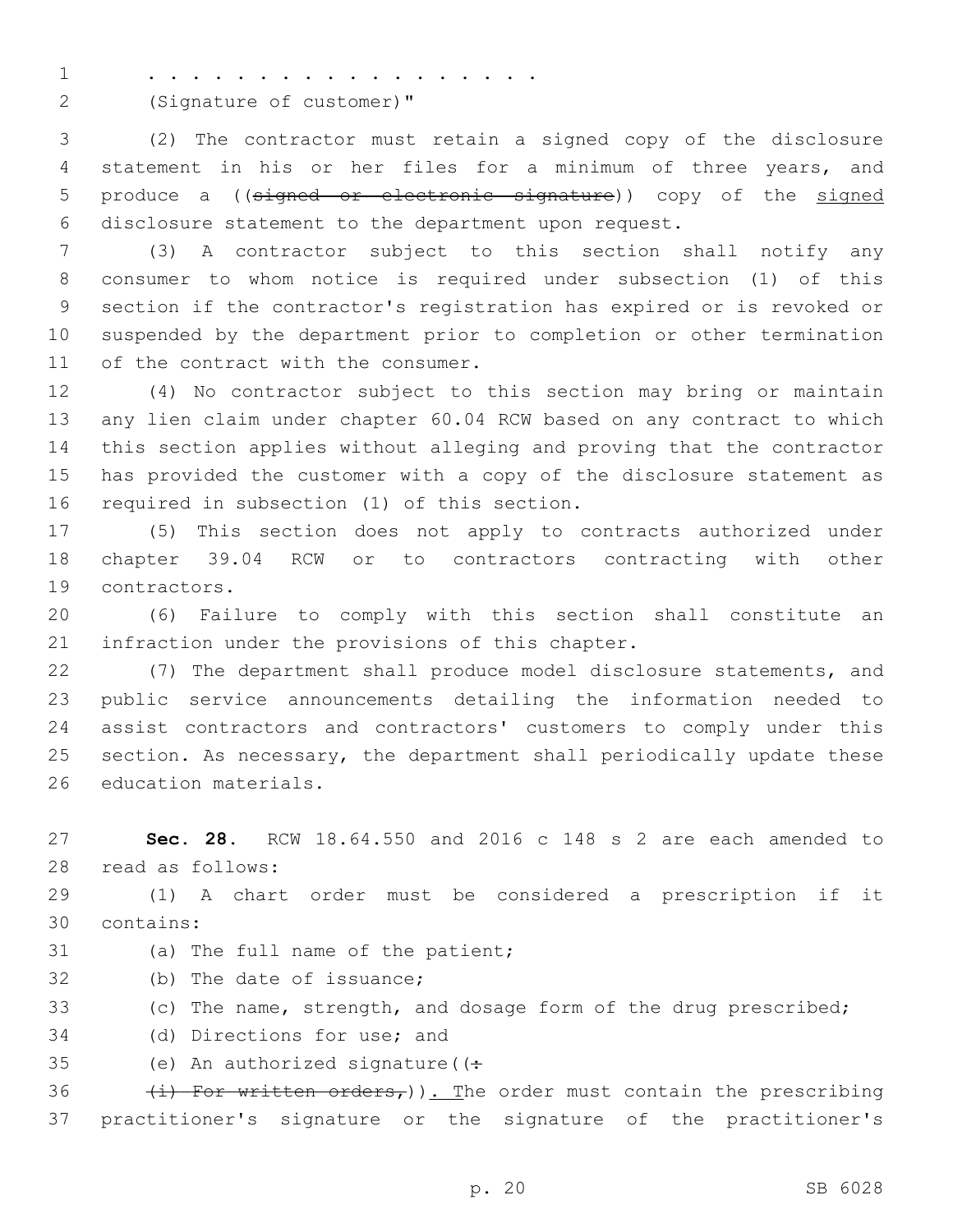. . . . . . . . . . . . . . . . . . .

(Signature of customer)"

(2) The contractor must retain a signed copy of the disclosure statement in his or her files for a minimum of three years, and produce a ((~~signed or electronic signature~~)) copy of the <u>signed</u> disclosure statement to the department upon request.

(3) A contractor subject to this section shall notify any consumer to whom notice is required under subsection (1) of this section if the contractor's registration has expired or is revoked or suspended by the department prior to completion or other termination of the contract with the consumer.

(4) No contractor subject to this section may bring or maintain any lien claim under chapter 60.04 RCW based on any contract to which this section applies without alleging and proving that the contractor has provided the customer with a copy of the disclosure statement as required in subsection (1) of this section.

(5) This section does not apply to contracts authorized under chapter 39.04 RCW or to contractors contracting with other contractors.

(6) Failure to comply with this section shall constitute an infraction under the provisions of this chapter.

(7) The department shall produce model disclosure statements, and public service announcements detailing the information needed to assist contractors and contractors' customers to comply under this section. As necessary, the department shall periodically update these education materials.

**Sec. 28.** RCW 18.64.550 and 2016 c 148 s 2 are each amended to read as follows:

(1) A chart order must be considered a prescription if it contains:

(a) The full name of the patient;

(b) The date of issuance;

(c) The name, strength, and dosage form of the drug prescribed;

(d) Directions for use; and

(e) An authorized signature((~~:~~

~~(i) For written orders,~~))<u>. T</u>he order must contain the prescribing practitioner's signature or the signature of the practitioner's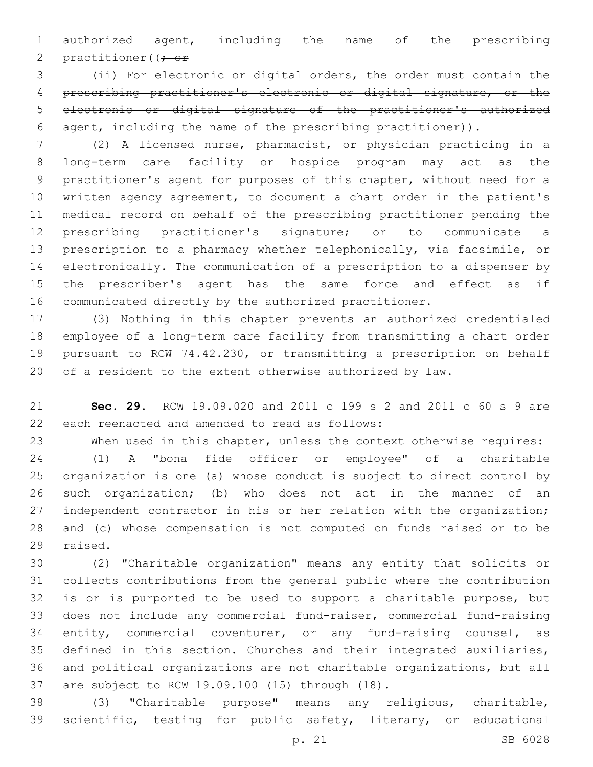authorized agent, including the name of the prescribing practitioner((; or

~~(ii) For electronic or digital orders, the order must contain the prescribing practitioner's electronic or digital signature, or the electronic or digital signature of the practitioner's authorized agent, including the name of the prescribing practitioner~~)).

(2) A licensed nurse, pharmacist, or physician practicing in a long-term care facility or hospice program may act as the practitioner's agent for purposes of this chapter, without need for a written agency agreement, to document a chart order in the patient's medical record on behalf of the prescribing practitioner pending the prescribing practitioner's signature; or to communicate a prescription to a pharmacy whether telephonically, via facsimile, or electronically. The communication of a prescription to a dispenser by the prescriber's agent has the same force and effect as if communicated directly by the authorized practitioner.

(3) Nothing in this chapter prevents an authorized credentialed employee of a long-term care facility from transmitting a chart order pursuant to RCW 74.42.230, or transmitting a prescription on behalf of a resident to the extent otherwise authorized by law.

**Sec. 29.** RCW 19.09.020 and 2011 c 199 s 2 and 2011 c 60 s 9 are each reenacted and amended to read as follows:

When used in this chapter, unless the context otherwise requires:

(1) A "bona fide officer or employee" of a charitable organization is one (a) whose conduct is subject to direct control by such organization; (b) who does not act in the manner of an independent contractor in his or her relation with the organization; and (c) whose compensation is not computed on funds raised or to be raised.

(2) "Charitable organization" means any entity that solicits or collects contributions from the general public where the contribution is or is purported to be used to support a charitable purpose, but does not include any commercial fund-raiser, commercial fund-raising entity, commercial coventurer, or any fund-raising counsel, as defined in this section. Churches and their integrated auxiliaries, and political organizations are not charitable organizations, but all are subject to RCW 19.09.100 (15) through (18).

(3) "Charitable purpose" means any religious, charitable, scientific, testing for public safety, literary, or educational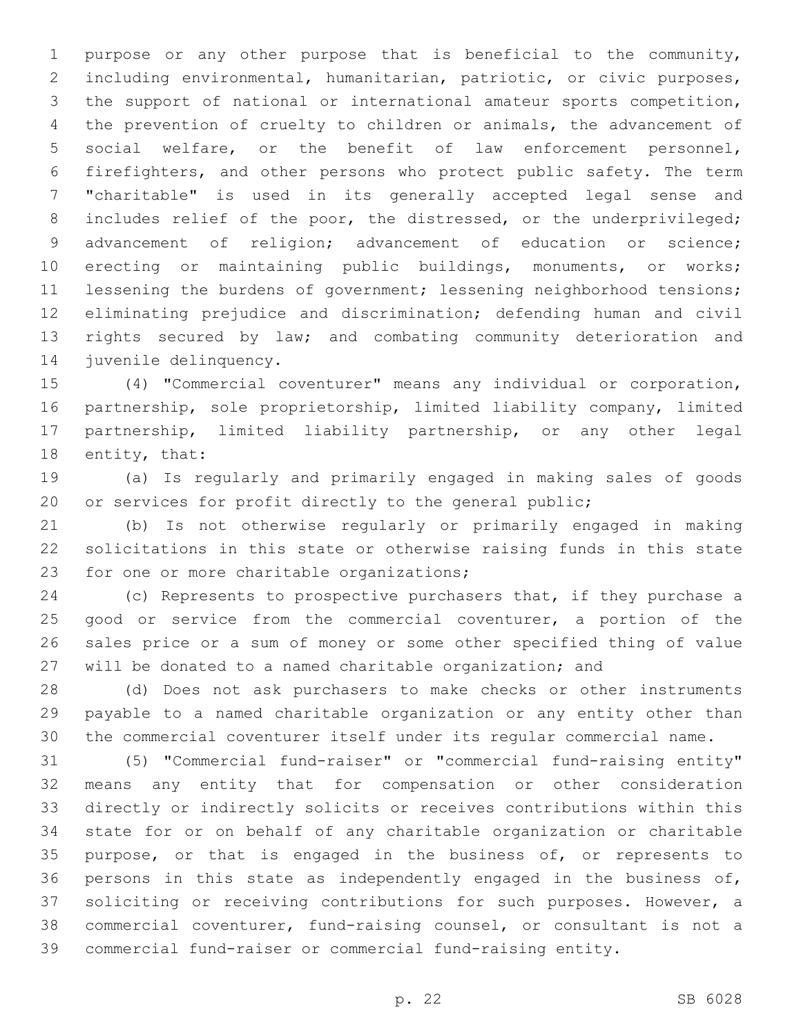purpose or any other purpose that is beneficial to the community, including environmental, humanitarian, patriotic, or civic purposes, the support of national or international amateur sports competition, the prevention of cruelty to children or animals, the advancement of social welfare, or the benefit of law enforcement personnel, firefighters, and other persons who protect public safety. The term "charitable" is used in its generally accepted legal sense and includes relief of the poor, the distressed, or the underprivileged; advancement of religion; advancement of education or science; erecting or maintaining public buildings, monuments, or works; lessening the burdens of government; lessening neighborhood tensions; eliminating prejudice and discrimination; defending human and civil rights secured by law; and combating community deterioration and juvenile delinquency.

(4) "Commercial coventurer" means any individual or corporation, partnership, sole proprietorship, limited liability company, limited partnership, limited liability partnership, or any other legal entity, that:

(a) Is regularly and primarily engaged in making sales of goods or services for profit directly to the general public;

(b) Is not otherwise regularly or primarily engaged in making solicitations in this state or otherwise raising funds in this state for one or more charitable organizations;

(c) Represents to prospective purchasers that, if they purchase a good or service from the commercial coventurer, a portion of the sales price or a sum of money or some other specified thing of value will be donated to a named charitable organization; and

(d) Does not ask purchasers to make checks or other instruments payable to a named charitable organization or any entity other than the commercial coventurer itself under its regular commercial name.

(5) "Commercial fund-raiser" or "commercial fund-raising entity" means any entity that for compensation or other consideration directly or indirectly solicits or receives contributions within this state for or on behalf of any charitable organization or charitable purpose, or that is engaged in the business of, or represents to persons in this state as independently engaged in the business of, soliciting or receiving contributions for such purposes. However, a commercial coventurer, fund-raising counsel, or consultant is not a commercial fund-raiser or commercial fund-raising entity.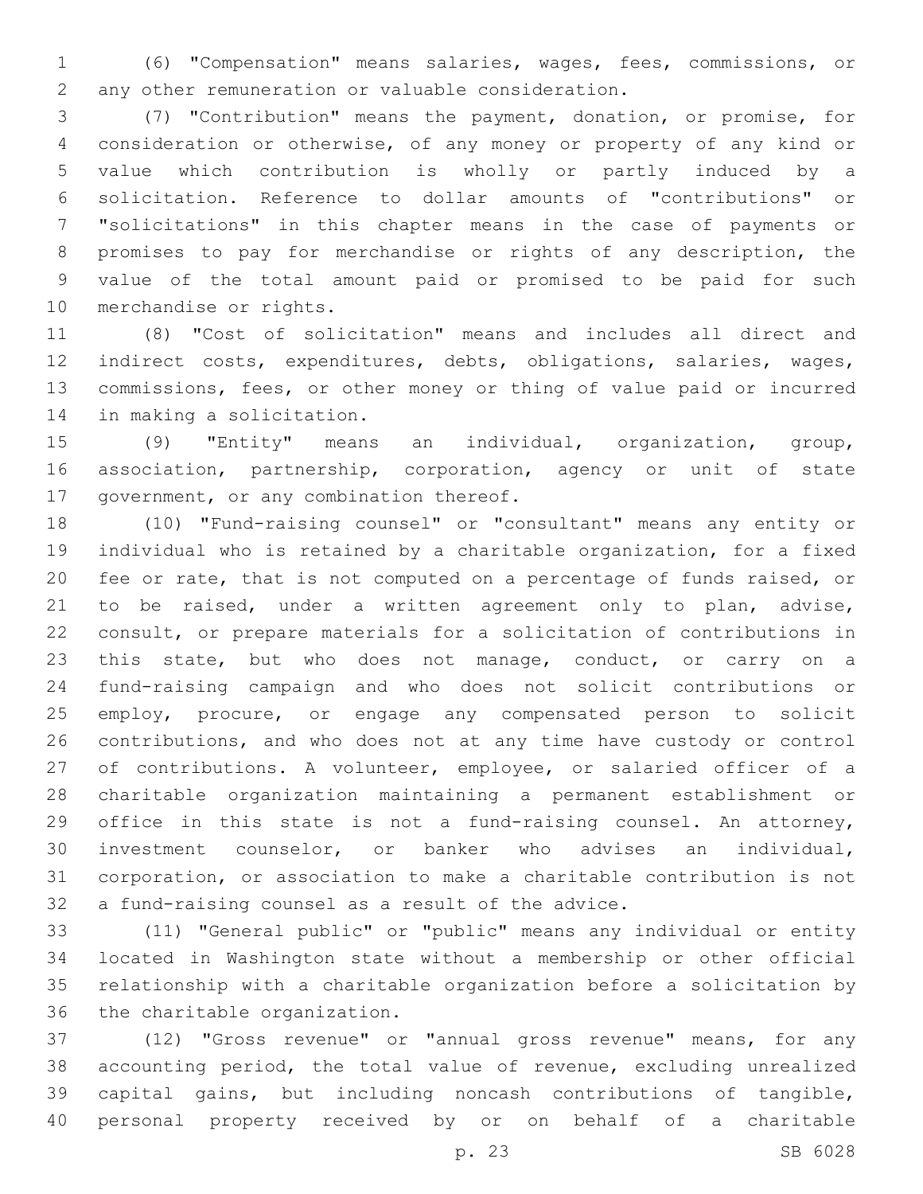(6) "Compensation" means salaries, wages, fees, commissions, or any other remuneration or valuable consideration.

(7) "Contribution" means the payment, donation, or promise, for consideration or otherwise, of any money or property of any kind or value which contribution is wholly or partly induced by a solicitation. Reference to dollar amounts of "contributions" or "solicitations" in this chapter means in the case of payments or promises to pay for merchandise or rights of any description, the value of the total amount paid or promised to be paid for such merchandise or rights.

(8) "Cost of solicitation" means and includes all direct and indirect costs, expenditures, debts, obligations, salaries, wages, commissions, fees, or other money or thing of value paid or incurred in making a solicitation.

(9) "Entity" means an individual, organization, group, association, partnership, corporation, agency or unit of state government, or any combination thereof.

(10) "Fund-raising counsel" or "consultant" means any entity or individual who is retained by a charitable organization, for a fixed fee or rate, that is not computed on a percentage of funds raised, or to be raised, under a written agreement only to plan, advise, consult, or prepare materials for a solicitation of contributions in this state, but who does not manage, conduct, or carry on a fund-raising campaign and who does not solicit contributions or employ, procure, or engage any compensated person to solicit contributions, and who does not at any time have custody or control of contributions. A volunteer, employee, or salaried officer of a charitable organization maintaining a permanent establishment or office in this state is not a fund-raising counsel. An attorney, investment counselor, or banker who advises an individual, corporation, or association to make a charitable contribution is not a fund-raising counsel as a result of the advice.

(11) "General public" or "public" means any individual or entity located in Washington state without a membership or other official relationship with a charitable organization before a solicitation by the charitable organization.

(12) "Gross revenue" or "annual gross revenue" means, for any accounting period, the total value of revenue, excluding unrealized capital gains, but including noncash contributions of tangible, personal property received by or on behalf of a charitable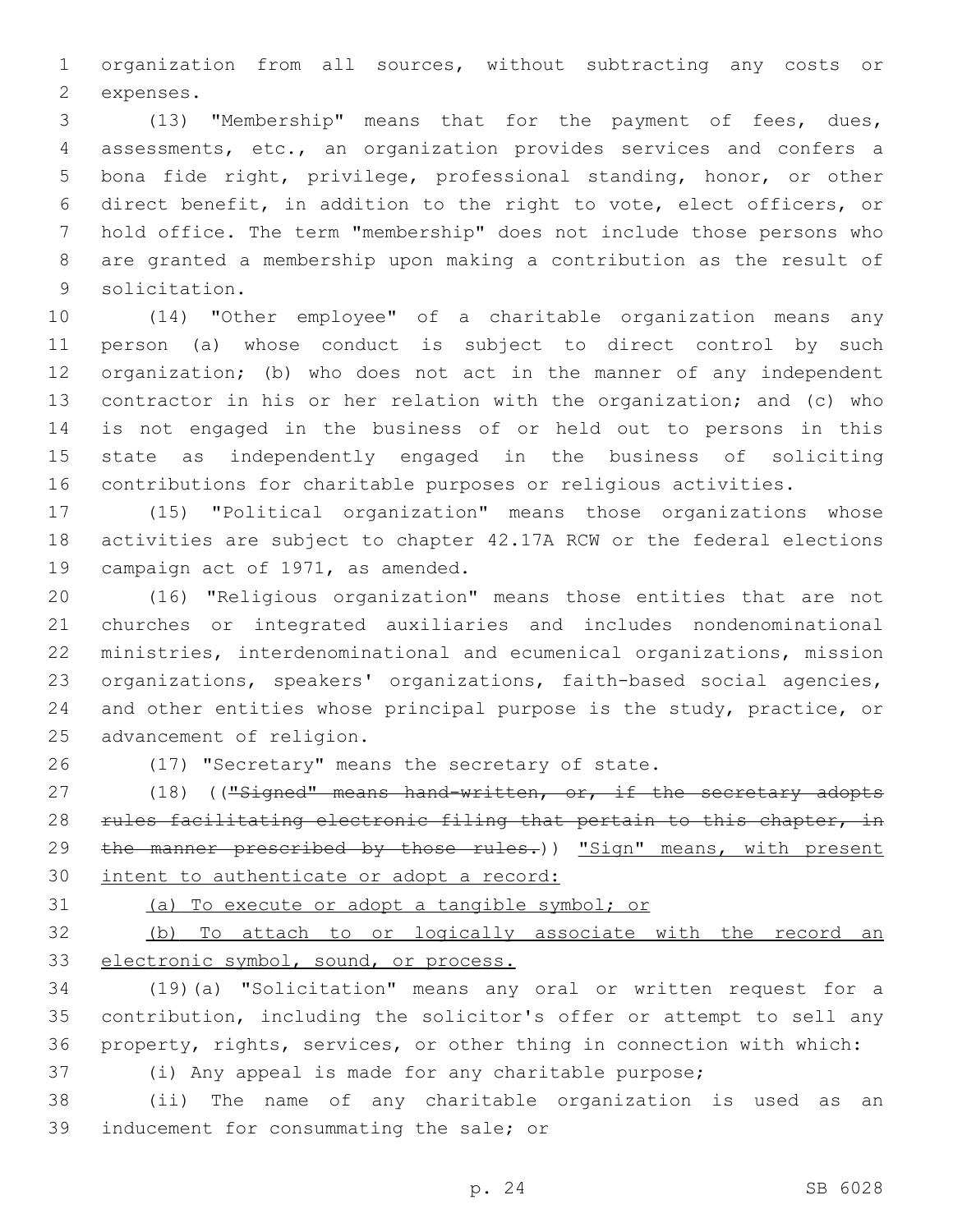organization from all sources, without subtracting any costs or expenses.

(13) "Membership" means that for the payment of fees, dues, assessments, etc., an organization provides services and confers a bona fide right, privilege, professional standing, honor, or other direct benefit, in addition to the right to vote, elect officers, or hold office. The term "membership" does not include those persons who are granted a membership upon making a contribution as the result of solicitation.

(14) "Other employee" of a charitable organization means any person (a) whose conduct is subject to direct control by such organization; (b) who does not act in the manner of any independent contractor in his or her relation with the organization; and (c) who is not engaged in the business of or held out to persons in this state as independently engaged in the business of soliciting contributions for charitable purposes or religious activities.

(15) "Political organization" means those organizations whose activities are subject to chapter 42.17A RCW or the federal elections campaign act of 1971, as amended.

(16) "Religious organization" means those entities that are not churches or integrated auxiliaries and includes nondenominational ministries, interdenominational and ecumenical organizations, mission organizations, speakers' organizations, faith-based social agencies, and other entities whose principal purpose is the study, practice, or advancement of religion.

(17) "Secretary" means the secretary of state.

(18) ((~~"Signed" means hand-written, or, if the secretary adopts rules facilitating electronic filing that pertain to this chapter, in the manner prescribed by those rules.~~)) <u>"Sign" means, with present intent to authenticate or adopt a record:</u>

<u>(a) To execute or adopt a tangible symbol; or</u>

<u>(b) To attach to or logically associate with the record an electronic symbol, sound, or process.</u>

(19)(a) "Solicitation" means any oral or written request for a contribution, including the solicitor's offer or attempt to sell any property, rights, services, or other thing in connection with which:

(i) Any appeal is made for any charitable purpose;

(ii) The name of any charitable organization is used as an inducement for consummating the sale; or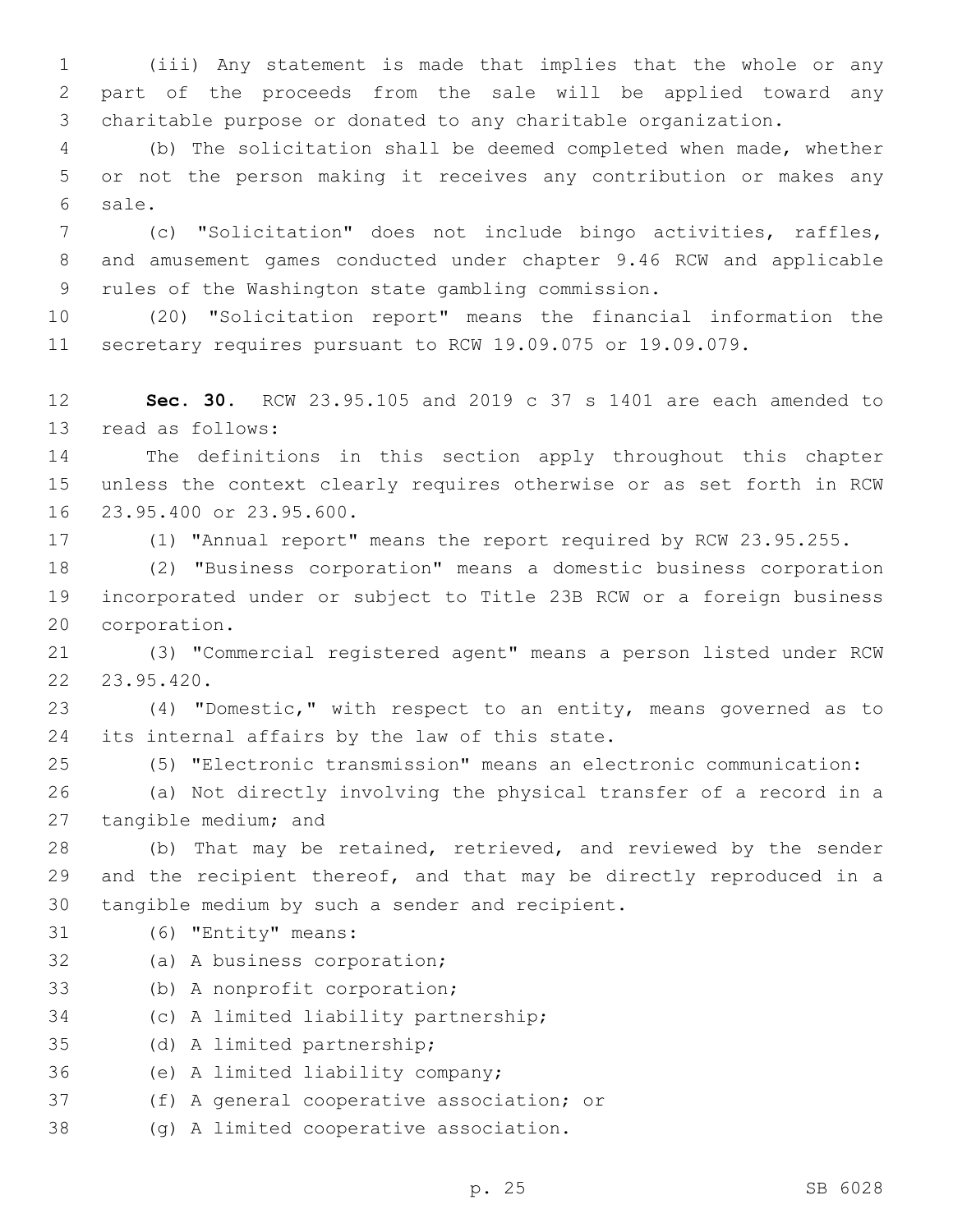(iii) Any statement is made that implies that the whole or any part of the proceeds from the sale will be applied toward any charitable purpose or donated to any charitable organization.

(b) The solicitation shall be deemed completed when made, whether or not the person making it receives any contribution or makes any sale.

(c) "Solicitation" does not include bingo activities, raffles, and amusement games conducted under chapter 9.46 RCW and applicable rules of the Washington state gambling commission.

(20) "Solicitation report" means the financial information the secretary requires pursuant to RCW 19.09.075 or 19.09.079.

**Sec. 30.** RCW 23.95.105 and 2019 c 37 s 1401 are each amended to read as follows:

The definitions in this section apply throughout this chapter unless the context clearly requires otherwise or as set forth in RCW 23.95.400 or 23.95.600.

(1) "Annual report" means the report required by RCW 23.95.255.

(2) "Business corporation" means a domestic business corporation incorporated under or subject to Title 23B RCW or a foreign business corporation.

(3) "Commercial registered agent" means a person listed under RCW 23.95.420.

(4) "Domestic," with respect to an entity, means governed as to its internal affairs by the law of this state.

(5) "Electronic transmission" means an electronic communication:

(a) Not directly involving the physical transfer of a record in a tangible medium; and

(b) That may be retained, retrieved, and reviewed by the sender and the recipient thereof, and that may be directly reproduced in a tangible medium by such a sender and recipient.

(6) "Entity" means:

(a) A business corporation;

(b) A nonprofit corporation;

(c) A limited liability partnership;

(d) A limited partnership;

(e) A limited liability company;

(f) A general cooperative association; or

(g) A limited cooperative association.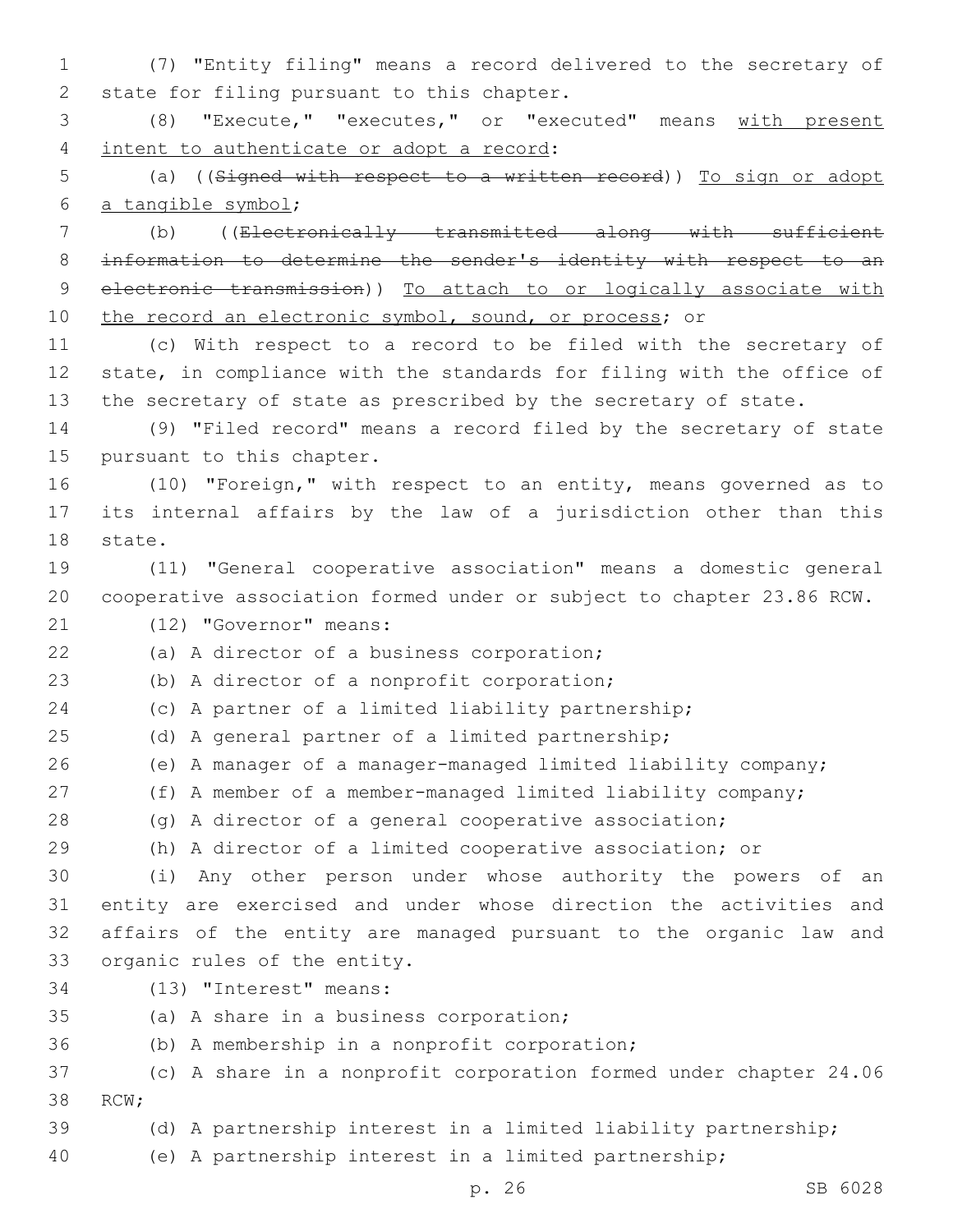(7) "Entity filing" means a record delivered to the secretary of state for filing pursuant to this chapter.

(8) "Execute," "executes," or "executed" means <u>with present intent to authenticate or adopt a record</u>:

(a) ((~~Signed with respect to a written record~~)) <u>To sign or adopt a tangible symbol</u>;

(b) ((~~Electronically transmitted along with sufficient information to determine the sender's identity with respect to an electronic transmission~~)) <u>To attach to or logically associate with the record an electronic symbol, sound, or process</u>; or

(c) With respect to a record to be filed with the secretary of state, in compliance with the standards for filing with the office of the secretary of state as prescribed by the secretary of state.

(9) "Filed record" means a record filed by the secretary of state pursuant to this chapter.

(10) "Foreign," with respect to an entity, means governed as to its internal affairs by the law of a jurisdiction other than this state.

(11) "General cooperative association" means a domestic general cooperative association formed under or subject to chapter 23.86 RCW.

(12) "Governor" means:

(a) A director of a business corporation;

(b) A director of a nonprofit corporation;

(c) A partner of a limited liability partnership;

(d) A general partner of a limited partnership;

(e) A manager of a manager-managed limited liability company;

(f) A member of a member-managed limited liability company;

(g) A director of a general cooperative association;

(h) A director of a limited cooperative association; or

(i) Any other person under whose authority the powers of an entity are exercised and under whose direction the activities and affairs of the entity are managed pursuant to the organic law and organic rules of the entity.

(13) "Interest" means:

(a) A share in a business corporation;

(b) A membership in a nonprofit corporation;

(c) A share in a nonprofit corporation formed under chapter 24.06 RCW;

(d) A partnership interest in a limited liability partnership;

(e) A partnership interest in a limited partnership;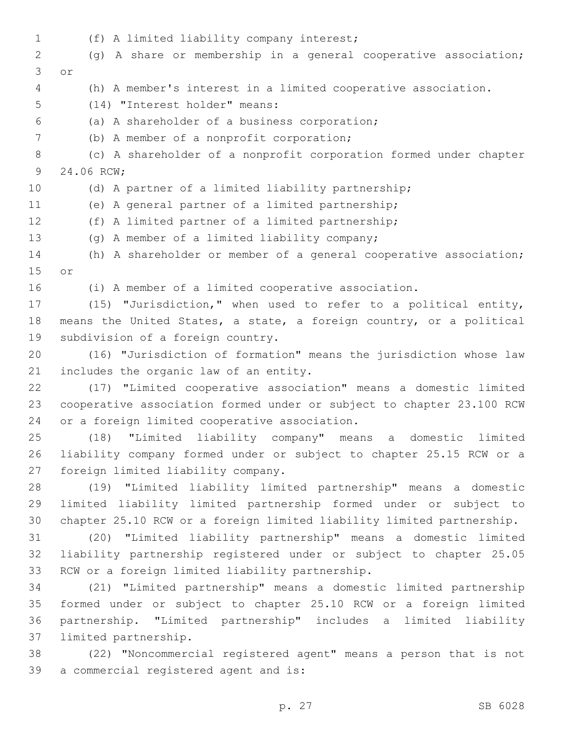(f) A limited liability company interest;

(g) A share or membership in a general cooperative association; or

(h) A member's interest in a limited cooperative association.

(14) "Interest holder" means:

(a) A shareholder of a business corporation;

(b) A member of a nonprofit corporation;

(c) A shareholder of a nonprofit corporation formed under chapter 24.06 RCW;

(d) A partner of a limited liability partnership;

(e) A general partner of a limited partnership;

(f) A limited partner of a limited partnership;

(g) A member of a limited liability company;

(h) A shareholder or member of a general cooperative association; or

(i) A member of a limited cooperative association.

(15) "Jurisdiction," when used to refer to a political entity, means the United States, a state, a foreign country, or a political subdivision of a foreign country.

(16) "Jurisdiction of formation" means the jurisdiction whose law includes the organic law of an entity.

(17) "Limited cooperative association" means a domestic limited cooperative association formed under or subject to chapter 23.100 RCW or a foreign limited cooperative association.

(18) "Limited liability company" means a domestic limited liability company formed under or subject to chapter 25.15 RCW or a foreign limited liability company.

(19) "Limited liability limited partnership" means a domestic limited liability limited partnership formed under or subject to chapter 25.10 RCW or a foreign limited liability limited partnership.

(20) "Limited liability partnership" means a domestic limited liability partnership registered under or subject to chapter 25.05 RCW or a foreign limited liability partnership.

(21) "Limited partnership" means a domestic limited partnership formed under or subject to chapter 25.10 RCW or a foreign limited partnership. "Limited partnership" includes a limited liability limited partnership.

(22) "Noncommercial registered agent" means a person that is not a commercial registered agent and is: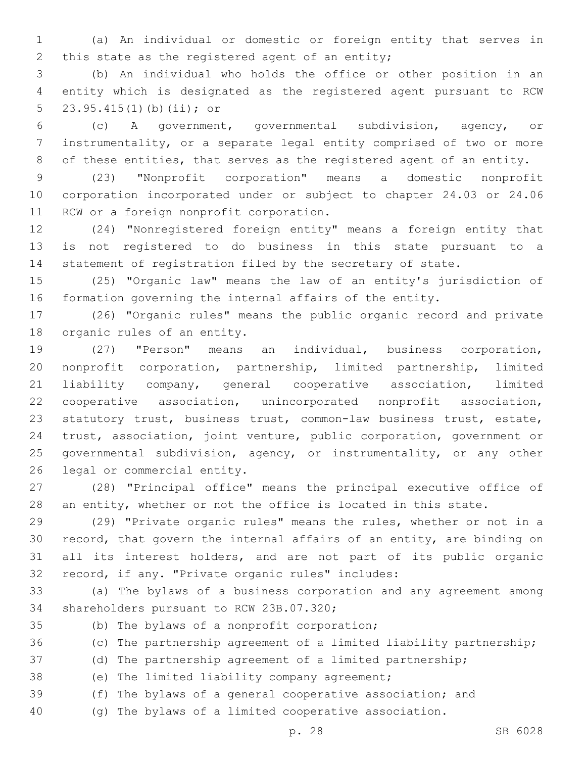(a) An individual or domestic or foreign entity that serves in this state as the registered agent of an entity;

(b) An individual who holds the office or other position in an entity which is designated as the registered agent pursuant to RCW 23.95.415(1)(b)(ii); or

(c) A government, governmental subdivision, agency, or instrumentality, or a separate legal entity comprised of two or more of these entities, that serves as the registered agent of an entity.

(23) "Nonprofit corporation" means a domestic nonprofit corporation incorporated under or subject to chapter 24.03 or 24.06 RCW or a foreign nonprofit corporation.

(24) "Nonregistered foreign entity" means a foreign entity that is not registered to do business in this state pursuant to a statement of registration filed by the secretary of state.

(25) "Organic law" means the law of an entity's jurisdiction of formation governing the internal affairs of the entity.

(26) "Organic rules" means the public organic record and private organic rules of an entity.

(27) "Person" means an individual, business corporation, nonprofit corporation, partnership, limited partnership, limited liability company, general cooperative association, limited cooperative association, unincorporated nonprofit association, statutory trust, business trust, common-law business trust, estate, trust, association, joint venture, public corporation, government or governmental subdivision, agency, or instrumentality, or any other legal or commercial entity.

(28) "Principal office" means the principal executive office of an entity, whether or not the office is located in this state.

(29) "Private organic rules" means the rules, whether or not in a record, that govern the internal affairs of an entity, are binding on all its interest holders, and are not part of its public organic record, if any. "Private organic rules" includes:

(a) The bylaws of a business corporation and any agreement among shareholders pursuant to RCW 23B.07.320;

(b) The bylaws of a nonprofit corporation;

(c) The partnership agreement of a limited liability partnership;

(d) The partnership agreement of a limited partnership;

(e) The limited liability company agreement;

(f) The bylaws of a general cooperative association; and

(g) The bylaws of a limited cooperative association.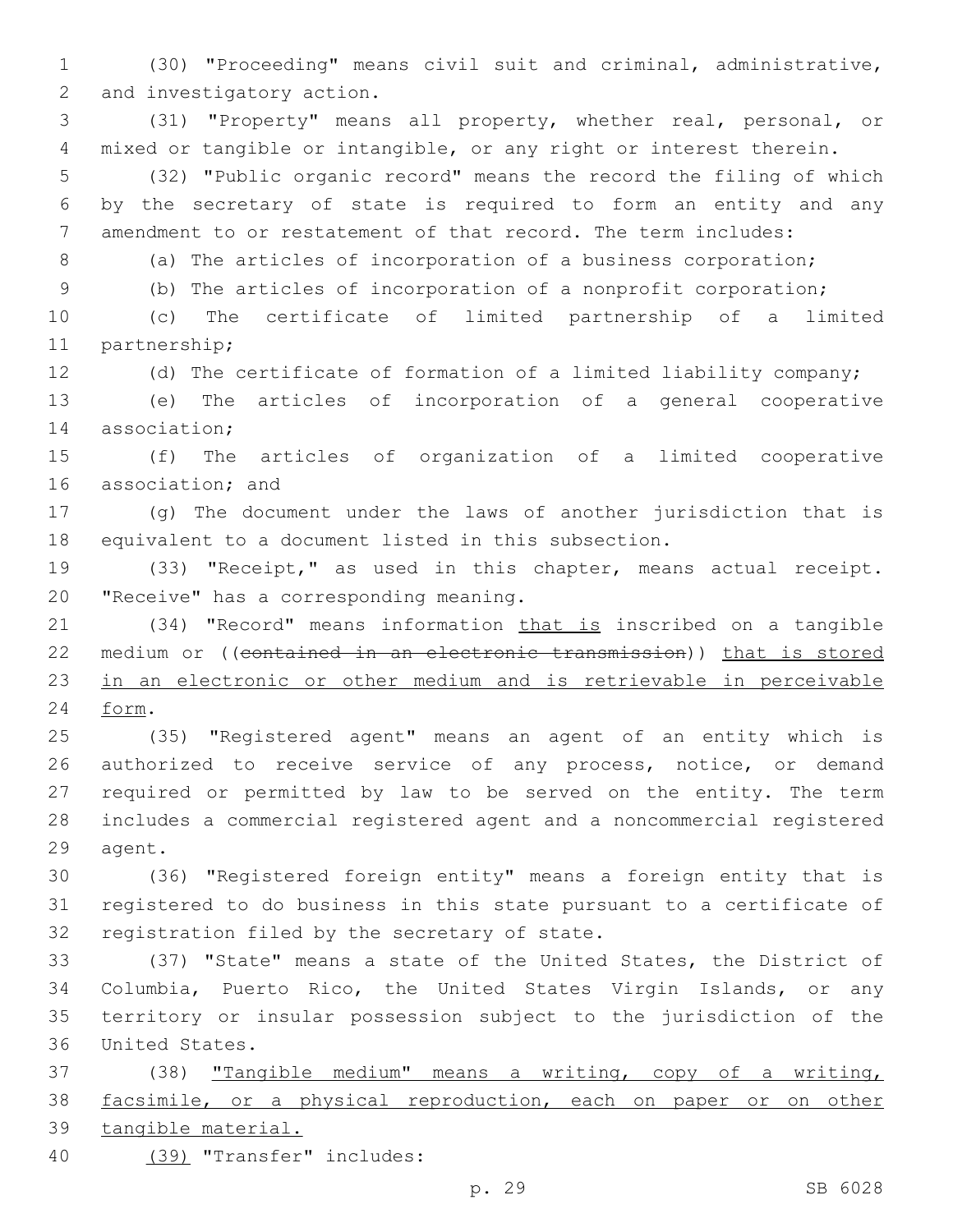(30) "Proceeding" means civil suit and criminal, administrative, and investigatory action.

(31) "Property" means all property, whether real, personal, or mixed or tangible or intangible, or any right or interest therein.

(32) "Public organic record" means the record the filing of which by the secretary of state is required to form an entity and any amendment to or restatement of that record. The term includes:

(a) The articles of incorporation of a business corporation;

(b) The articles of incorporation of a nonprofit corporation;

(c) The certificate of limited partnership of a limited partnership;

(d) The certificate of formation of a limited liability company;

(e) The articles of incorporation of a general cooperative association;

(f) The articles of organization of a limited cooperative association; and

(g) The document under the laws of another jurisdiction that is equivalent to a document listed in this subsection.

(33) "Receipt," as used in this chapter, means actual receipt. "Receive" has a corresponding meaning.

(34) "Record" means information <u>that is</u> inscribed on a tangible medium or ((~~contained in an electronic transmission~~)) <u>that is stored in an electronic or other medium and is retrievable in perceivable form</u>.

(35) "Registered agent" means an agent of an entity which is authorized to receive service of any process, notice, or demand required or permitted by law to be served on the entity. The term includes a commercial registered agent and a noncommercial registered agent.

(36) "Registered foreign entity" means a foreign entity that is registered to do business in this state pursuant to a certificate of registration filed by the secretary of state.

(37) "State" means a state of the United States, the District of Columbia, Puerto Rico, the United States Virgin Islands, or any territory or insular possession subject to the jurisdiction of the United States.

(38) <u>"Tangible medium" means a writing, copy of a writing, facsimile, or a physical reproduction, each on paper or on other tangible material.</u>

<u>(39)</u> "Transfer" includes: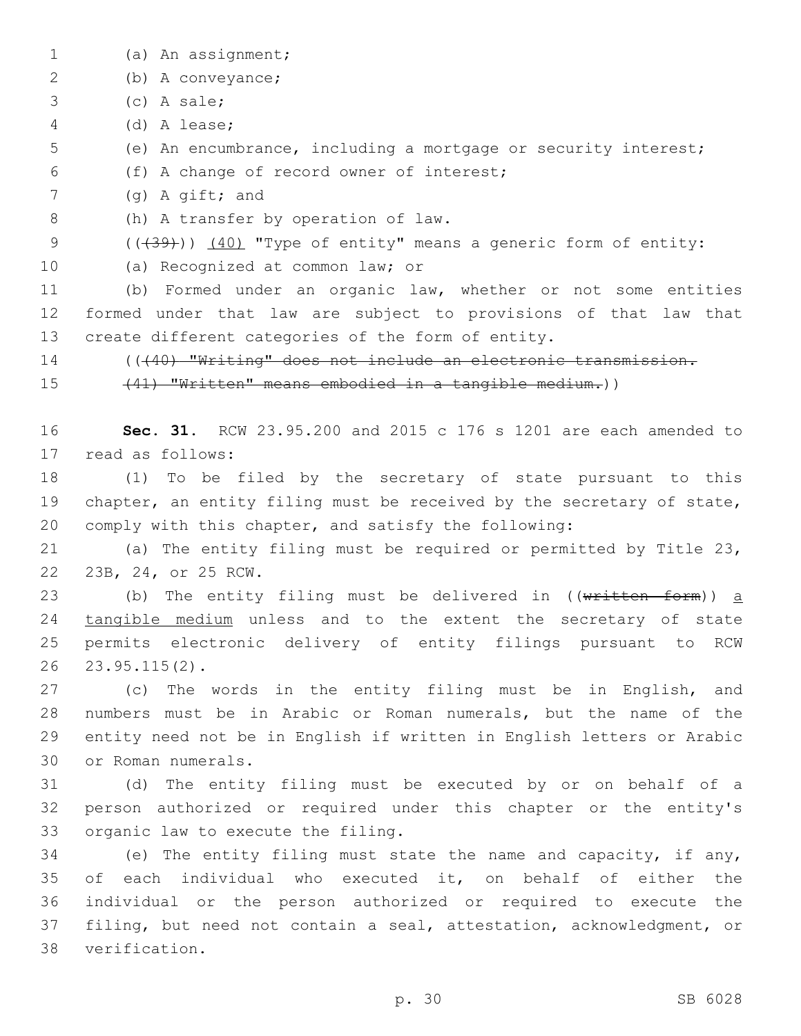(a) An assignment;

(b) A conveyance;

(c) A sale;

(d) A lease;

(e) An encumbrance, including a mortgage or security interest;

(f) A change of record owner of interest;

(g) A gift; and

(h) A transfer by operation of law.

~~((39))~~ (40) "Type of entity" means a generic form of entity:

(a) Recognized at common law; or

(b) Formed under an organic law, whether or not some entities formed under that law are subject to provisions of that law that create different categories of the form of entity.

((~~(40) "Writing" does not include an electronic transmission.~~

~~(41) "Written" means embodied in a tangible medium.~~))

**Sec. 31.** RCW 23.95.200 and 2015 c 176 s 1201 are each amended to read as follows:

(1) To be filed by the secretary of state pursuant to this chapter, an entity filing must be received by the secretary of state, comply with this chapter, and satisfy the following:

(a) The entity filing must be required or permitted by Title 23, 23B, 24, or 25 RCW.

(b) The entity filing must be delivered in ((~~written form~~)) a tangible medium unless and to the extent the secretary of state permits electronic delivery of entity filings pursuant to RCW 23.95.115(2).

(c) The words in the entity filing must be in English, and numbers must be in Arabic or Roman numerals, but the name of the entity need not be in English if written in English letters or Arabic or Roman numerals.

(d) The entity filing must be executed by or on behalf of a person authorized or required under this chapter or the entity's organic law to execute the filing.

(e) The entity filing must state the name and capacity, if any, of each individual who executed it, on behalf of either the individual or the person authorized or required to execute the filing, but need not contain a seal, attestation, acknowledgment, or verification.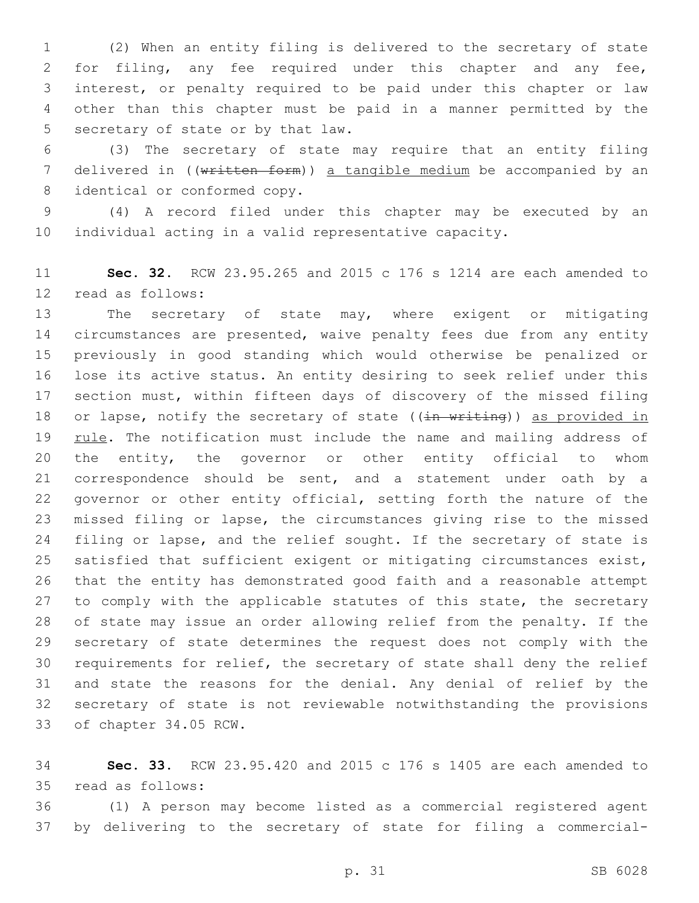(2) When an entity filing is delivered to the secretary of state for filing, any fee required under this chapter and any fee, interest, or penalty required to be paid under this chapter or law other than this chapter must be paid in a manner permitted by the secretary of state or by that law.

(3) The secretary of state may require that an entity filing delivered in ((~~written form~~)) <u>a tangible medium</u> be accompanied by an identical or conformed copy.

(4) A record filed under this chapter may be executed by an individual acting in a valid representative capacity.

**Sec. 32.** RCW 23.95.265 and 2015 c 176 s 1214 are each amended to read as follows:

The secretary of state may, where exigent or mitigating circumstances are presented, waive penalty fees due from any entity previously in good standing which would otherwise be penalized or lose its active status. An entity desiring to seek relief under this section must, within fifteen days of discovery of the missed filing or lapse, notify the secretary of state ((~~in writing~~)) <u>as provided in rule</u>. The notification must include the name and mailing address of the entity, the governor or other entity official to whom correspondence should be sent, and a statement under oath by a governor or other entity official, setting forth the nature of the missed filing or lapse, the circumstances giving rise to the missed filing or lapse, and the relief sought. If the secretary of state is satisfied that sufficient exigent or mitigating circumstances exist, that the entity has demonstrated good faith and a reasonable attempt to comply with the applicable statutes of this state, the secretary of state may issue an order allowing relief from the penalty. If the secretary of state determines the request does not comply with the requirements for relief, the secretary of state shall deny the relief and state the reasons for the denial. Any denial of relief by the secretary of state is not reviewable notwithstanding the provisions of chapter 34.05 RCW.

**Sec. 33.** RCW 23.95.420 and 2015 c 176 s 1405 are each amended to read as follows:

(1) A person may become listed as a commercial registered agent by delivering to the secretary of state for filing a commercial-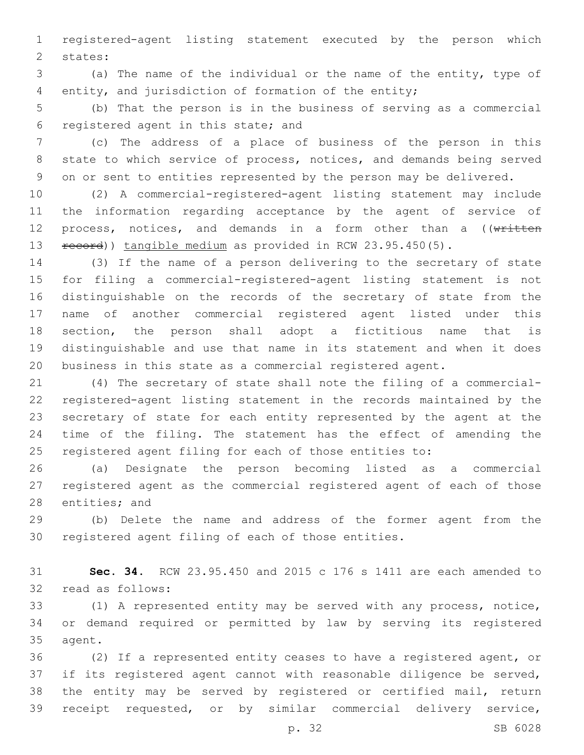registered-agent listing statement executed by the person which states:

(a) The name of the individual or the name of the entity, type of entity, and jurisdiction of formation of the entity;

(b) That the person is in the business of serving as a commercial registered agent in this state; and

(c) The address of a place of business of the person in this state to which service of process, notices, and demands being served on or sent to entities represented by the person may be delivered.

(2) A commercial-registered-agent listing statement may include the information regarding acceptance by the agent of service of process, notices, and demands in a form other than a ((~~written record~~)) tangible medium as provided in RCW 23.95.450(5).

(3) If the name of a person delivering to the secretary of state for filing a commercial-registered-agent listing statement is not distinguishable on the records of the secretary of state from the name of another commercial registered agent listed under this section, the person shall adopt a fictitious name that is distinguishable and use that name in its statement and when it does business in this state as a commercial registered agent.

(4) The secretary of state shall note the filing of a commercial-registered-agent listing statement in the records maintained by the secretary of state for each entity represented by the agent at the time of the filing. The statement has the effect of amending the registered agent filing for each of those entities to:

(a) Designate the person becoming listed as a commercial registered agent as the commercial registered agent of each of those entities; and

(b) Delete the name and address of the former agent from the registered agent filing of each of those entities.

**Sec. 34.** RCW 23.95.450 and 2015 c 176 s 1411 are each amended to read as follows:

(1) A represented entity may be served with any process, notice, or demand required or permitted by law by serving its registered agent.

(2) If a represented entity ceases to have a registered agent, or if its registered agent cannot with reasonable diligence be served, the entity may be served by registered or certified mail, return receipt requested, or by similar commercial delivery service,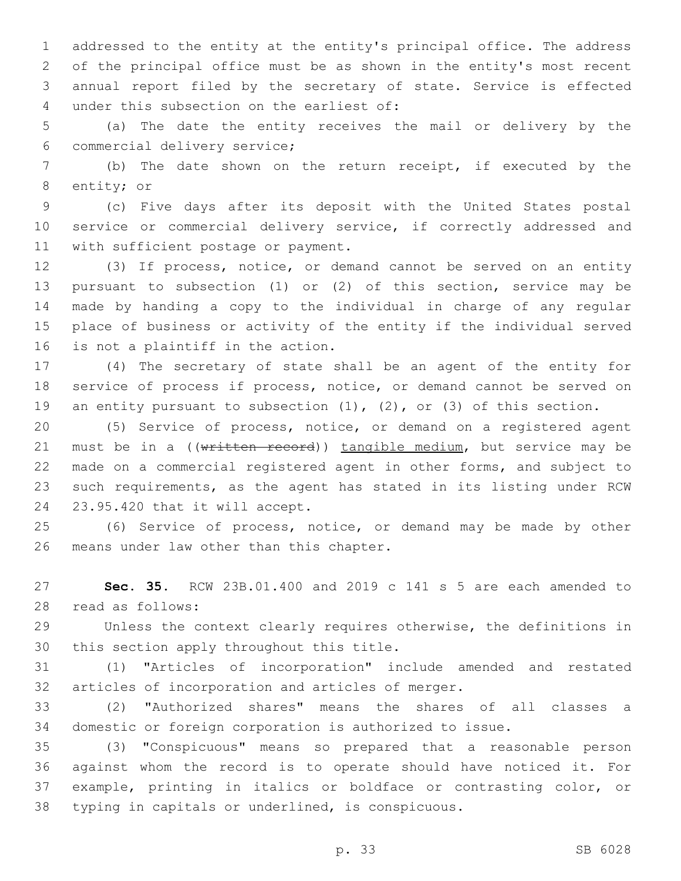addressed to the entity at the entity's principal office. The address of the principal office must be as shown in the entity's most recent annual report filed by the secretary of state. Service is effected under this subsection on the earliest of:

(a) The date the entity receives the mail or delivery by the commercial delivery service;

(b) The date shown on the return receipt, if executed by the entity; or

(c) Five days after its deposit with the United States postal service or commercial delivery service, if correctly addressed and with sufficient postage or payment.

(3) If process, notice, or demand cannot be served on an entity pursuant to subsection (1) or (2) of this section, service may be made by handing a copy to the individual in charge of any regular place of business or activity of the entity if the individual served is not a plaintiff in the action.

(4) The secretary of state shall be an agent of the entity for service of process if process, notice, or demand cannot be served on an entity pursuant to subsection (1), (2), or (3) of this section.

(5) Service of process, notice, or demand on a registered agent must be in a ((~~written record~~)) <u>tangible medium</u>, but service may be made on a commercial registered agent in other forms, and subject to such requirements, as the agent has stated in its listing under RCW 23.95.420 that it will accept.

(6) Service of process, notice, or demand may be made by other means under law other than this chapter.

**Sec. 35.** RCW 23B.01.400 and 2019 c 141 s 5 are each amended to read as follows:

Unless the context clearly requires otherwise, the definitions in this section apply throughout this title.

(1) "Articles of incorporation" include amended and restated articles of incorporation and articles of merger.

(2) "Authorized shares" means the shares of all classes a domestic or foreign corporation is authorized to issue.

(3) "Conspicuous" means so prepared that a reasonable person against whom the record is to operate should have noticed it. For example, printing in italics or boldface or contrasting color, or typing in capitals or underlined, is conspicuous.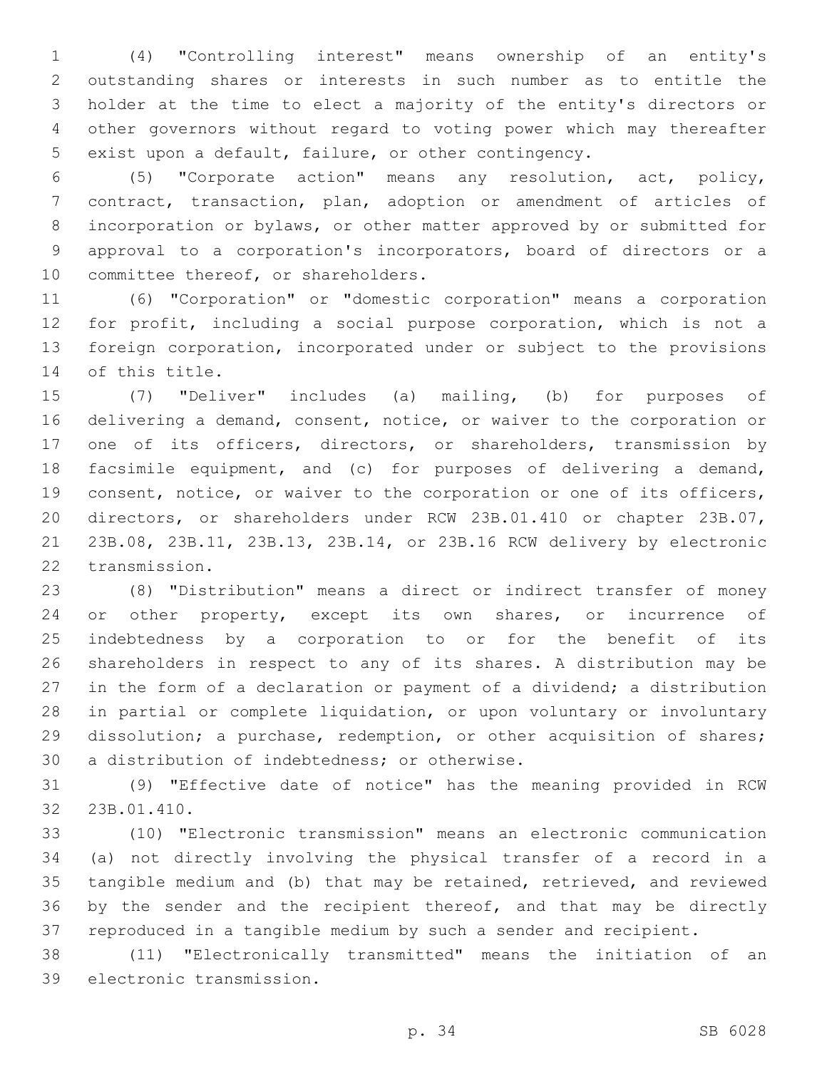(4) "Controlling interest" means ownership of an entity's outstanding shares or interests in such number as to entitle the holder at the time to elect a majority of the entity's directors or other governors without regard to voting power which may thereafter exist upon a default, failure, or other contingency.

(5) "Corporate action" means any resolution, act, policy, contract, transaction, plan, adoption or amendment of articles of incorporation or bylaws, or other matter approved by or submitted for approval to a corporation's incorporators, board of directors or a committee thereof, or shareholders.

(6) "Corporation" or "domestic corporation" means a corporation for profit, including a social purpose corporation, which is not a foreign corporation, incorporated under or subject to the provisions of this title.

(7) "Deliver" includes (a) mailing, (b) for purposes of delivering a demand, consent, notice, or waiver to the corporation or one of its officers, directors, or shareholders, transmission by facsimile equipment, and (c) for purposes of delivering a demand, consent, notice, or waiver to the corporation or one of its officers, directors, or shareholders under RCW 23B.01.410 or chapter 23B.07, 23B.08, 23B.11, 23B.13, 23B.14, or 23B.16 RCW delivery by electronic transmission.

(8) "Distribution" means a direct or indirect transfer of money or other property, except its own shares, or incurrence of indebtedness by a corporation to or for the benefit of its shareholders in respect to any of its shares. A distribution may be in the form of a declaration or payment of a dividend; a distribution in partial or complete liquidation, or upon voluntary or involuntary dissolution; a purchase, redemption, or other acquisition of shares; a distribution of indebtedness; or otherwise.

(9) "Effective date of notice" has the meaning provided in RCW 23B.01.410.

(10) "Electronic transmission" means an electronic communication (a) not directly involving the physical transfer of a record in a tangible medium and (b) that may be retained, retrieved, and reviewed by the sender and the recipient thereof, and that may be directly reproduced in a tangible medium by such a sender and recipient.

(11) "Electronically transmitted" means the initiation of an electronic transmission.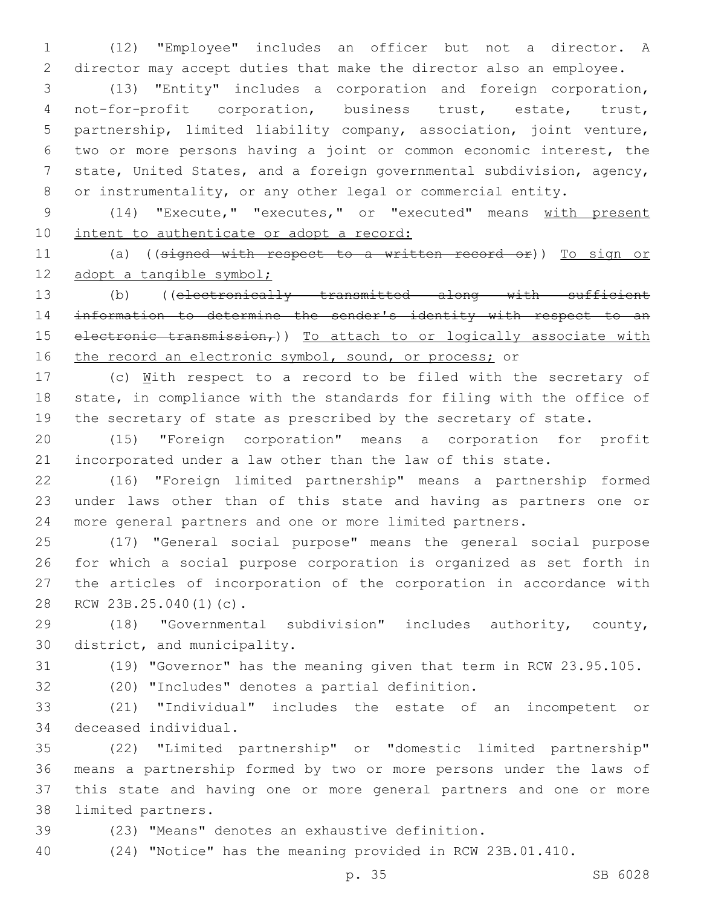(12) "Employee" includes an officer but not a director. A director may accept duties that make the director also an employee.

(13) "Entity" includes a corporation and foreign corporation, not-for-profit corporation, business trust, estate, trust, partnership, limited liability company, association, joint venture, two or more persons having a joint or common economic interest, the state, United States, and a foreign governmental subdivision, agency, or instrumentality, or any other legal or commercial entity.

(14) "Execute," "executes," or "executed" means with present intent to authenticate or adopt a record:

(a) ((~~signed with respect to a written record or~~)) To sign or adopt a tangible symbol;

(b) ((~~electronically transmitted along with sufficient information to determine the sender's identity with respect to an electronic transmission,~~)) To attach to or logically associate with the record an electronic symbol, sound, or process; or

(c) With respect to a record to be filed with the secretary of state, in compliance with the standards for filing with the office of the secretary of state as prescribed by the secretary of state.

(15) "Foreign corporation" means a corporation for profit incorporated under a law other than the law of this state.

(16) "Foreign limited partnership" means a partnership formed under laws other than of this state and having as partners one or more general partners and one or more limited partners.

(17) "General social purpose" means the general social purpose for which a social purpose corporation is organized as set forth in the articles of incorporation of the corporation in accordance with RCW 23B.25.040(1)(c).

(18) "Governmental subdivision" includes authority, county, district, and municipality.

(19) "Governor" has the meaning given that term in RCW 23.95.105.

(20) "Includes" denotes a partial definition.

(21) "Individual" includes the estate of an incompetent or deceased individual.

(22) "Limited partnership" or "domestic limited partnership" means a partnership formed by two or more persons under the laws of this state and having one or more general partners and one or more limited partners.

(23) "Means" denotes an exhaustive definition.

(24) "Notice" has the meaning provided in RCW 23B.01.410.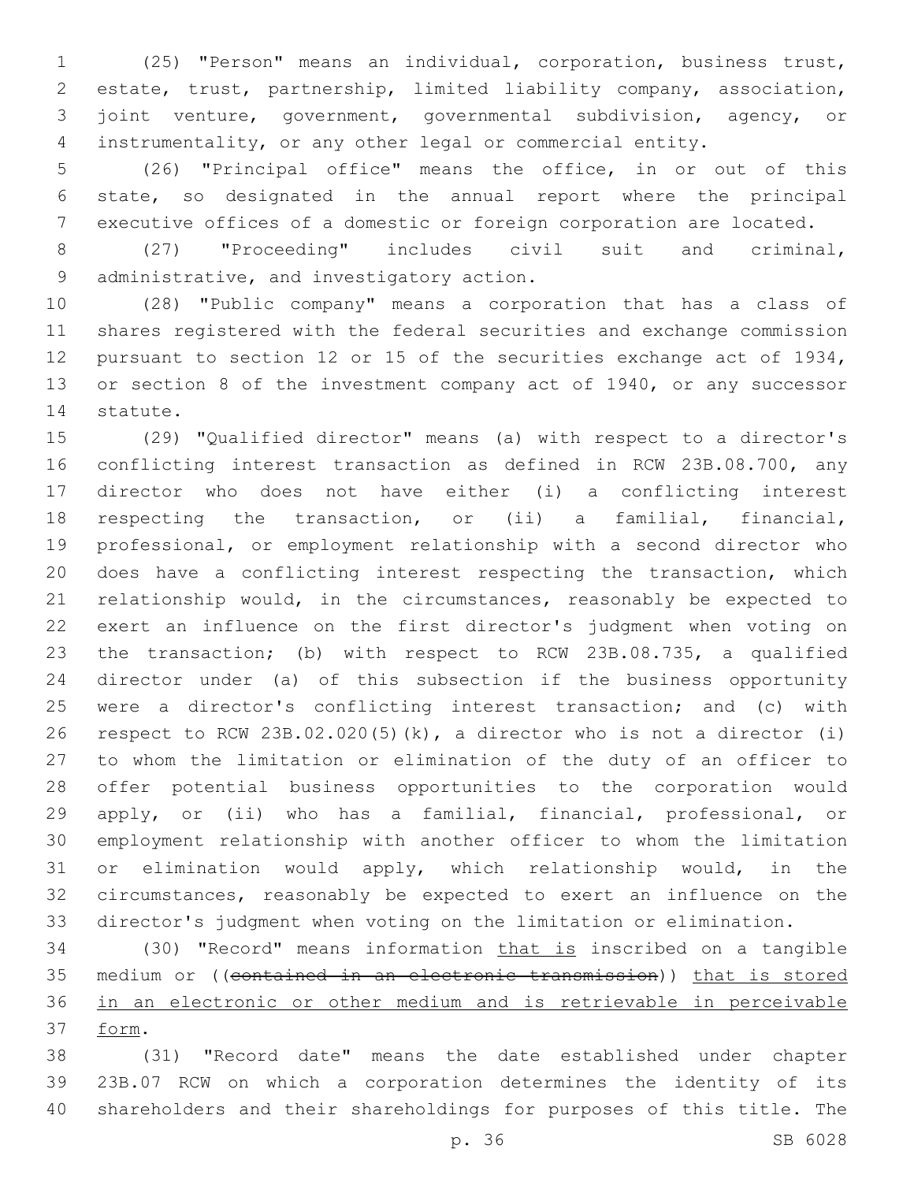(25) "Person" means an individual, corporation, business trust, estate, trust, partnership, limited liability company, association, joint venture, government, governmental subdivision, agency, or instrumentality, or any other legal or commercial entity.

(26) "Principal office" means the office, in or out of this state, so designated in the annual report where the principal executive offices of a domestic or foreign corporation are located.

(27) "Proceeding" includes civil suit and criminal, administrative, and investigatory action.

(28) "Public company" means a corporation that has a class of shares registered with the federal securities and exchange commission pursuant to section 12 or 15 of the securities exchange act of 1934, or section 8 of the investment company act of 1940, or any successor statute.

(29) "Qualified director" means (a) with respect to a director's conflicting interest transaction as defined in RCW 23B.08.700, any director who does not have either (i) a conflicting interest respecting the transaction, or (ii) a familial, financial, professional, or employment relationship with a second director who does have a conflicting interest respecting the transaction, which relationship would, in the circumstances, reasonably be expected to exert an influence on the first director's judgment when voting on the transaction; (b) with respect to RCW 23B.08.735, a qualified director under (a) of this subsection if the business opportunity were a director's conflicting interest transaction; and (c) with respect to RCW 23B.02.020(5)(k), a director who is not a director (i) to whom the limitation or elimination of the duty of an officer to offer potential business opportunities to the corporation would apply, or (ii) who has a familial, financial, professional, or employment relationship with another officer to whom the limitation or elimination would apply, which relationship would, in the circumstances, reasonably be expected to exert an influence on the director's judgment when voting on the limitation or elimination.

(30) "Record" means information <u>that is</u> inscribed on a tangible medium or ((~~contained in an electronic transmission~~)) <u>that is stored in an electronic or other medium and is retrievable in perceivable form</u>.

(31) "Record date" means the date established under chapter 23B.07 RCW on which a corporation determines the identity of its shareholders and their shareholdings for purposes of this title. The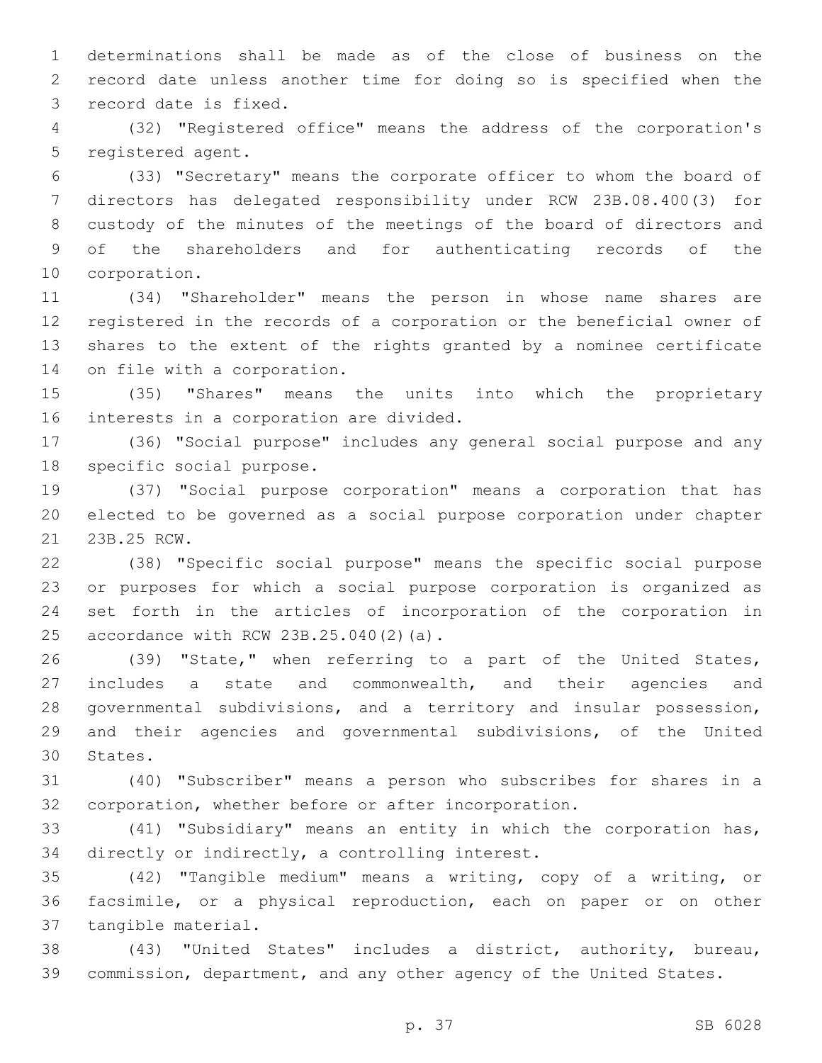determinations shall be made as of the close of business on the record date unless another time for doing so is specified when the record date is fixed.

(32) "Registered office" means the address of the corporation's registered agent.

(33) "Secretary" means the corporate officer to whom the board of directors has delegated responsibility under RCW 23B.08.400(3) for custody of the minutes of the meetings of the board of directors and of the shareholders and for authenticating records of the corporation.

(34) "Shareholder" means the person in whose name shares are registered in the records of a corporation or the beneficial owner of shares to the extent of the rights granted by a nominee certificate on file with a corporation.

(35) "Shares" means the units into which the proprietary interests in a corporation are divided.

(36) "Social purpose" includes any general social purpose and any specific social purpose.

(37) "Social purpose corporation" means a corporation that has elected to be governed as a social purpose corporation under chapter 23B.25 RCW.

(38) "Specific social purpose" means the specific social purpose or purposes for which a social purpose corporation is organized as set forth in the articles of incorporation of the corporation in accordance with RCW 23B.25.040(2)(a).

(39) "State," when referring to a part of the United States, includes a state and commonwealth, and their agencies and governmental subdivisions, and a territory and insular possession, and their agencies and governmental subdivisions, of the United States.

(40) "Subscriber" means a person who subscribes for shares in a corporation, whether before or after incorporation.

(41) "Subsidiary" means an entity in which the corporation has, directly or indirectly, a controlling interest.

(42) "Tangible medium" means a writing, copy of a writing, or facsimile, or a physical reproduction, each on paper or on other tangible material.

(43) "United States" includes a district, authority, bureau, commission, department, and any other agency of the United States.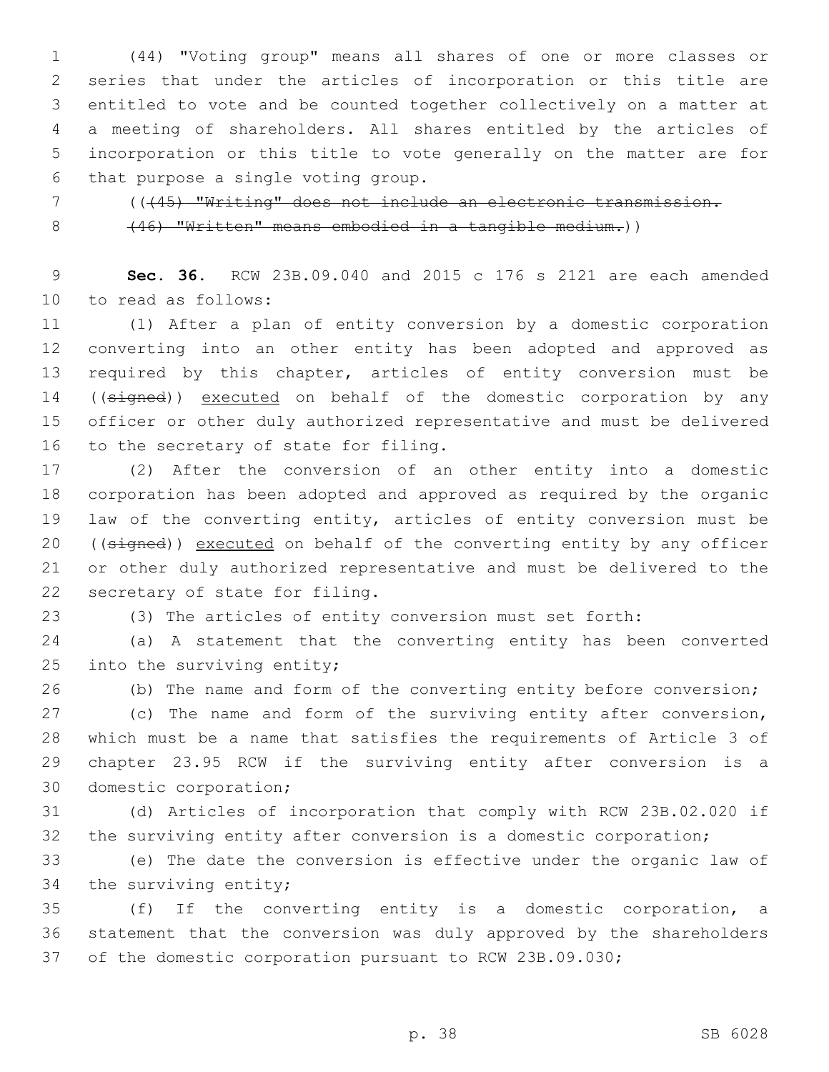(44) "Voting group" means all shares of one or more classes or series that under the articles of incorporation or this title are entitled to vote and be counted together collectively on a matter at a meeting of shareholders. All shares entitled by the articles of incorporation or this title to vote generally on the matter are for that purpose a single voting group.

(( ~~(45) "Writing" does not include an electronic transmission.~~

~~(46) "Written" means embodied in a tangible medium.~~ ))

**Sec. 36.** RCW 23B.09.040 and 2015 c 176 s 2121 are each amended to read as follows:

(1) After a plan of entity conversion by a domestic corporation converting into an other entity has been adopted and approved as required by this chapter, articles of entity conversion must be (( ~~signed~~ )) executed on behalf of the domestic corporation by any officer or other duly authorized representative and must be delivered to the secretary of state for filing.

(2) After the conversion of an other entity into a domestic corporation has been adopted and approved as required by the organic law of the converting entity, articles of entity conversion must be (( ~~signed~~ )) executed on behalf of the converting entity by any officer or other duly authorized representative and must be delivered to the secretary of state for filing.

(3) The articles of entity conversion must set forth:

(a) A statement that the converting entity has been converted into the surviving entity;

(b) The name and form of the converting entity before conversion;

(c) The name and form of the surviving entity after conversion, which must be a name that satisfies the requirements of Article 3 of chapter 23.95 RCW if the surviving entity after conversion is a domestic corporation;

(d) Articles of incorporation that comply with RCW 23B.02.020 if the surviving entity after conversion is a domestic corporation;

(e) The date the conversion is effective under the organic law of the surviving entity;

(f) If the converting entity is a domestic corporation, a statement that the conversion was duly approved by the shareholders of the domestic corporation pursuant to RCW 23B.09.030;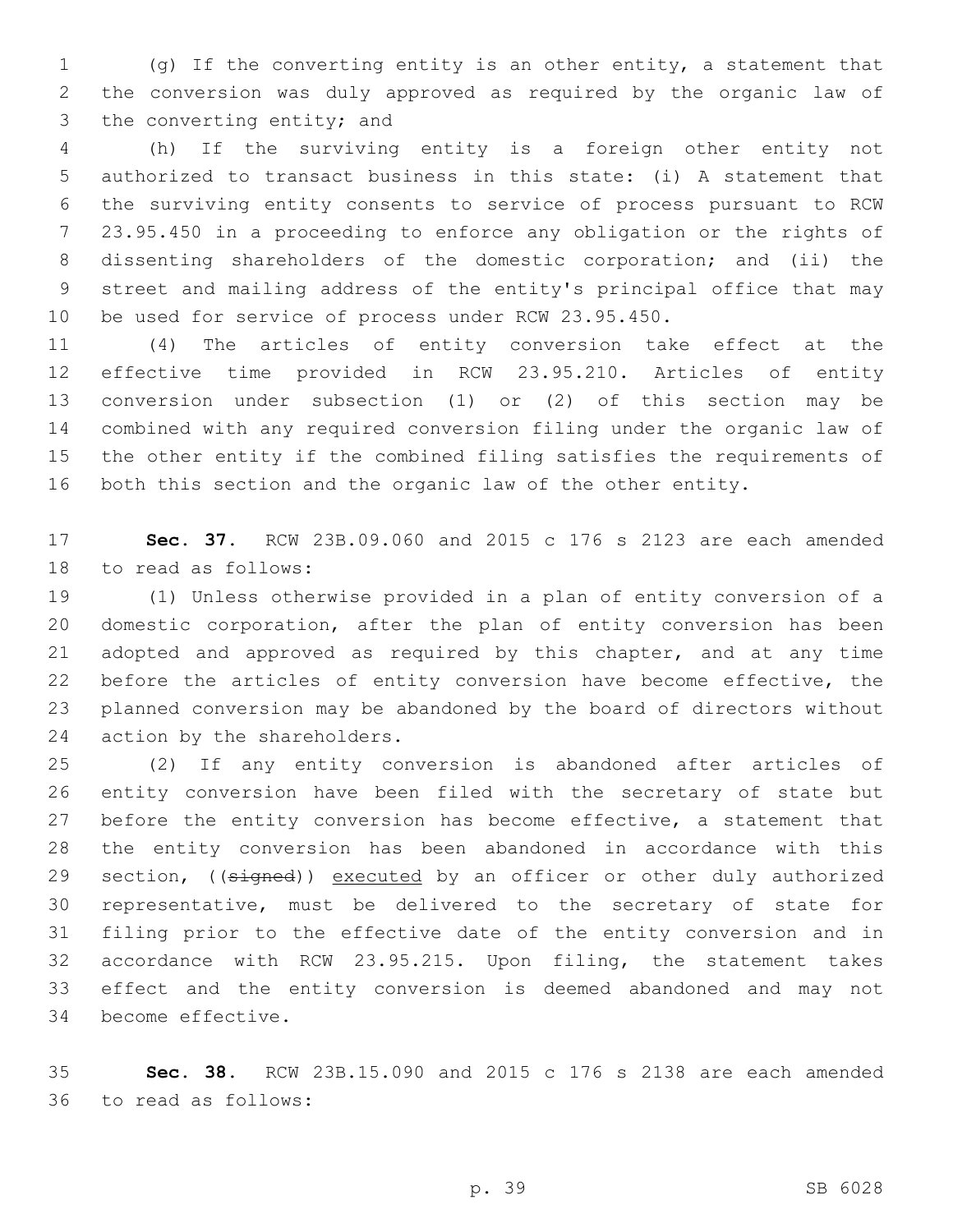(g) If the converting entity is an other entity, a statement that the conversion was duly approved as required by the organic law of the converting entity; and

(h) If the surviving entity is a foreign other entity not authorized to transact business in this state: (i) A statement that the surviving entity consents to service of process pursuant to RCW 23.95.450 in a proceeding to enforce any obligation or the rights of dissenting shareholders of the domestic corporation; and (ii) the street and mailing address of the entity's principal office that may be used for service of process under RCW 23.95.450.

(4) The articles of entity conversion take effect at the effective time provided in RCW 23.95.210. Articles of entity conversion under subsection (1) or (2) of this section may be combined with any required conversion filing under the organic law of the other entity if the combined filing satisfies the requirements of both this section and the organic law of the other entity.

**Sec. 37.** RCW 23B.09.060 and 2015 c 176 s 2123 are each amended to read as follows:

(1) Unless otherwise provided in a plan of entity conversion of a domestic corporation, after the plan of entity conversion has been adopted and approved as required by this chapter, and at any time before the articles of entity conversion have become effective, the planned conversion may be abandoned by the board of directors without action by the shareholders.

(2) If any entity conversion is abandoned after articles of entity conversion have been filed with the secretary of state but before the entity conversion has become effective, a statement that the entity conversion has been abandoned in accordance with this section, ((~~signed~~)) executed by an officer or other duly authorized representative, must be delivered to the secretary of state for filing prior to the effective date of the entity conversion and in accordance with RCW 23.95.215. Upon filing, the statement takes effect and the entity conversion is deemed abandoned and may not become effective.

**Sec. 38.** RCW 23B.15.090 and 2015 c 176 s 2138 are each amended to read as follows: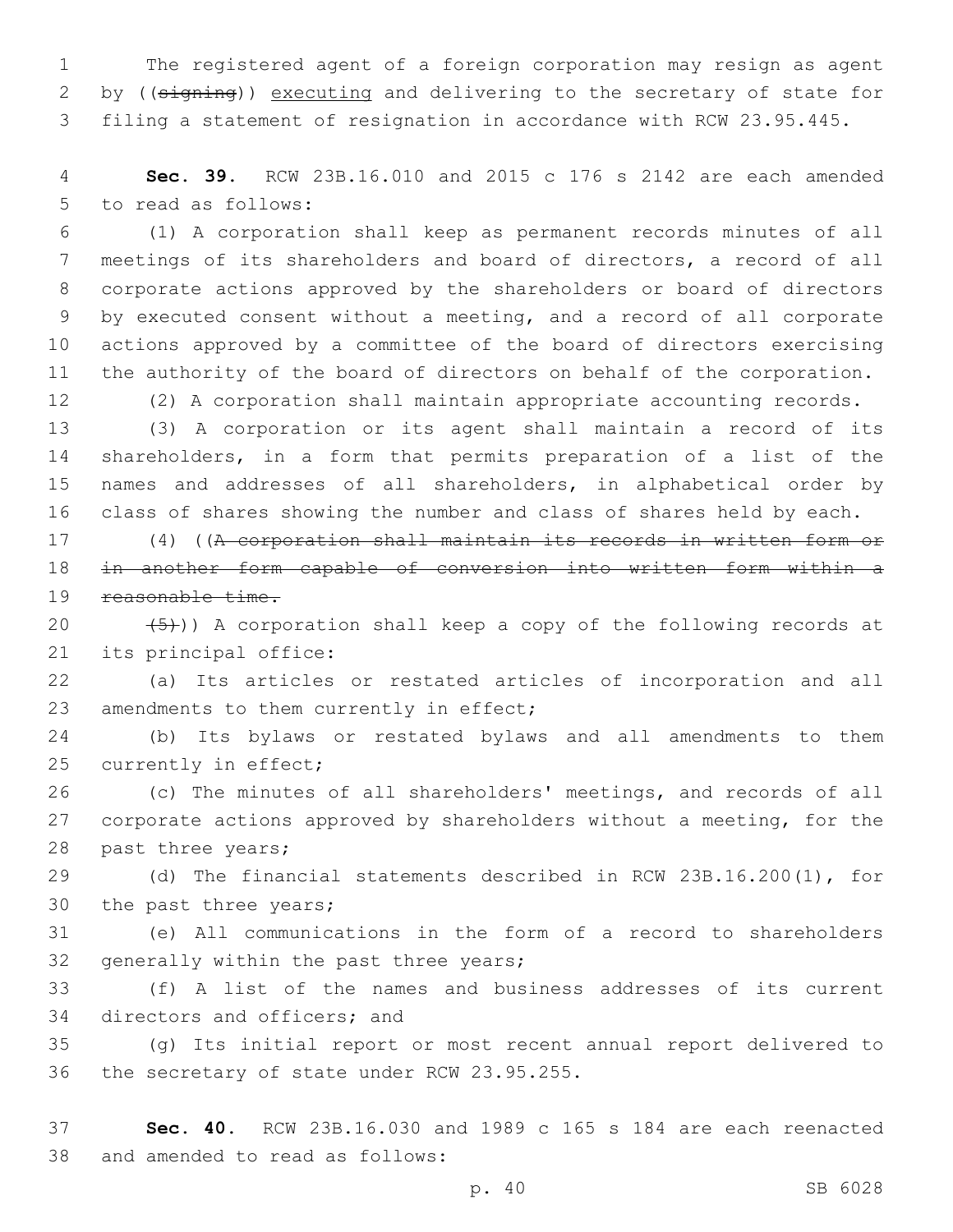The registered agent of a foreign corporation may resign as agent by ((~~signing~~)) executing and delivering to the secretary of state for filing a statement of resignation in accordance with RCW 23.95.445.

**Sec. 39.** RCW 23B.16.010 and 2015 c 176 s 2142 are each amended to read as follows:

(1) A corporation shall keep as permanent records minutes of all meetings of its shareholders and board of directors, a record of all corporate actions approved by the shareholders or board of directors by executed consent without a meeting, and a record of all corporate actions approved by a committee of the board of directors exercising the authority of the board of directors on behalf of the corporation.

(2) A corporation shall maintain appropriate accounting records.

(3) A corporation or its agent shall maintain a record of its shareholders, in a form that permits preparation of a list of the names and addresses of all shareholders, in alphabetical order by class of shares showing the number and class of shares held by each.

(4) ((~~A corporation shall maintain its records in written form or in another form capable of conversion into written form within a reasonable time.~~

~~(5)~~)) A corporation shall keep a copy of the following records at its principal office:

(a) Its articles or restated articles of incorporation and all amendments to them currently in effect;

(b) Its bylaws or restated bylaws and all amendments to them currently in effect;

(c) The minutes of all shareholders' meetings, and records of all corporate actions approved by shareholders without a meeting, for the past three years;

(d) The financial statements described in RCW 23B.16.200(1), for the past three years;

(e) All communications in the form of a record to shareholders generally within the past three years;

(f) A list of the names and business addresses of its current directors and officers; and

(g) Its initial report or most recent annual report delivered to the secretary of state under RCW 23.95.255.

**Sec. 40.** RCW 23B.16.030 and 1989 c 165 s 184 are each reenacted and amended to read as follows: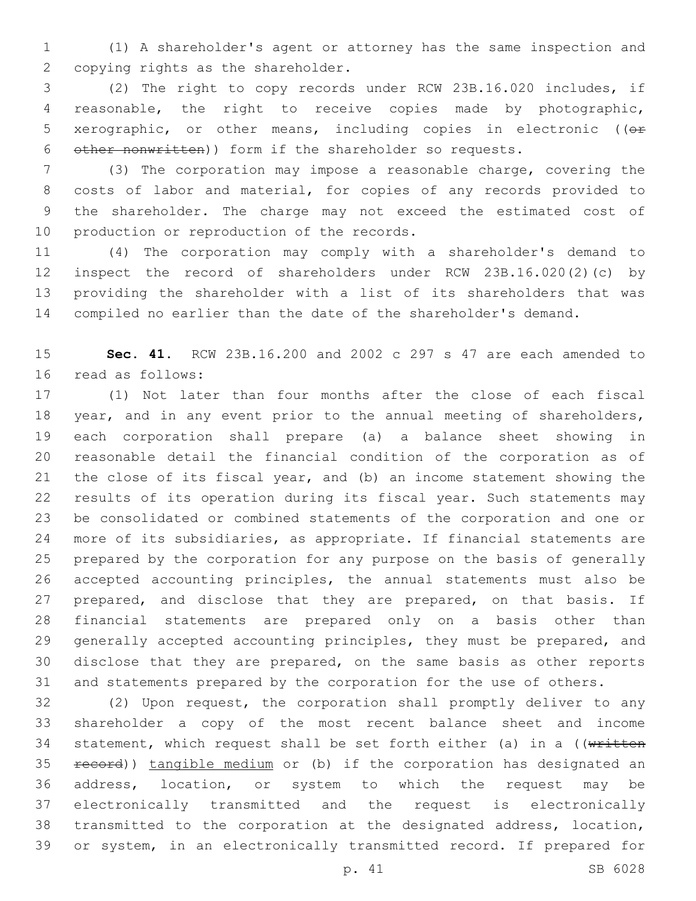(1) A shareholder's agent or attorney has the same inspection and copying rights as the shareholder.

(2) The right to copy records under RCW 23B.16.020 includes, if reasonable, the right to receive copies made by photographic, xerographic, or other means, including copies in electronic ((~~or other nonwritten~~)) form if the shareholder so requests.

(3) The corporation may impose a reasonable charge, covering the costs of labor and material, for copies of any records provided to the shareholder. The charge may not exceed the estimated cost of production or reproduction of the records.

(4) The corporation may comply with a shareholder's demand to inspect the record of shareholders under RCW 23B.16.020(2)(c) by providing the shareholder with a list of its shareholders that was compiled no earlier than the date of the shareholder's demand.

**Sec. 41.** RCW 23B.16.200 and 2002 c 297 s 47 are each amended to read as follows:

(1) Not later than four months after the close of each fiscal year, and in any event prior to the annual meeting of shareholders, each corporation shall prepare (a) a balance sheet showing in reasonable detail the financial condition of the corporation as of the close of its fiscal year, and (b) an income statement showing the results of its operation during its fiscal year. Such statements may be consolidated or combined statements of the corporation and one or more of its subsidiaries, as appropriate. If financial statements are prepared by the corporation for any purpose on the basis of generally accepted accounting principles, the annual statements must also be prepared, and disclose that they are prepared, on that basis. If financial statements are prepared only on a basis other than generally accepted accounting principles, they must be prepared, and disclose that they are prepared, on the same basis as other reports and statements prepared by the corporation for the use of others.

(2) Upon request, the corporation shall promptly deliver to any shareholder a copy of the most recent balance sheet and income statement, which request shall be set forth either (a) in a ((~~written record~~)) <u>tangible medium</u> or (b) if the corporation has designated an address, location, or system to which the request may be electronically transmitted and the request is electronically transmitted to the corporation at the designated address, location, or system, in an electronically transmitted record. If prepared for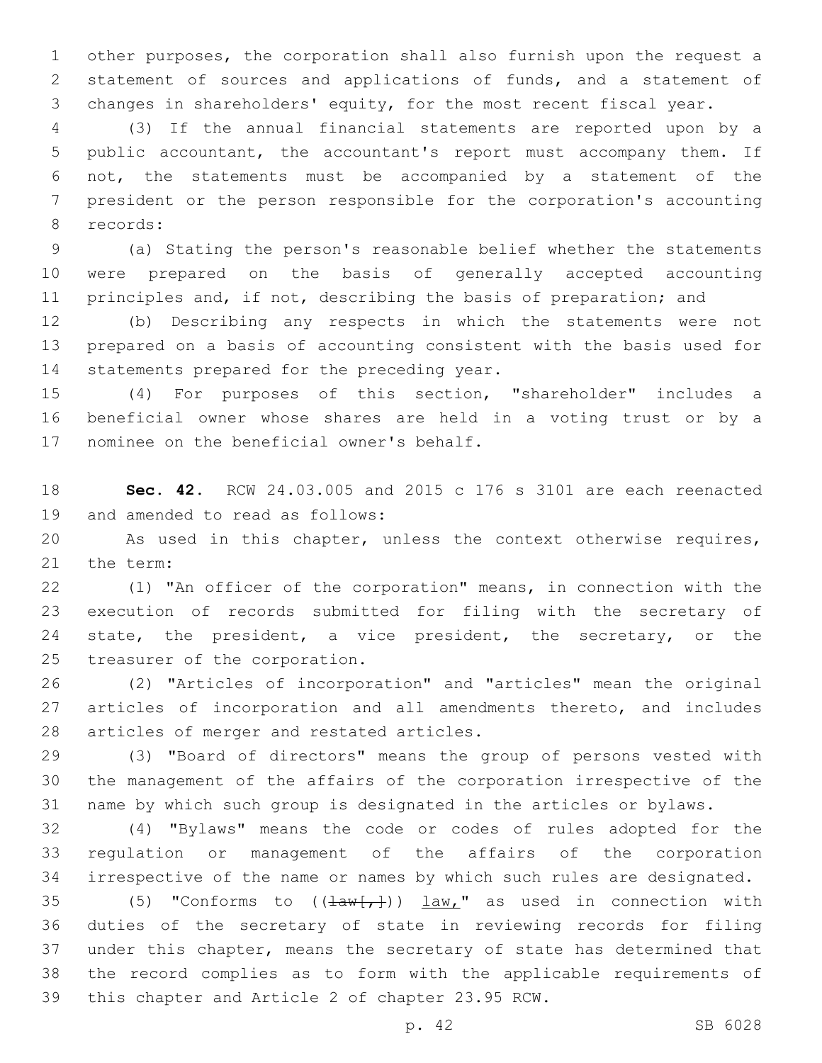other purposes, the corporation shall also furnish upon the request a statement of sources and applications of funds, and a statement of changes in shareholders' equity, for the most recent fiscal year.

(3) If the annual financial statements are reported upon by a public accountant, the accountant's report must accompany them. If not, the statements must be accompanied by a statement of the president or the person responsible for the corporation's accounting records:

(a) Stating the person's reasonable belief whether the statements were prepared on the basis of generally accepted accounting principles and, if not, describing the basis of preparation; and

(b) Describing any respects in which the statements were not prepared on a basis of accounting consistent with the basis used for statements prepared for the preceding year.

(4) For purposes of this section, "shareholder" includes a beneficial owner whose shares are held in a voting trust or by a nominee on the beneficial owner's behalf.

**Sec. 42.** RCW 24.03.005 and 2015 c 176 s 3101 are each reenacted and amended to read as follows:

As used in this chapter, unless the context otherwise requires, the term:

(1) "An officer of the corporation" means, in connection with the execution of records submitted for filing with the secretary of state, the president, a vice president, the secretary, or the treasurer of the corporation.

(2) "Articles of incorporation" and "articles" mean the original articles of incorporation and all amendments thereto, and includes articles of merger and restated articles.

(3) "Board of directors" means the group of persons vested with the management of the affairs of the corporation irrespective of the name by which such group is designated in the articles or bylaws.

(4) "Bylaws" means the code or codes of rules adopted for the regulation or management of the affairs of the corporation irrespective of the name or names by which such rules are designated.

(5) "Conforms to ((~~law[,]~~)) law," as used in connection with duties of the secretary of state in reviewing records for filing under this chapter, means the secretary of state has determined that the record complies as to form with the applicable requirements of this chapter and Article 2 of chapter 23.95 RCW.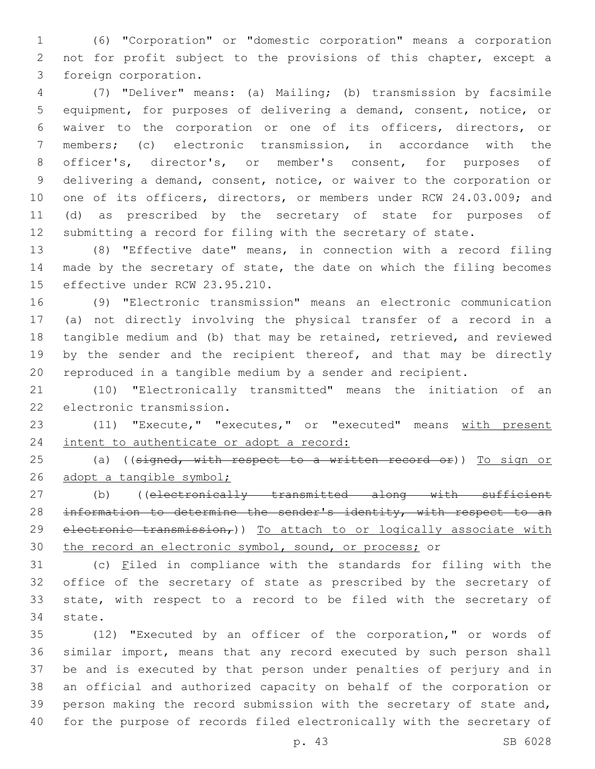(6) "Corporation" or "domestic corporation" means a corporation not for profit subject to the provisions of this chapter, except a foreign corporation.

(7) "Deliver" means: (a) Mailing; (b) transmission by facsimile equipment, for purposes of delivering a demand, consent, notice, or waiver to the corporation or one of its officers, directors, or members; (c) electronic transmission, in accordance with the officer's, director's, or member's consent, for purposes of delivering a demand, consent, notice, or waiver to the corporation or one of its officers, directors, or members under RCW 24.03.009; and (d) as prescribed by the secretary of state for purposes of submitting a record for filing with the secretary of state.

(8) "Effective date" means, in connection with a record filing made by the secretary of state, the date on which the filing becomes effective under RCW 23.95.210.

(9) "Electronic transmission" means an electronic communication (a) not directly involving the physical transfer of a record in a tangible medium and (b) that may be retained, retrieved, and reviewed by the sender and the recipient thereof, and that may be directly reproduced in a tangible medium by a sender and recipient.

(10) "Electronically transmitted" means the initiation of an electronic transmission.

(11) "Execute," "executes," or "executed" means <u>with present intent to authenticate or adopt a record:</u>

(a) ((~~signed, with respect to a written record or~~)) <u>To sign or adopt a tangible symbol;</u>

(b) ((~~electronically transmitted along with sufficient information to determine the sender's identity, with respect to an electronic transmission,~~)) <u>To attach to or logically associate with the record an electronic symbol, sound, or process;</u> or

(c) <u>F</u>iled in compliance with the standards for filing with the office of the secretary of state as prescribed by the secretary of state, with respect to a record to be filed with the secretary of state.

(12) "Executed by an officer of the corporation," or words of similar import, means that any record executed by such person shall be and is executed by that person under penalties of perjury and in an official and authorized capacity on behalf of the corporation or person making the record submission with the secretary of state and, for the purpose of records filed electronically with the secretary of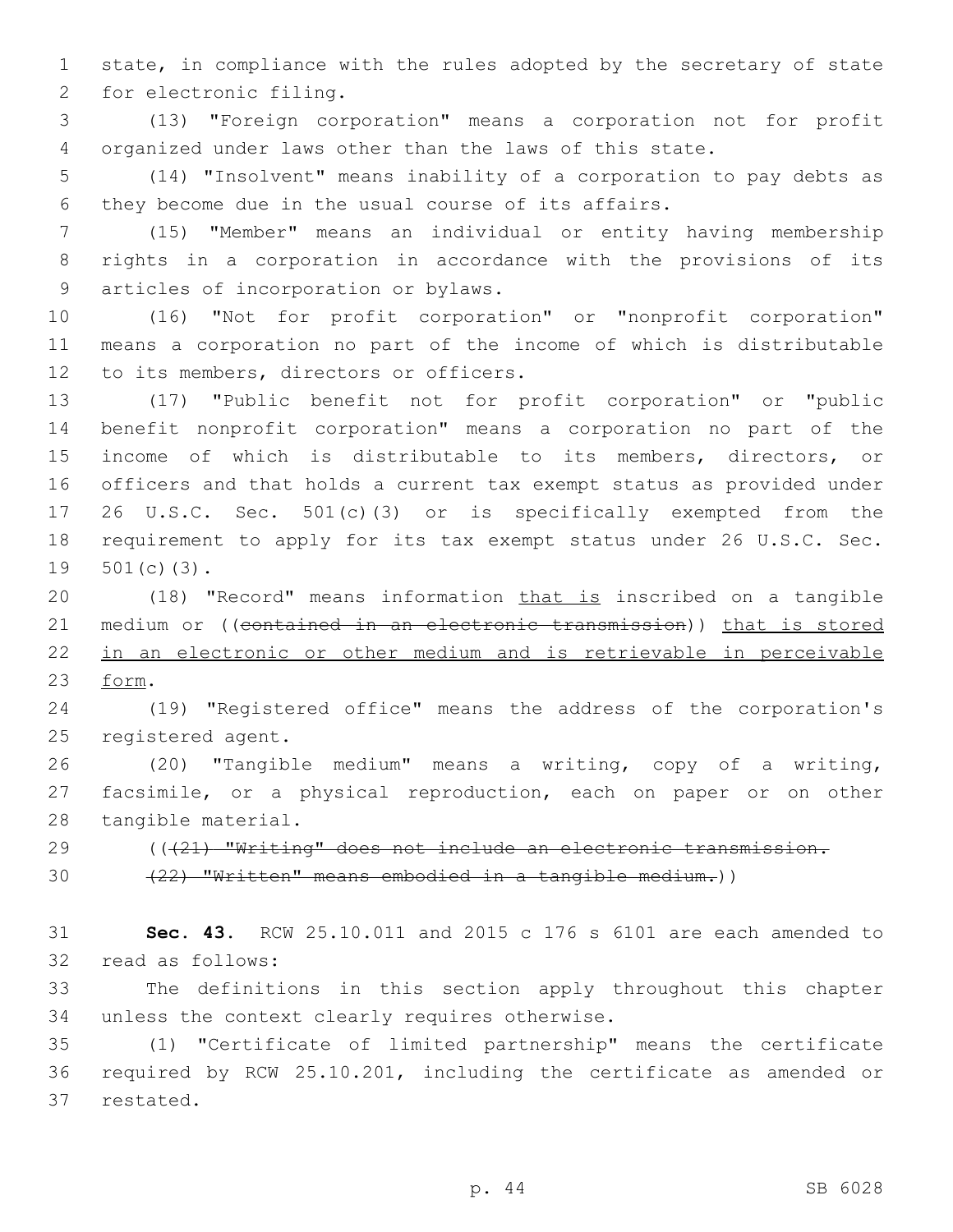state, in compliance with the rules adopted by the secretary of state for electronic filing.

(13) "Foreign corporation" means a corporation not for profit organized under laws other than the laws of this state.

(14) "Insolvent" means inability of a corporation to pay debts as they become due in the usual course of its affairs.

(15) "Member" means an individual or entity having membership rights in a corporation in accordance with the provisions of its articles of incorporation or bylaws.

(16) "Not for profit corporation" or "nonprofit corporation" means a corporation no part of the income of which is distributable to its members, directors or officers.

(17) "Public benefit not for profit corporation" or "public benefit nonprofit corporation" means a corporation no part of the income of which is distributable to its members, directors, or officers and that holds a current tax exempt status as provided under 26 U.S.C. Sec. 501(c)(3) or is specifically exempted from the requirement to apply for its tax exempt status under 26 U.S.C. Sec. 501(c)(3).

(18) "Record" means information <u>that is</u> inscribed on a tangible medium or ((~~contained in an electronic transmission~~)) <u>that is stored in an electronic or other medium and is retrievable in perceivable form</u>.

(19) "Registered office" means the address of the corporation's registered agent.

(20) "Tangible medium" means a writing, copy of a writing, facsimile, or a physical reproduction, each on paper or on other tangible material.

((~~(21) "Writing" does not include an electronic transmission.~~

~~(22) "Written" means embodied in a tangible medium.~~))

**Sec. 43.** RCW 25.10.011 and 2015 c 176 s 6101 are each amended to read as follows:

The definitions in this section apply throughout this chapter unless the context clearly requires otherwise.

(1) "Certificate of limited partnership" means the certificate required by RCW 25.10.201, including the certificate as amended or restated.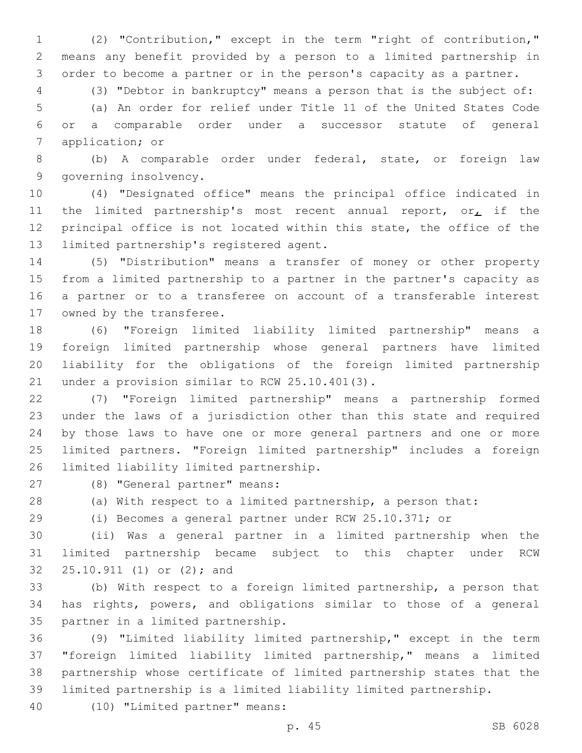(2) "Contribution," except in the term "right of contribution," means any benefit provided by a person to a limited partnership in order to become a partner or in the person's capacity as a partner.

(3) "Debtor in bankruptcy" means a person that is the subject of:

(a) An order for relief under Title 11 of the United States Code or a comparable order under a successor statute of general application; or

(b) A comparable order under federal, state, or foreign law governing insolvency.

(4) "Designated office" means the principal office indicated in the limited partnership's most recent annual report, or, if the principal office is not located within this state, the office of the limited partnership's registered agent.

(5) "Distribution" means a transfer of money or other property from a limited partnership to a partner in the partner's capacity as a partner or to a transferee on account of a transferable interest owned by the transferee.

(6) "Foreign limited liability limited partnership" means a foreign limited partnership whose general partners have limited liability for the obligations of the foreign limited partnership under a provision similar to RCW 25.10.401(3).

(7) "Foreign limited partnership" means a partnership formed under the laws of a jurisdiction other than this state and required by those laws to have one or more general partners and one or more limited partners. "Foreign limited partnership" includes a foreign limited liability limited partnership.

(8) "General partner" means:

(a) With respect to a limited partnership, a person that:

(i) Becomes a general partner under RCW 25.10.371; or

(ii) Was a general partner in a limited partnership when the limited partnership became subject to this chapter under RCW 25.10.911 (1) or (2); and

(b) With respect to a foreign limited partnership, a person that has rights, powers, and obligations similar to those of a general partner in a limited partnership.

(9) "Limited liability limited partnership," except in the term "foreign limited liability limited partnership," means a limited partnership whose certificate of limited partnership states that the limited partnership is a limited liability limited partnership.

(10) "Limited partner" means: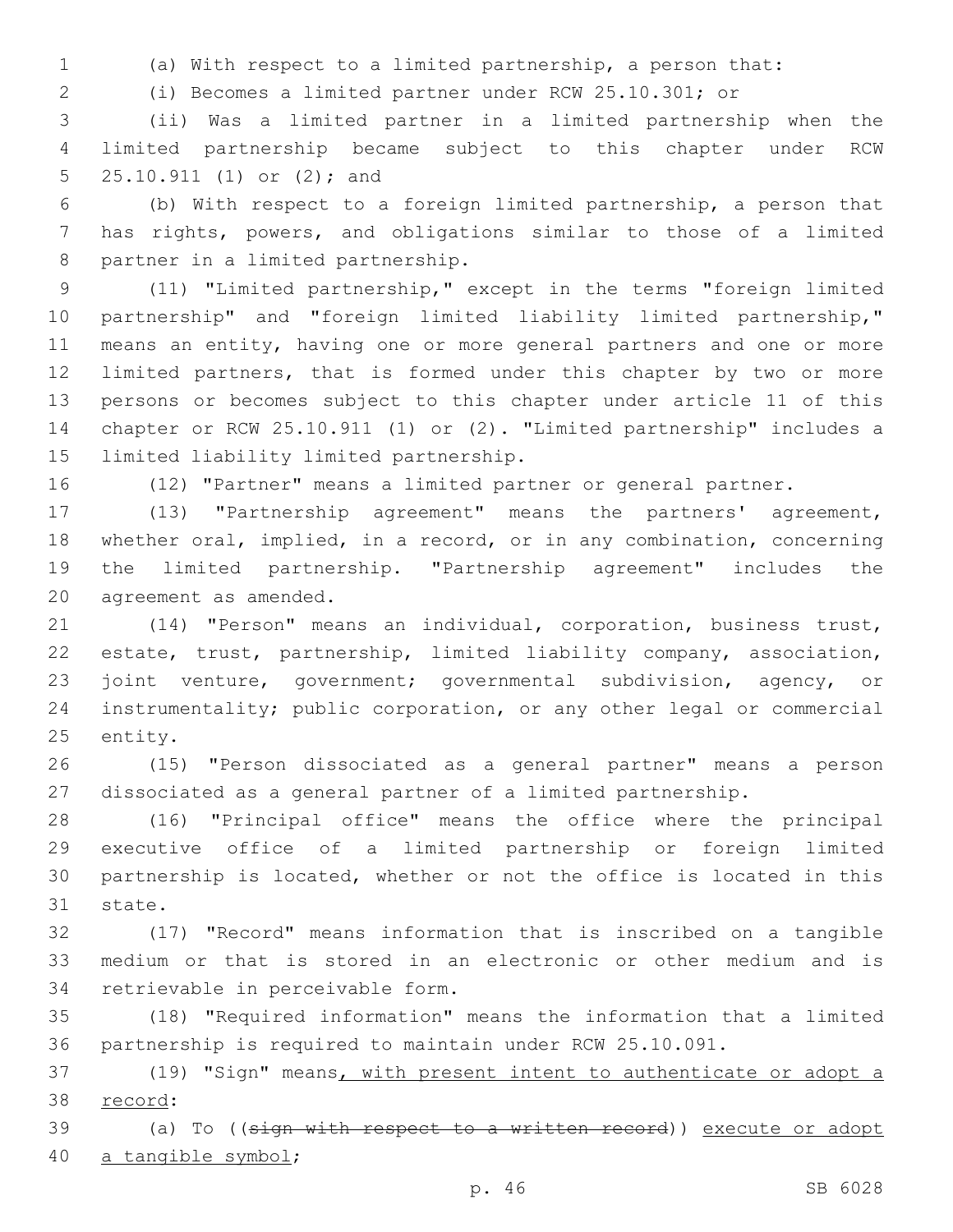(a) With respect to a limited partnership, a person that:

(i) Becomes a limited partner under RCW 25.10.301; or

(ii) Was a limited partner in a limited partnership when the limited partnership became subject to this chapter under RCW 25.10.911 (1) or (2); and

(b) With respect to a foreign limited partnership, a person that has rights, powers, and obligations similar to those of a limited partner in a limited partnership.

(11) "Limited partnership," except in the terms "foreign limited partnership" and "foreign limited liability limited partnership," means an entity, having one or more general partners and one or more limited partners, that is formed under this chapter by two or more persons or becomes subject to this chapter under article 11 of this chapter or RCW 25.10.911 (1) or (2). "Limited partnership" includes a limited liability limited partnership.

(12) "Partner" means a limited partner or general partner.

(13) "Partnership agreement" means the partners' agreement, whether oral, implied, in a record, or in any combination, concerning the limited partnership. "Partnership agreement" includes the agreement as amended.

(14) "Person" means an individual, corporation, business trust, estate, trust, partnership, limited liability company, association, joint venture, government; governmental subdivision, agency, or instrumentality; public corporation, or any other legal or commercial entity.

(15) "Person dissociated as a general partner" means a person dissociated as a general partner of a limited partnership.

(16) "Principal office" means the office where the principal executive office of a limited partnership or foreign limited partnership is located, whether or not the office is located in this state.

(17) "Record" means information that is inscribed on a tangible medium or that is stored in an electronic or other medium and is retrievable in perceivable form.

(18) "Required information" means the information that a limited partnership is required to maintain under RCW 25.10.091.

(19) "Sign" means<u>, with present intent to authenticate or adopt a record</u>:

(a) To ((~~sign with respect to a written record~~)) <u>execute or adopt a tangible symbol</u>;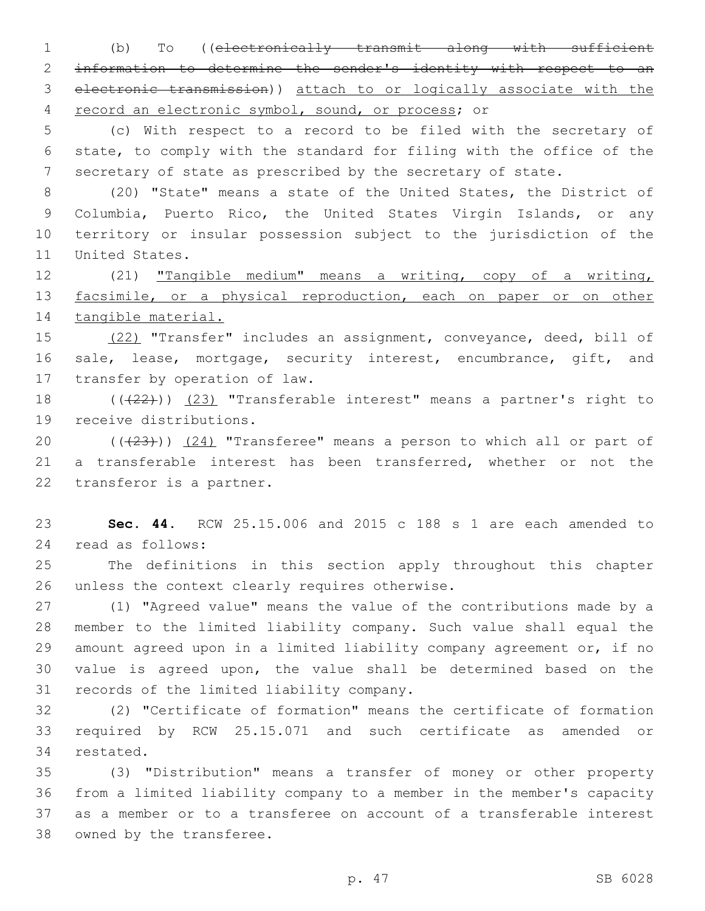(b) To ((~~electronically transmit along with sufficient information to determine the sender's identity with respect to an electronic transmission~~)) <u>attach to or logically associate with the record an electronic symbol, sound, or process</u>; or

(c) With respect to a record to be filed with the secretary of state, to comply with the standard for filing with the office of the secretary of state as prescribed by the secretary of state.

(20) "State" means a state of the United States, the District of Columbia, Puerto Rico, the United States Virgin Islands, or any territory or insular possession subject to the jurisdiction of the United States.

(21) <u>"Tangible medium" means a writing, copy of a writing, facsimile, or a physical reproduction, each on paper or on other tangible material.</u>

<u>(22)</u> "Transfer" includes an assignment, conveyance, deed, bill of sale, lease, mortgage, security interest, encumbrance, gift, and transfer by operation of law.

((~~(22)~~)) <u>(23)</u> "Transferable interest" means a partner's right to receive distributions.

((~~(23)~~)) <u>(24)</u> "Transferee" means a person to which all or part of a transferable interest has been transferred, whether or not the transferor is a partner.

**Sec. 44.** RCW 25.15.006 and 2015 c 188 s 1 are each amended to read as follows:

The definitions in this section apply throughout this chapter unless the context clearly requires otherwise.

(1) "Agreed value" means the value of the contributions made by a member to the limited liability company. Such value shall equal the amount agreed upon in a limited liability company agreement or, if no value is agreed upon, the value shall be determined based on the records of the limited liability company.

(2) "Certificate of formation" means the certificate of formation required by RCW 25.15.071 and such certificate as amended or restated.

(3) "Distribution" means a transfer of money or other property from a limited liability company to a member in the member's capacity as a member or to a transferee on account of a transferable interest owned by the transferee.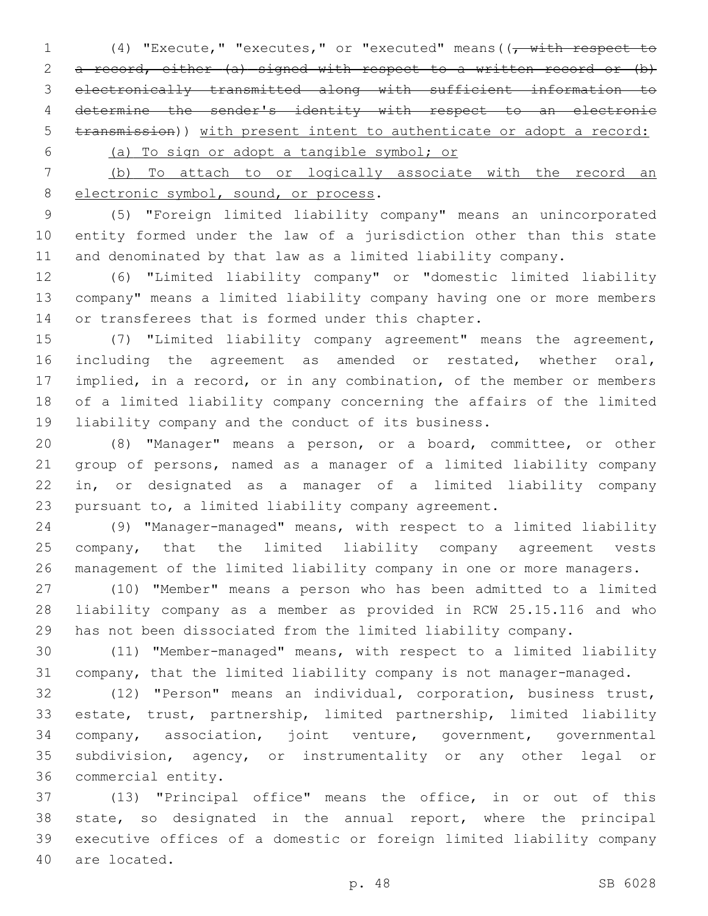(4) "Execute," "executes," or "executed" means ((~~, with respect to a record, either (a) signed with respect to a written record or (b) electronically transmitted along with sufficient information to determine the sender's identity with respect to an electronic transmission~~)) <u>with present intent to authenticate or adopt a record:</u>

<u>(a) To sign or adopt a tangible symbol; or</u>

<u>(b) To attach to or logically associate with the record an electronic symbol, sound, or process</u>.

(5) "Foreign limited liability company" means an unincorporated entity formed under the law of a jurisdiction other than this state and denominated by that law as a limited liability company.

(6) "Limited liability company" or "domestic limited liability company" means a limited liability company having one or more members or transferees that is formed under this chapter.

(7) "Limited liability company agreement" means the agreement, including the agreement as amended or restated, whether oral, implied, in a record, or in any combination, of the member or members of a limited liability company concerning the affairs of the limited liability company and the conduct of its business.

(8) "Manager" means a person, or a board, committee, or other group of persons, named as a manager of a limited liability company in, or designated as a manager of a limited liability company pursuant to, a limited liability company agreement.

(9) "Manager-managed" means, with respect to a limited liability company, that the limited liability company agreement vests management of the limited liability company in one or more managers.

(10) "Member" means a person who has been admitted to a limited liability company as a member as provided in RCW 25.15.116 and who has not been dissociated from the limited liability company.

(11) "Member-managed" means, with respect to a limited liability company, that the limited liability company is not manager-managed.

(12) "Person" means an individual, corporation, business trust, estate, trust, partnership, limited partnership, limited liability company, association, joint venture, government, governmental subdivision, agency, or instrumentality or any other legal or commercial entity.

(13) "Principal office" means the office, in or out of this state, so designated in the annual report, where the principal executive offices of a domestic or foreign limited liability company are located.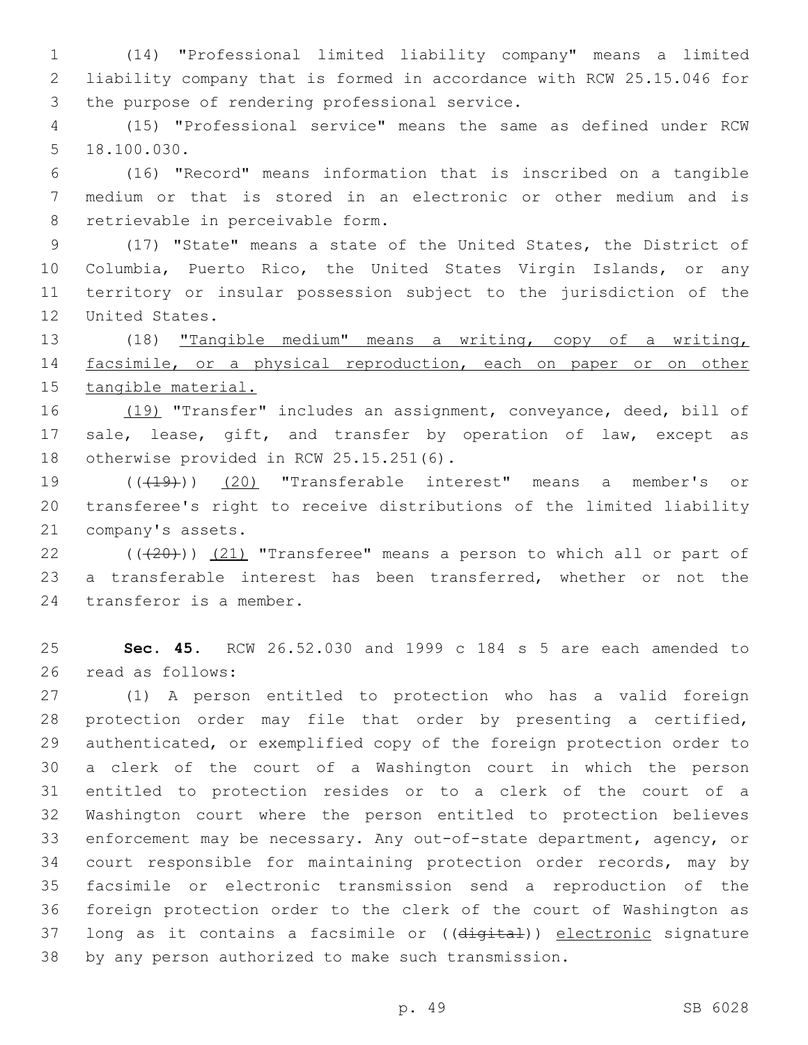(14) "Professional limited liability company" means a limited liability company that is formed in accordance with RCW 25.15.046 for the purpose of rendering professional service.

(15) "Professional service" means the same as defined under RCW 18.100.030.

(16) "Record" means information that is inscribed on a tangible medium or that is stored in an electronic or other medium and is retrievable in perceivable form.

(17) "State" means a state of the United States, the District of Columbia, Puerto Rico, the United States Virgin Islands, or any territory or insular possession subject to the jurisdiction of the United States.

(18) <u>"Tangible medium" means a writing, copy of a writing, facsimile, or a physical reproduction, each on paper or on other tangible material.</u>

<u>(19)</u> "Transfer" includes an assignment, conveyance, deed, bill of sale, lease, gift, and transfer by operation of law, except as otherwise provided in RCW 25.15.251(6).

((~~(19)~~)) <u>(20)</u> "Transferable interest" means a member's or transferee's right to receive distributions of the limited liability company's assets.

((~~(20)~~)) <u>(21)</u> "Transferee" means a person to which all or part of a transferable interest has been transferred, whether or not the transferor is a member.

**Sec. 45.** RCW 26.52.030 and 1999 c 184 s 5 are each amended to read as follows:

(1) A person entitled to protection who has a valid foreign protection order may file that order by presenting a certified, authenticated, or exemplified copy of the foreign protection order to a clerk of the court of a Washington court in which the person entitled to protection resides or to a clerk of the court of a Washington court where the person entitled to protection believes enforcement may be necessary. Any out-of-state department, agency, or court responsible for maintaining protection order records, may by facsimile or electronic transmission send a reproduction of the foreign protection order to the clerk of the court of Washington as long as it contains a facsimile or ((~~digital~~)) <u>electronic</u> signature by any person authorized to make such transmission.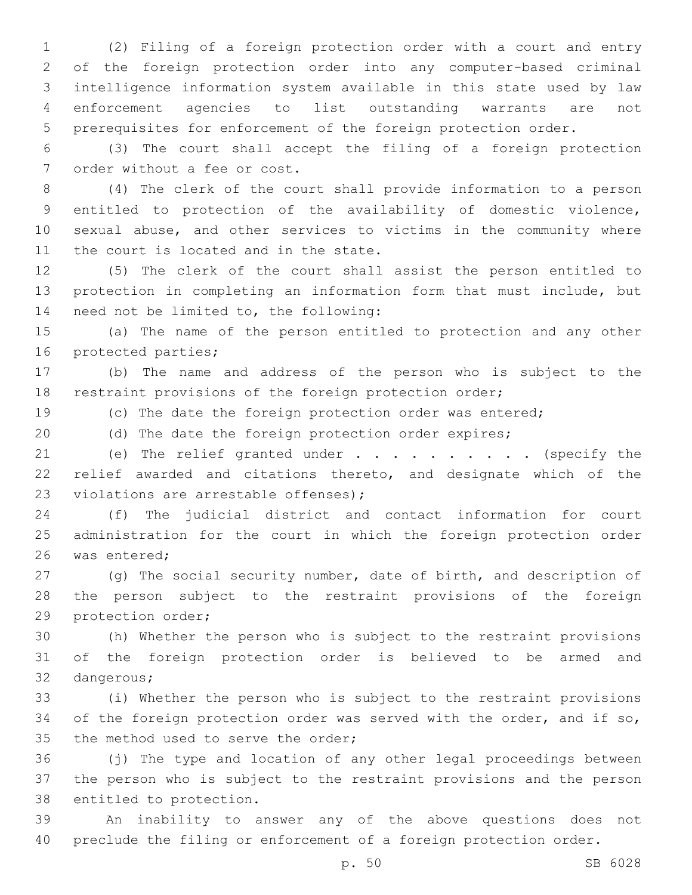(2) Filing of a foreign protection order with a court and entry of the foreign protection order into any computer-based criminal intelligence information system available in this state used by law enforcement agencies to list outstanding warrants are not prerequisites for enforcement of the foreign protection order.

(3) The court shall accept the filing of a foreign protection order without a fee or cost.

(4) The clerk of the court shall provide information to a person entitled to protection of the availability of domestic violence, sexual abuse, and other services to victims in the community where the court is located and in the state.

(5) The clerk of the court shall assist the person entitled to protection in completing an information form that must include, but need not be limited to, the following:

(a) The name of the person entitled to protection and any other protected parties;

(b) The name and address of the person who is subject to the restraint provisions of the foreign protection order;

(c) The date the foreign protection order was entered;

(d) The date the foreign protection order expires;

(e) The relief granted under . . . . . . . . . . . (specify the relief awarded and citations thereto, and designate which of the violations are arrestable offenses);

(f) The judicial district and contact information for court administration for the court in which the foreign protection order was entered;

(g) The social security number, date of birth, and description of the person subject to the restraint provisions of the foreign protection order;

(h) Whether the person who is subject to the restraint provisions of the foreign protection order is believed to be armed and dangerous;

(i) Whether the person who is subject to the restraint provisions of the foreign protection order was served with the order, and if so, the method used to serve the order;

(j) The type and location of any other legal proceedings between the person who is subject to the restraint provisions and the person entitled to protection.

An inability to answer any of the above questions does not preclude the filing or enforcement of a foreign protection order.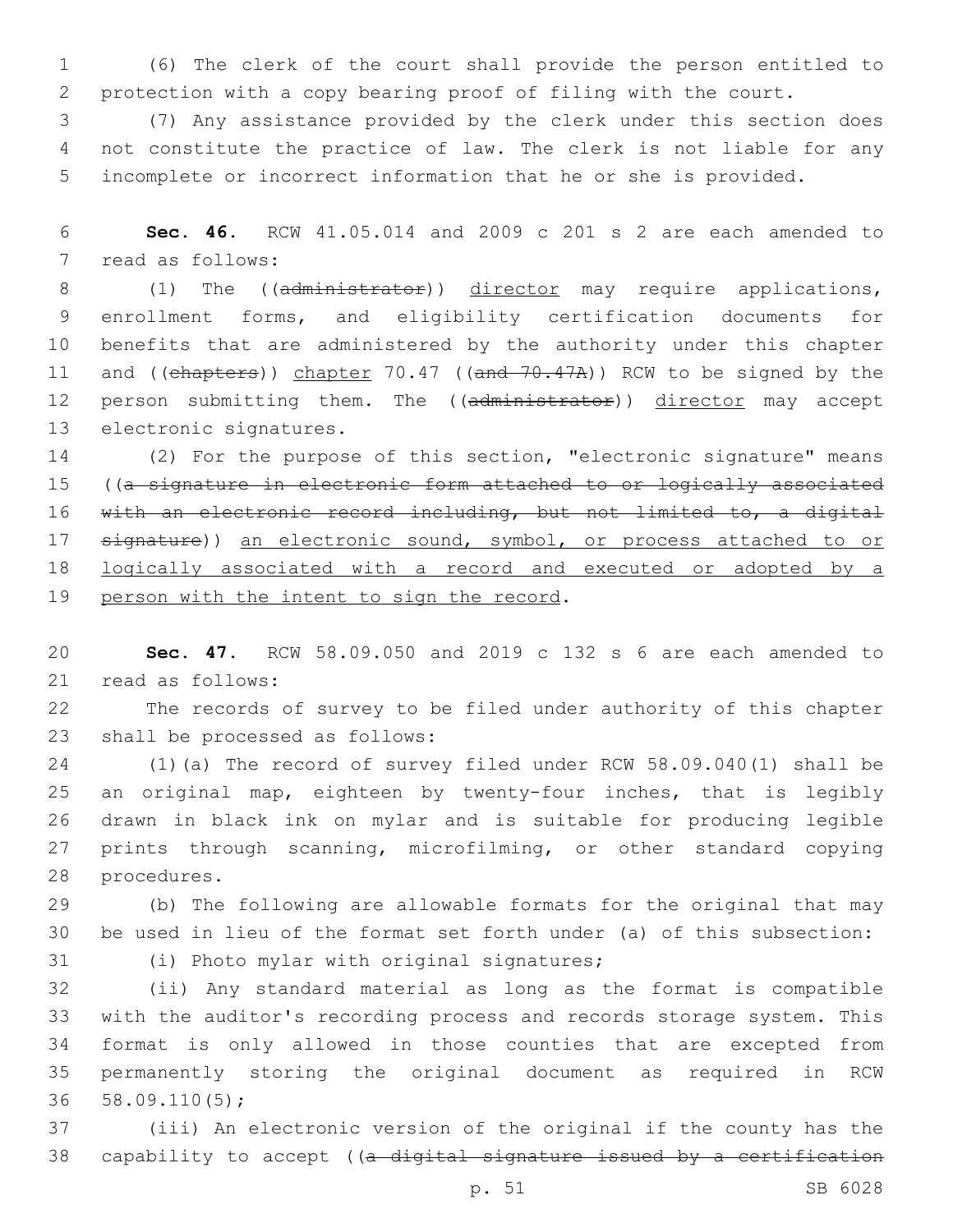(6) The clerk of the court shall provide the person entitled to protection with a copy bearing proof of filing with the court.

(7) Any assistance provided by the clerk under this section does not constitute the practice of law. The clerk is not liable for any incomplete or incorrect information that he or she is provided.

**Sec. 46.** RCW 41.05.014 and 2009 c 201 s 2 are each amended to read as follows:

(1) The ((~~administrator~~)) <u>director</u> may require applications, enrollment forms, and eligibility certification documents for benefits that are administered by the authority under this chapter and ((~~chapters~~)) <u>chapter</u> 70.47 ((~~and 70.47A~~)) RCW to be signed by the person submitting them. The ((~~administrator~~)) <u>director</u> may accept electronic signatures.

(2) For the purpose of this section, "electronic signature" means ((~~a signature in electronic form attached to or logically associated with an electronic record including, but not limited to, a digital signature~~)) <u>an electronic sound, symbol, or process attached to or logically associated with a record and executed or adopted by a person with the intent to sign the record</u>.

**Sec. 47.** RCW 58.09.050 and 2019 c 132 s 6 are each amended to read as follows:

The records of survey to be filed under authority of this chapter shall be processed as follows:

(1)(a) The record of survey filed under RCW 58.09.040(1) shall be an original map, eighteen by twenty-four inches, that is legibly drawn in black ink on mylar and is suitable for producing legible prints through scanning, microfilming, or other standard copying procedures.

(b) The following are allowable formats for the original that may be used in lieu of the format set forth under (a) of this subsection:

(i) Photo mylar with original signatures;

(ii) Any standard material as long as the format is compatible with the auditor's recording process and records storage system. This format is only allowed in those counties that are excepted from permanently storing the original document as required in RCW 58.09.110(5);

(iii) An electronic version of the original if the county has the capability to accept ((~~a digital signature issued by a certification~~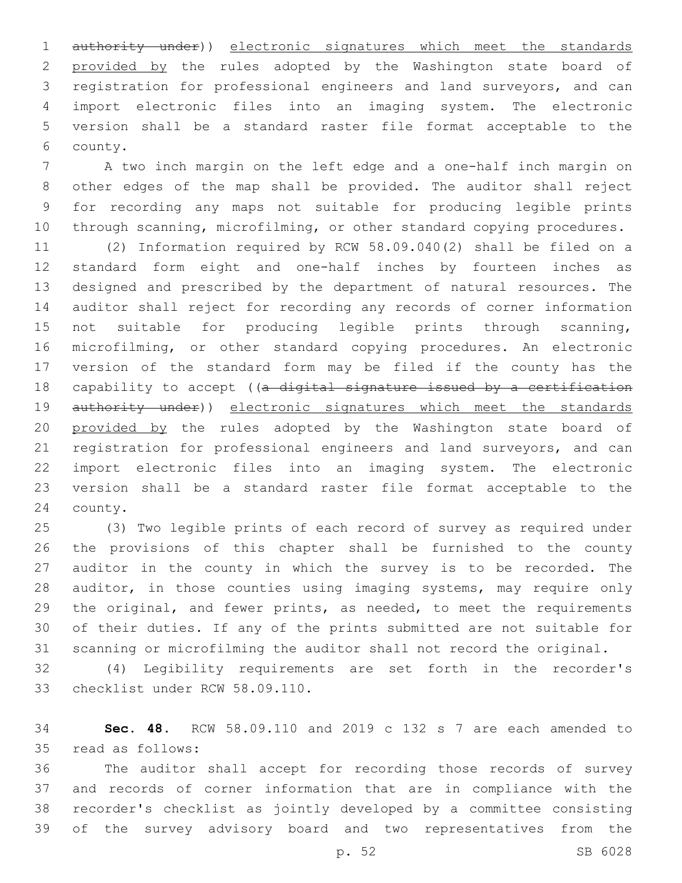authority under)) electronic signatures which meet the standards provided by the rules adopted by the Washington state board of registration for professional engineers and land surveyors, and can import electronic files into an imaging system. The electronic version shall be a standard raster file format acceptable to the county.

A two inch margin on the left edge and a one-half inch margin on other edges of the map shall be provided. The auditor shall reject for recording any maps not suitable for producing legible prints through scanning, microfilming, or other standard copying procedures.

(2) Information required by RCW 58.09.040(2) shall be filed on a standard form eight and one-half inches by fourteen inches as designed and prescribed by the department of natural resources. The auditor shall reject for recording any records of corner information not suitable for producing legible prints through scanning, microfilming, or other standard copying procedures. An electronic version of the standard form may be filed if the county has the capability to accept ((a digital signature issued by a certification authority under)) electronic signatures which meet the standards provided by the rules adopted by the Washington state board of registration for professional engineers and land surveyors, and can import electronic files into an imaging system. The electronic version shall be a standard raster file format acceptable to the county.

(3) Two legible prints of each record of survey as required under the provisions of this chapter shall be furnished to the county auditor in the county in which the survey is to be recorded. The auditor, in those counties using imaging systems, may require only the original, and fewer prints, as needed, to meet the requirements of their duties. If any of the prints submitted are not suitable for scanning or microfilming the auditor shall not record the original.

(4) Legibility requirements are set forth in the recorder's checklist under RCW 58.09.110.

**Sec. 48.** RCW 58.09.110 and 2019 c 132 s 7 are each amended to read as follows:

The auditor shall accept for recording those records of survey and records of corner information that are in compliance with the recorder's checklist as jointly developed by a committee consisting of the survey advisory board and two representatives from the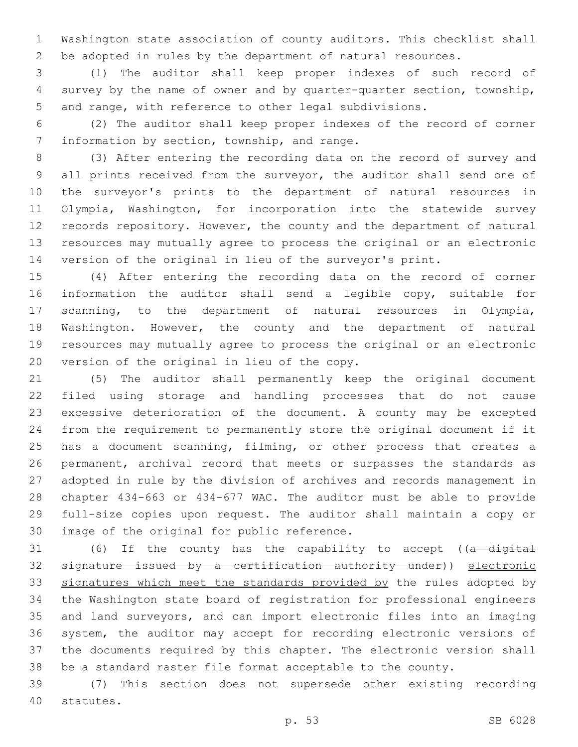Washington state association of county auditors. This checklist shall be adopted in rules by the department of natural resources.

(1) The auditor shall keep proper indexes of such record of survey by the name of owner and by quarter-quarter section, township, and range, with reference to other legal subdivisions.

(2) The auditor shall keep proper indexes of the record of corner information by section, township, and range.

(3) After entering the recording data on the record of survey and all prints received from the surveyor, the auditor shall send one of the surveyor's prints to the department of natural resources in Olympia, Washington, for incorporation into the statewide survey records repository. However, the county and the department of natural resources may mutually agree to process the original or an electronic version of the original in lieu of the surveyor's print.

(4) After entering the recording data on the record of corner information the auditor shall send a legible copy, suitable for scanning, to the department of natural resources in Olympia, Washington. However, the county and the department of natural resources may mutually agree to process the original or an electronic version of the original in lieu of the copy.

(5) The auditor shall permanently keep the original document filed using storage and handling processes that do not cause excessive deterioration of the document. A county may be excepted from the requirement to permanently store the original document if it has a document scanning, filming, or other process that creates a permanent, archival record that meets or surpasses the standards as adopted in rule by the division of archives and records management in chapter 434-663 or 434-677 WAC. The auditor must be able to provide full-size copies upon request. The auditor shall maintain a copy or image of the original for public reference.

(6) If the county has the capability to accept ((~~a digital signature issued by a certification authority under~~)) <u>electronic signatures which meet the standards provided by</u> the rules adopted by the Washington state board of registration for professional engineers and land surveyors, and can import electronic files into an imaging system, the auditor may accept for recording electronic versions of the documents required by this chapter. The electronic version shall be a standard raster file format acceptable to the county.

(7) This section does not supersede other existing recording statutes.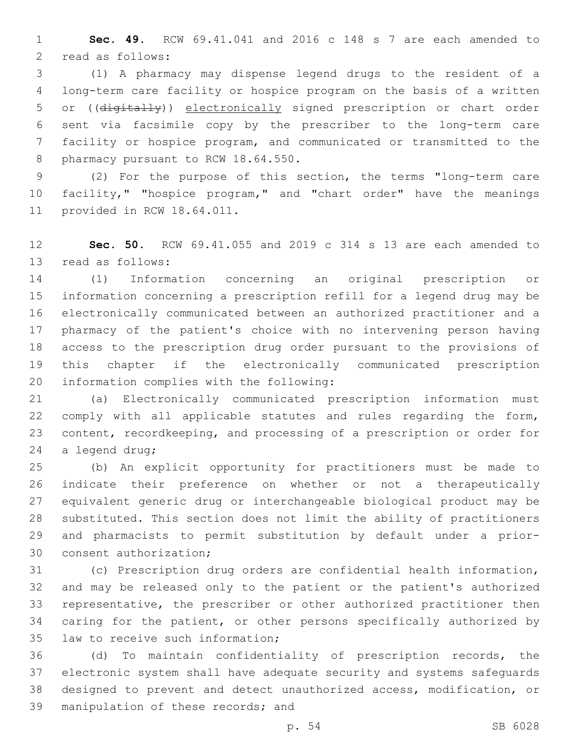**Sec. 49.** RCW 69.41.041 and 2016 c 148 s 7 are each amended to read as follows:

(1) A pharmacy may dispense legend drugs to the resident of a long-term care facility or hospice program on the basis of a written or ((~~digitally~~)) electronically signed prescription or chart order sent via facsimile copy by the prescriber to the long-term care facility or hospice program, and communicated or transmitted to the pharmacy pursuant to RCW 18.64.550.

(2) For the purpose of this section, the terms "long-term care facility," "hospice program," and "chart order" have the meanings provided in RCW 18.64.011.

**Sec. 50.** RCW 69.41.055 and 2019 c 314 s 13 are each amended to read as follows:

(1) Information concerning an original prescription or information concerning a prescription refill for a legend drug may be electronically communicated between an authorized practitioner and a pharmacy of the patient's choice with no intervening person having access to the prescription drug order pursuant to the provisions of this chapter if the electronically communicated prescription information complies with the following:

(a) Electronically communicated prescription information must comply with all applicable statutes and rules regarding the form, content, recordkeeping, and processing of a prescription or order for a legend drug;

(b) An explicit opportunity for practitioners must be made to indicate their preference on whether or not a therapeutically equivalent generic drug or interchangeable biological product may be substituted. This section does not limit the ability of practitioners and pharmacists to permit substitution by default under a prior-consent authorization;

(c) Prescription drug orders are confidential health information, and may be released only to the patient or the patient's authorized representative, the prescriber or other authorized practitioner then caring for the patient, or other persons specifically authorized by law to receive such information;

(d) To maintain confidentiality of prescription records, the electronic system shall have adequate security and systems safeguards designed to prevent and detect unauthorized access, modification, or manipulation of these records; and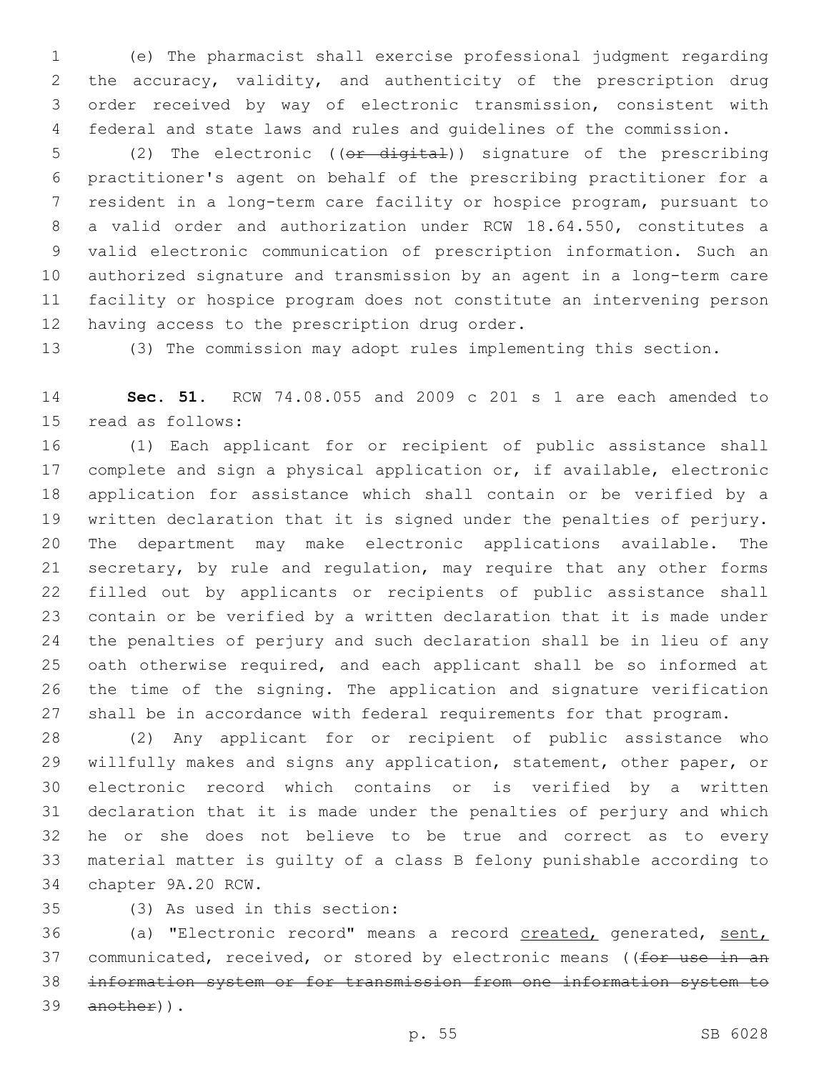(e) The pharmacist shall exercise professional judgment regarding the accuracy, validity, and authenticity of the prescription drug order received by way of electronic transmission, consistent with federal and state laws and rules and guidelines of the commission.

(2) The electronic ((~~or digital~~)) signature of the prescribing practitioner's agent on behalf of the prescribing practitioner for a resident in a long-term care facility or hospice program, pursuant to a valid order and authorization under RCW 18.64.550, constitutes a valid electronic communication of prescription information. Such an authorized signature and transmission by an agent in a long-term care facility or hospice program does not constitute an intervening person having access to the prescription drug order.

(3) The commission may adopt rules implementing this section.

**Sec. 51.** RCW 74.08.055 and 2009 c 201 s 1 are each amended to read as follows:

(1) Each applicant for or recipient of public assistance shall complete and sign a physical application or, if available, electronic application for assistance which shall contain or be verified by a written declaration that it is signed under the penalties of perjury. The department may make electronic applications available. The secretary, by rule and regulation, may require that any other forms filled out by applicants or recipients of public assistance shall contain or be verified by a written declaration that it is made under the penalties of perjury and such declaration shall be in lieu of any oath otherwise required, and each applicant shall be so informed at the time of the signing. The application and signature verification shall be in accordance with federal requirements for that program.

(2) Any applicant for or recipient of public assistance who willfully makes and signs any application, statement, other paper, or electronic record which contains or is verified by a written declaration that it is made under the penalties of perjury and which he or she does not believe to be true and correct as to every material matter is guilty of a class B felony punishable according to chapter 9A.20 RCW.

(3) As used in this section:

(a) "Electronic record" means a record <u>created,</u> generated, <u>sent,</u> communicated, received, or stored by electronic means ((~~for use in an information system or for transmission from one information system to another~~)).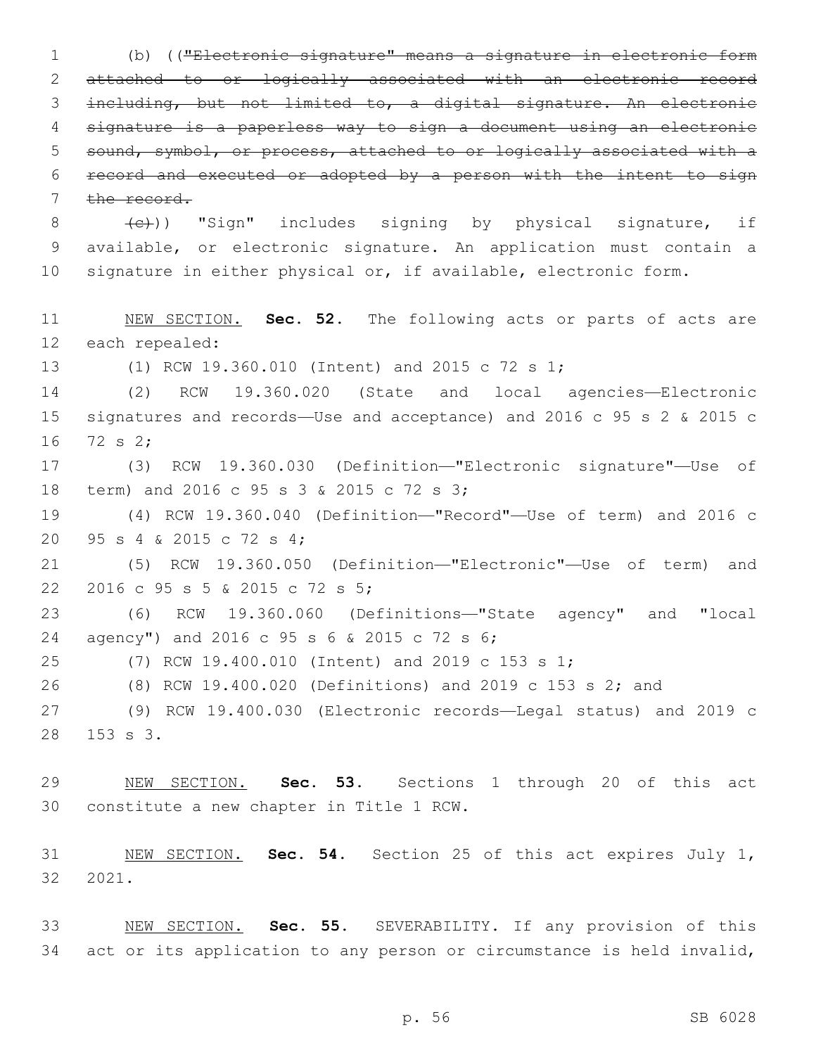(b) ((~~"Electronic signature" means a signature in electronic form attached to or logically associated with an electronic record including, but not limited to, a digital signature. An electronic signature is a paperless way to sign a document using an electronic sound, symbol, or process, attached to or logically associated with a record and executed or adopted by a person with the intent to sign the record.~~

~~(c)~~)) "Sign" includes signing by physical signature, if available, or electronic signature. An application must contain a signature in either physical or, if available, electronic form.

NEW SECTION. **Sec. 52.** The following acts or parts of acts are each repealed:

(1) RCW 19.360.010 (Intent) and 2015 c 72 s 1;

(2) RCW 19.360.020 (State and local agencies—Electronic signatures and records—Use and acceptance) and 2016 c 95 s 2 & 2015 c 72 s 2;

(3) RCW 19.360.030 (Definition—"Electronic signature"—Use of term) and 2016 c 95 s 3 & 2015 c 72 s 3;

(4) RCW 19.360.040 (Definition—"Record"—Use of term) and 2016 c 95 s 4 & 2015 c 72 s 4;

(5) RCW 19.360.050 (Definition—"Electronic"—Use of term) and 2016 c 95 s 5 & 2015 c 72 s 5;

(6) RCW 19.360.060 (Definitions—"State agency" and "local agency") and 2016 c 95 s 6 & 2015 c 72 s 6;

(7) RCW 19.400.010 (Intent) and 2019 c 153 s 1;

(8) RCW 19.400.020 (Definitions) and 2019 c 153 s 2; and

(9) RCW 19.400.030 (Electronic records—Legal status) and 2019 c 153 s 3.

NEW SECTION. **Sec. 53.** Sections 1 through 20 of this act constitute a new chapter in Title 1 RCW.

NEW SECTION. **Sec. 54.** Section 25 of this act expires July 1, 2021.

NEW SECTION. **Sec. 55.** SEVERABILITY. If any provision of this act or its application to any person or circumstance is held invalid,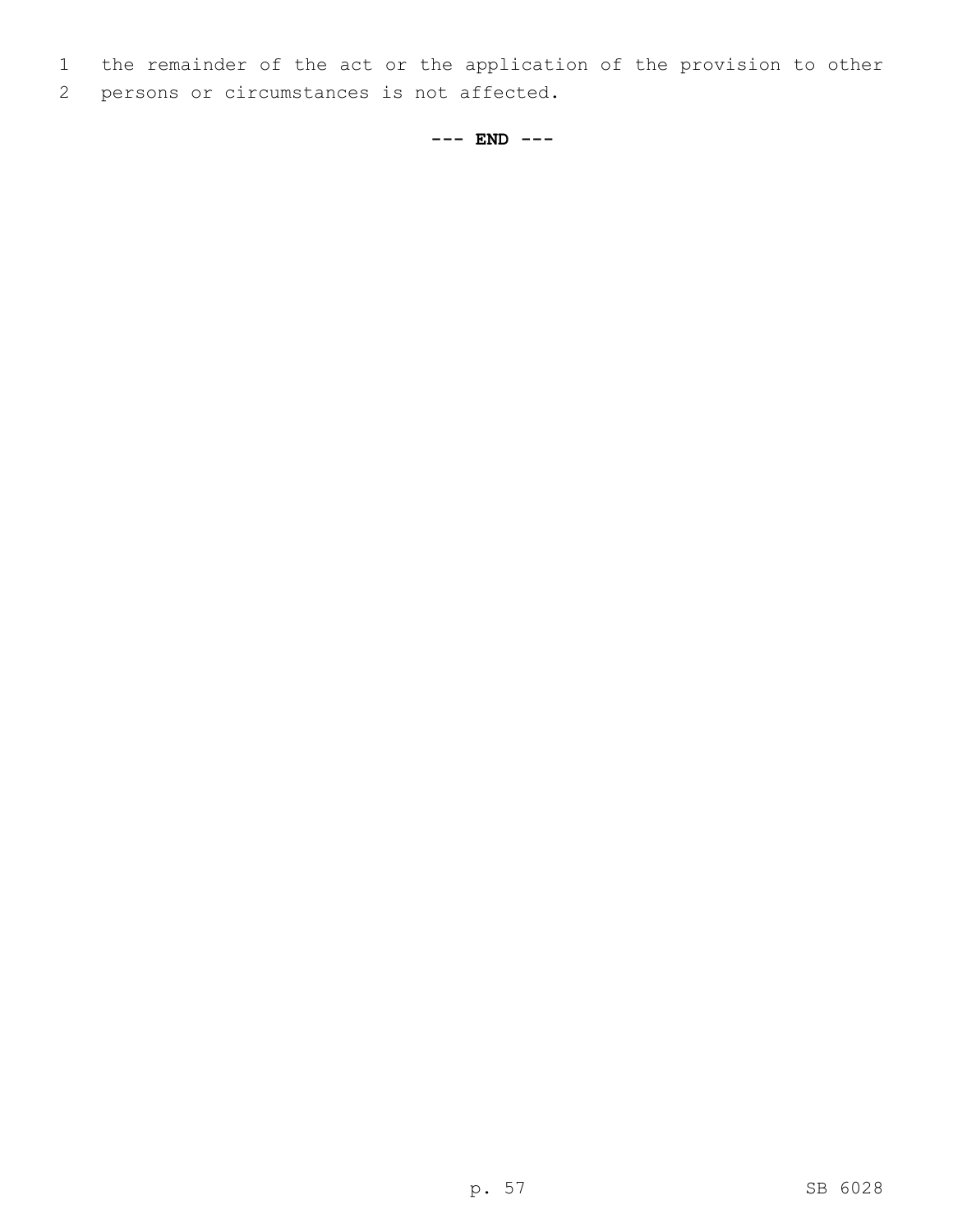the remainder of the act or the application of the provision to other persons or circumstances is not affected.

**--- END ---**